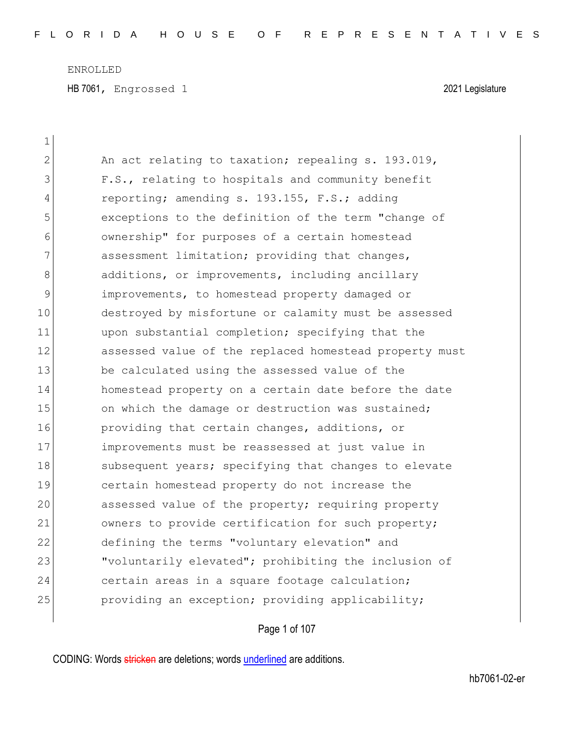ENROLLED

HB 7061, Engrossed 1 2021 Legislature

An act relating to taxation; repealing s. 193.019, F.S., relating to hospitals and community benefit reporting; amending s. 193.155, F.S.; adding exceptions to the definition of the term "change of ownership" for purposes of a certain homestead assessment limitation; providing that changes, additions, or improvements, including ancillary improvements, to homestead property damaged or destroyed by misfortune or calamity must be assessed upon substantial completion; specifying that the assessed value of the replaced homestead property must be calculated using the assessed value of the homestead property on a certain date before the date on which the damage or destruction was sustained; providing that certain changes, additions, or improvements must be reassessed at just value in subsequent years; specifying that changes to elevate certain homestead property do not increase the assessed value of the property; requiring property owners to provide certification for such property; defining the terms "voluntary elevation" and "voluntarily elevated"; prohibiting the inclusion of certain areas in a square footage calculation; providing an exception; providing applicability;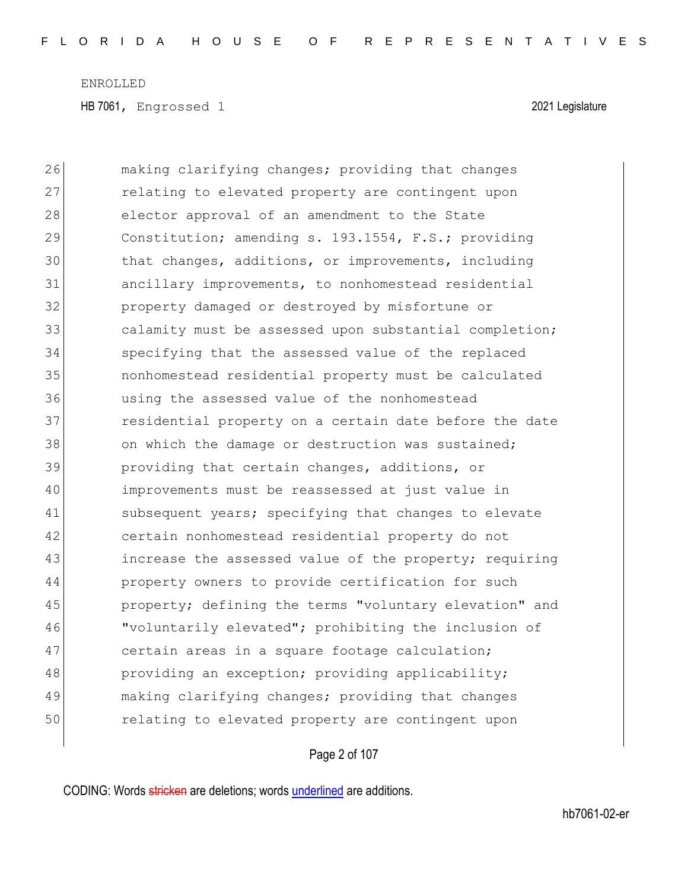ENROLLED

HB 7061, Engrossed 1 2021 Legislature

26 making clarifying changes; providing that changes
27 relating to elevated property are contingent upon
28 elector approval of an amendment to the State
29 Constitution; amending s. 193.1554, F.S.; providing
30 that changes, additions, or improvements, including
31 ancillary improvements, to nonhomestead residential
32 property damaged or destroyed by misfortune or
33 calamity must be assessed upon substantial completion;
34 specifying that the assessed value of the replaced
35 nonhomestead residential property must be calculated
36 using the assessed value of the nonhomestead
37 residential property on a certain date before the date
38 on which the damage or destruction was sustained;
39 providing that certain changes, additions, or
40 improvements must be reassessed at just value in
41 subsequent years; specifying that changes to elevate
42 certain nonhomestead residential property do not
43 increase the assessed value of the property; requiring
44 property owners to provide certification for such
45 property; defining the terms "voluntary elevation" and
46 "voluntarily elevated"; prohibiting the inclusion of
47 certain areas in a square footage calculation;
48 providing an exception; providing applicability;
49 making clarifying changes; providing that changes
50 relating to elevated property are contingent upon

CODING: Words stricken are deletions; words underlined are additions.

hb7061-02-er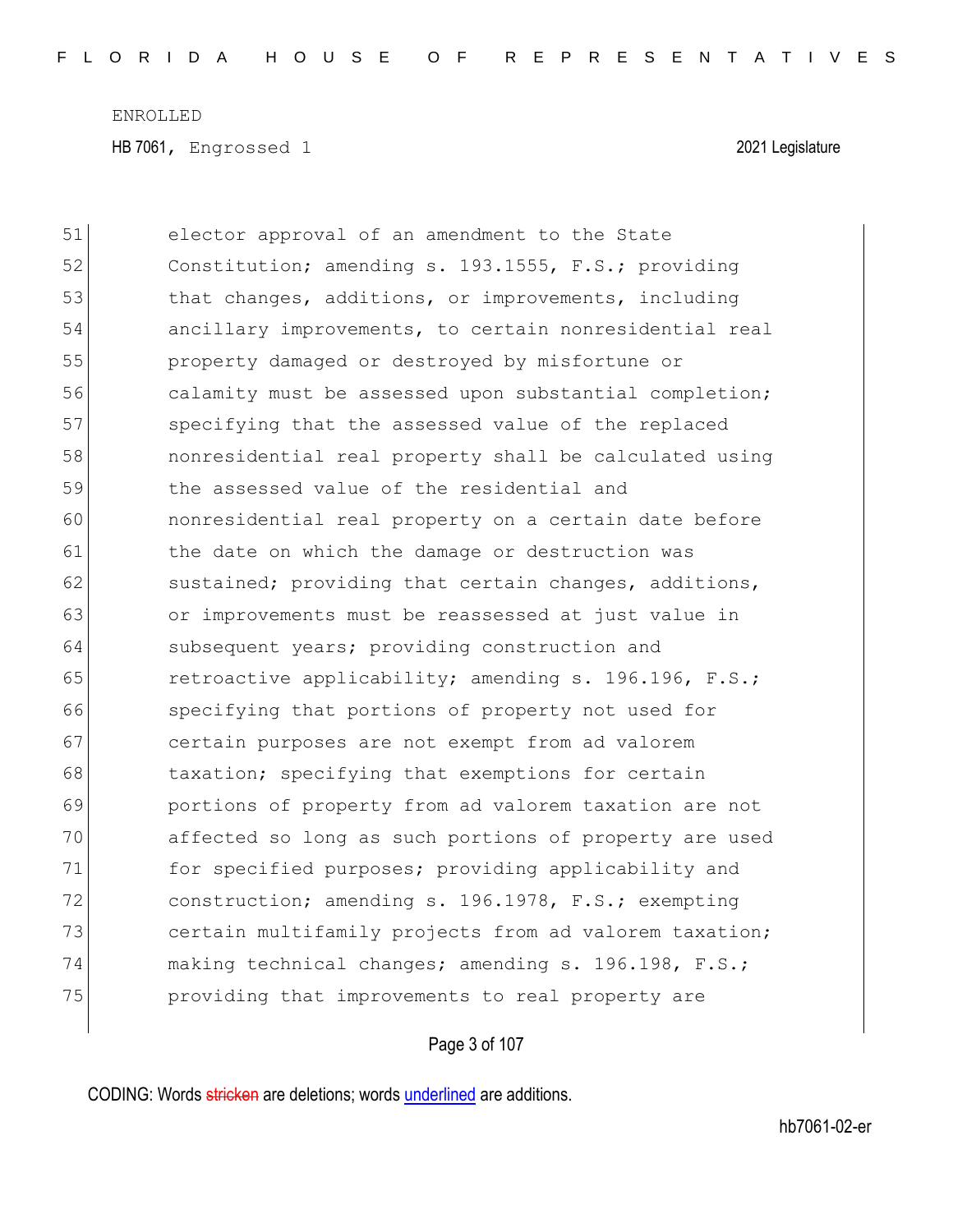elector approval of an amendment to the State Constitution; amending s. 193.1555, F.S.; providing that changes, additions, or improvements, including ancillary improvements, to certain nonresidential real property damaged or destroyed by misfortune or calamity must be assessed upon substantial completion; specifying that the assessed value of the replaced nonresidential real property shall be calculated using the assessed value of the residential and nonresidential real property on a certain date before the date on which the damage or destruction was sustained; providing that certain changes, additions, or improvements must be reassessed at just value in subsequent years; providing construction and retroactive applicability; amending s. 196.196, F.S.; specifying that portions of property not used for certain purposes are not exempt from ad valorem taxation; specifying that exemptions for certain portions of property from ad valorem taxation are not affected so long as such portions of property are used for specified purposes; providing applicability and construction; amending s. 196.1978, F.S.; exempting certain multifamily projects from ad valorem taxation; making technical changes; amending s. 196.198, F.S.; providing that improvements to real property are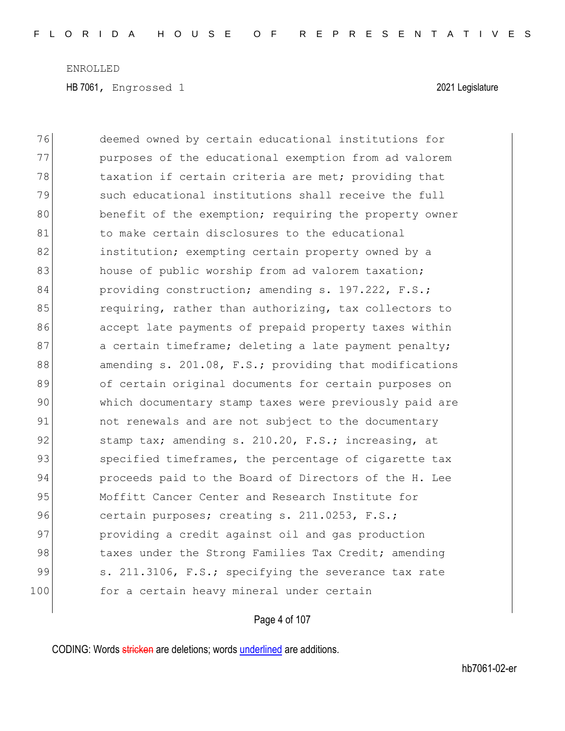76 deemed owned by certain educational institutions for
77 purposes of the educational exemption from ad valorem
78 taxation if certain criteria are met; providing that
79 such educational institutions shall receive the full
80 benefit of the exemption; requiring the property owner
81 to make certain disclosures to the educational
82 institution; exempting certain property owned by a
83 house of public worship from ad valorem taxation;
84 providing construction; amending s. 197.222, F.S.;
85 requiring, rather than authorizing, tax collectors to
86 accept late payments of prepaid property taxes within
87 a certain timeframe; deleting a late payment penalty;
88 amending s. 201.08, F.S.; providing that modifications
89 of certain original documents for certain purposes on
90 which documentary stamp taxes were previously paid are
91 not renewals and are not subject to the documentary
92 stamp tax; amending s. 210.20, F.S.; increasing, at
93 specified timeframes, the percentage of cigarette tax
94 proceeds paid to the Board of Directors of the H. Lee
95 Moffitt Cancer Center and Research Institute for
96 certain purposes; creating s. 211.0253, F.S.;
97 providing a credit against oil and gas production
98 taxes under the Strong Families Tax Credit; amending
99 s. 211.3106, F.S.; specifying the severance tax rate
100 for a certain heavy mineral under certain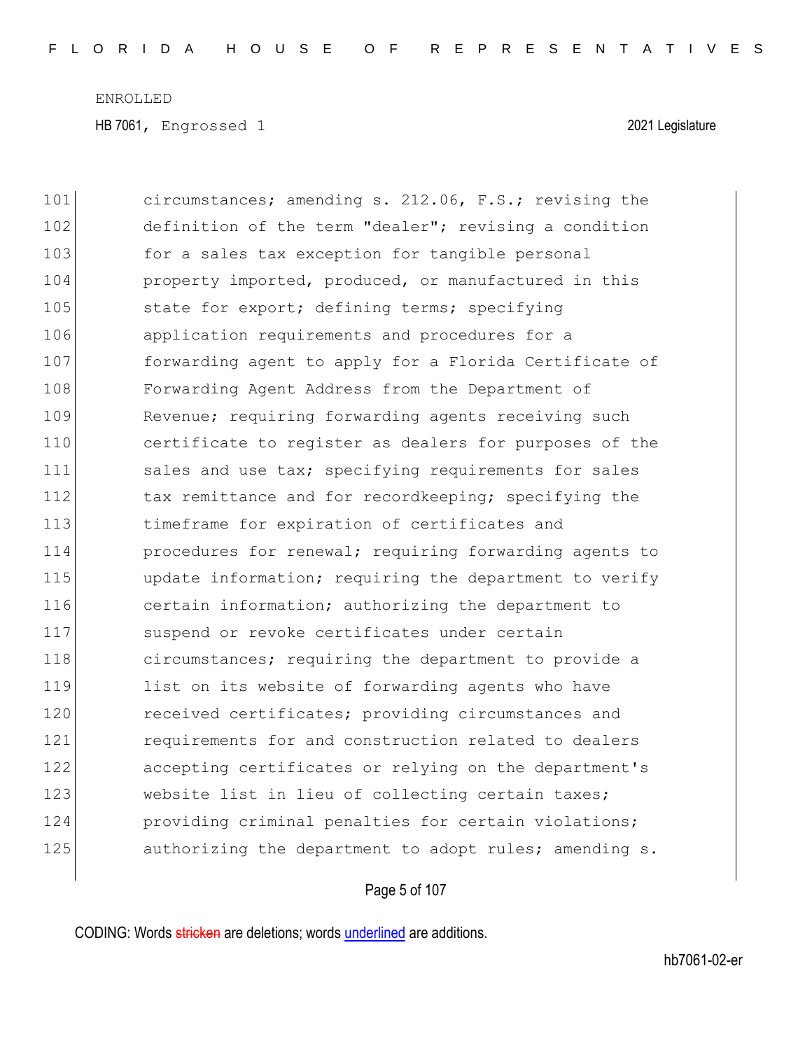101 circumstances; amending s. 212.06, F.S.; revising the
102 definition of the term "dealer"; revising a condition
103 for a sales tax exception for tangible personal
104 property imported, produced, or manufactured in this
105 state for export; defining terms; specifying
106 application requirements and procedures for a
107 forwarding agent to apply for a Florida Certificate of
108 Forwarding Agent Address from the Department of
109 Revenue; requiring forwarding agents receiving such
110 certificate to register as dealers for purposes of the
111 sales and use tax; specifying requirements for sales
112 tax remittance and for recordkeeping; specifying the
113 timeframe for expiration of certificates and
114 procedures for renewal; requiring forwarding agents to
115 update information; requiring the department to verify
116 certain information; authorizing the department to
117 suspend or revoke certificates under certain
118 circumstances; requiring the department to provide a
119 list on its website of forwarding agents who have
120 received certificates; providing circumstances and
121 requirements for and construction related to dealers
122 accepting certificates or relying on the department's
123 website list in lieu of collecting certain taxes;
124 providing criminal penalties for certain violations;
125 authorizing the department to adopt rules; amending s.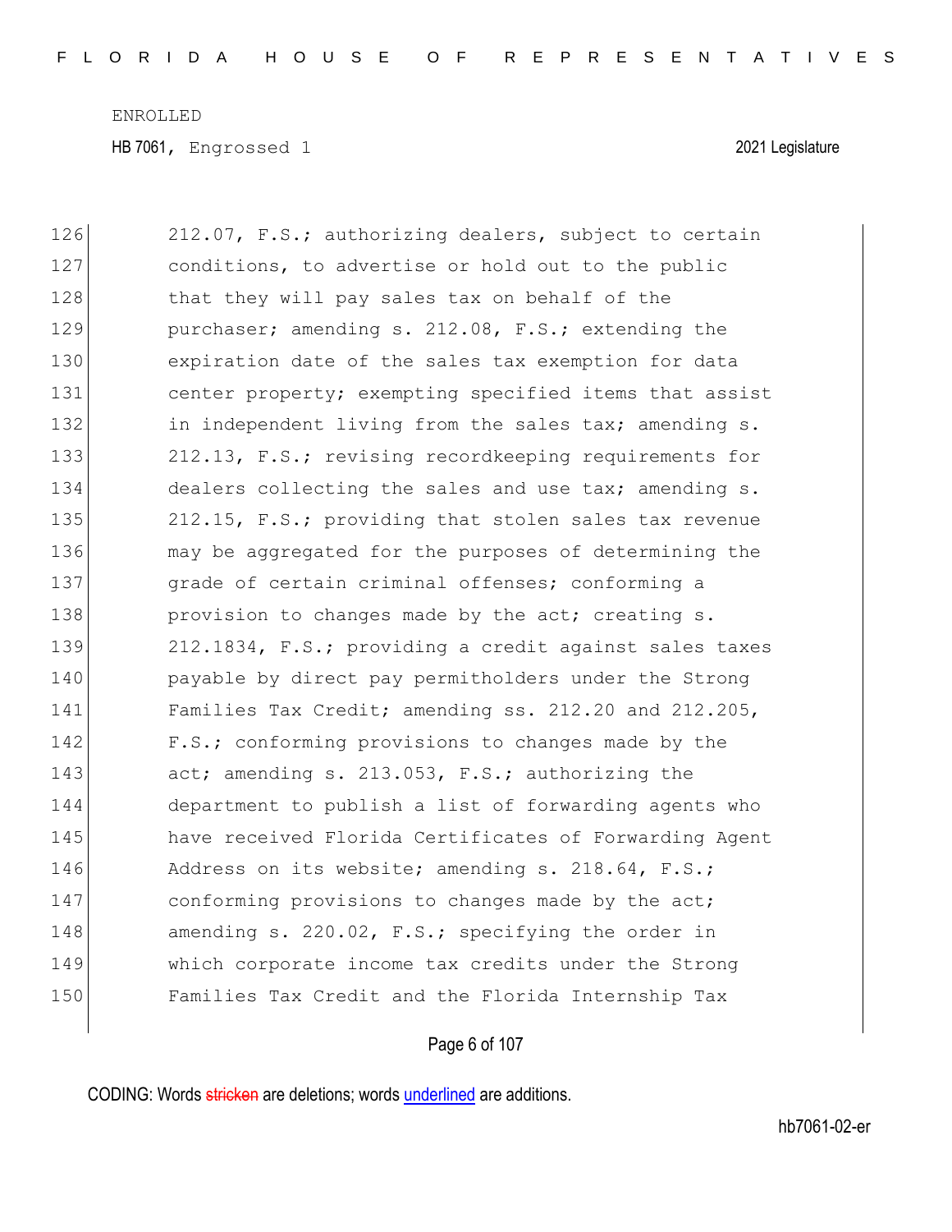126 212.07, F.S.; authorizing dealers, subject to certain
127 conditions, to advertise or hold out to the public
128 that they will pay sales tax on behalf of the
129 purchaser; amending s. 212.08, F.S.; extending the
130 expiration date of the sales tax exemption for data
131 center property; exempting specified items that assist
132 in independent living from the sales tax; amending s.
133 212.13, F.S.; revising recordkeeping requirements for
134 dealers collecting the sales and use tax; amending s.
135 212.15, F.S.; providing that stolen sales tax revenue
136 may be aggregated for the purposes of determining the
137 grade of certain criminal offenses; conforming a
138 provision to changes made by the act; creating s.
139 212.1834, F.S.; providing a credit against sales taxes
140 payable by direct pay permitholders under the Strong
141 Families Tax Credit; amending ss. 212.20 and 212.205,
142 F.S.; conforming provisions to changes made by the
143 act; amending s. 213.053, F.S.; authorizing the
144 department to publish a list of forwarding agents who
145 have received Florida Certificates of Forwarding Agent
146 Address on its website; amending s. 218.64, F.S.;
147 conforming provisions to changes made by the act;
148 amending s. 220.02, F.S.; specifying the order in
149 which corporate income tax credits under the Strong
150 Families Tax Credit and the Florida Internship Tax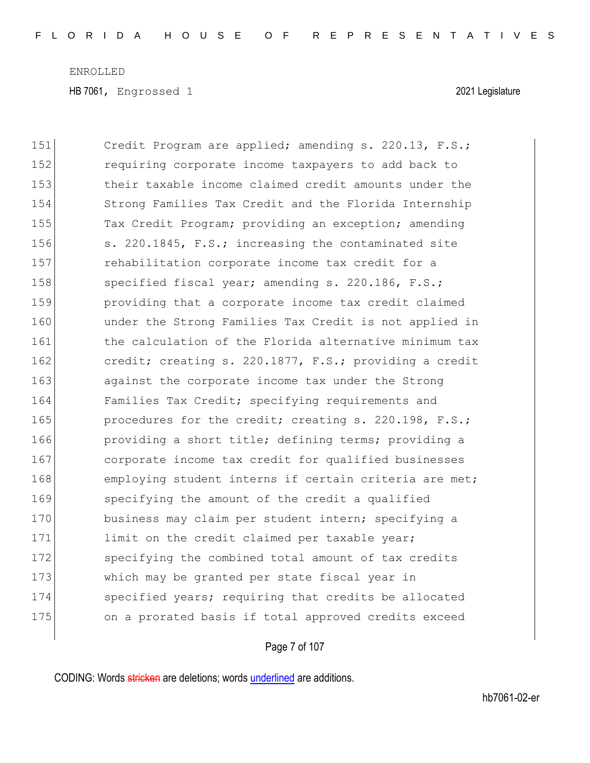151 Credit Program are applied; amending s. 220.13, F.S.;
152 requiring corporate income taxpayers to add back to
153 their taxable income claimed credit amounts under the
154 Strong Families Tax Credit and the Florida Internship
155 Tax Credit Program; providing an exception; amending
156 s. 220.1845, F.S.; increasing the contaminated site
157 rehabilitation corporate income tax credit for a
158 specified fiscal year; amending s. 220.186, F.S.;
159 providing that a corporate income tax credit claimed
160 under the Strong Families Tax Credit is not applied in
161 the calculation of the Florida alternative minimum tax
162 credit; creating s. 220.1877, F.S.; providing a credit
163 against the corporate income tax under the Strong
164 Families Tax Credit; specifying requirements and
165 procedures for the credit; creating s. 220.198, F.S.;
166 providing a short title; defining terms; providing a
167 corporate income tax credit for qualified businesses
168 employing student interns if certain criteria are met;
169 specifying the amount of the credit a qualified
170 business may claim per student intern; specifying a
171 limit on the credit claimed per taxable year;
172 specifying the combined total amount of tax credits
173 which may be granted per state fiscal year in
174 specified years; requiring that credits be allocated
175 on a prorated basis if total approved credits exceed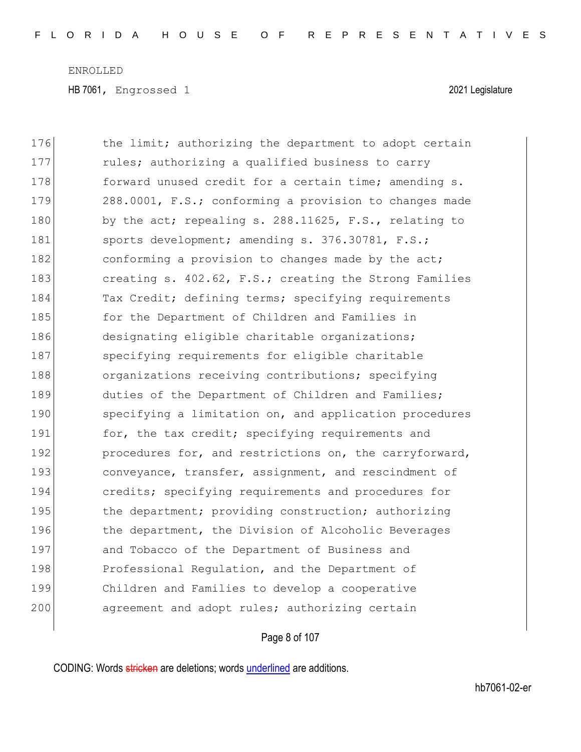176 the limit; authorizing the department to adopt certain
177 rules; authorizing a qualified business to carry
178 forward unused credit for a certain time; amending s.
179 288.0001, F.S.; conforming a provision to changes made
180 by the act; repealing s. 288.11625, F.S., relating to
181 sports development; amending s. 376.30781, F.S.;
182 conforming a provision to changes made by the act;
183 creating s. 402.62, F.S.; creating the Strong Families
184 Tax Credit; defining terms; specifying requirements
185 for the Department of Children and Families in
186 designating eligible charitable organizations;
187 specifying requirements for eligible charitable
188 organizations receiving contributions; specifying
189 duties of the Department of Children and Families;
190 specifying a limitation on, and application procedures
191 for, the tax credit; specifying requirements and
192 procedures for, and restrictions on, the carryforward,
193 conveyance, transfer, assignment, and rescindment of
194 credits; specifying requirements and procedures for
195 the department; providing construction; authorizing
196 the department, the Division of Alcoholic Beverages
197 and Tobacco of the Department of Business and
198 Professional Regulation, and the Department of
199 Children and Families to develop a cooperative
200 agreement and adopt rules; authorizing certain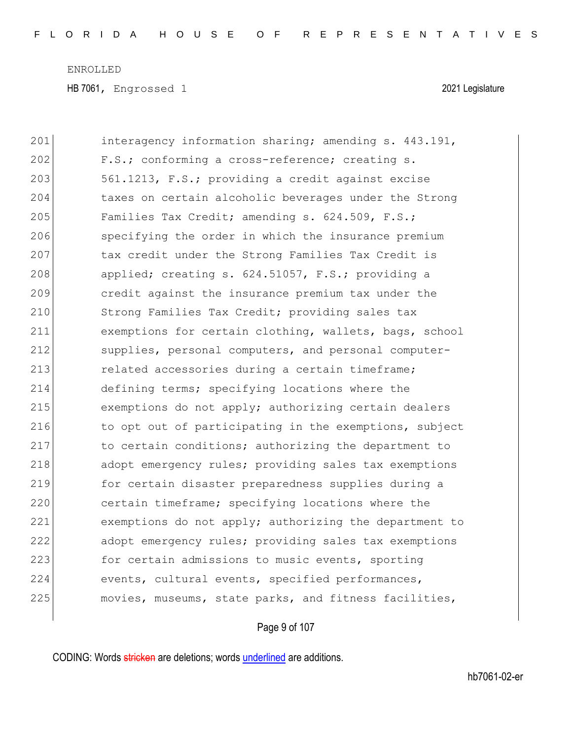201 interagency information sharing; amending s. 443.191,
202 F.S.; conforming a cross-reference; creating s.
203 561.1213, F.S.; providing a credit against excise
204 taxes on certain alcoholic beverages under the Strong
205 Families Tax Credit; amending s. 624.509, F.S.;
206 specifying the order in which the insurance premium
207 tax credit under the Strong Families Tax Credit is
208 applied; creating s. 624.51057, F.S.; providing a
209 credit against the insurance premium tax under the
210 Strong Families Tax Credit; providing sales tax
211 exemptions for certain clothing, wallets, bags, school
212 supplies, personal computers, and personal computer-
213 related accessories during a certain timeframe;
214 defining terms; specifying locations where the
215 exemptions do not apply; authorizing certain dealers
216 to opt out of participating in the exemptions, subject
217 to certain conditions; authorizing the department to
218 adopt emergency rules; providing sales tax exemptions
219 for certain disaster preparedness supplies during a
220 certain timeframe; specifying locations where the
221 exemptions do not apply; authorizing the department to
222 adopt emergency rules; providing sales tax exemptions
223 for certain admissions to music events, sporting
224 events, cultural events, specified performances,
225 movies, museums, state parks, and fitness facilities,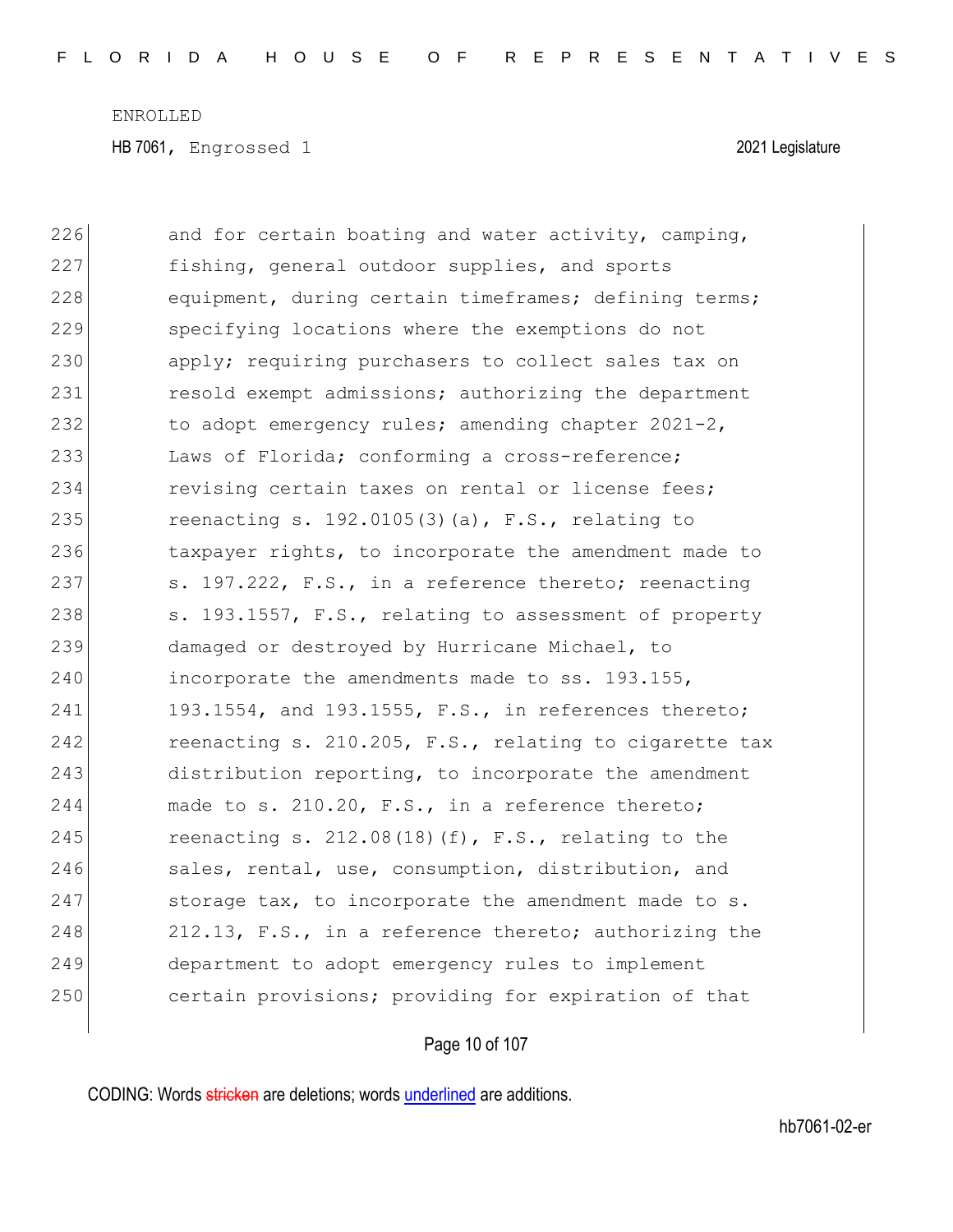and for certain boating and water activity, camping, fishing, general outdoor supplies, and sports equipment, during certain timeframes; defining terms; specifying locations where the exemptions do not apply; requiring purchasers to collect sales tax on resold exempt admissions; authorizing the department to adopt emergency rules; amending chapter 2021-2, Laws of Florida; conforming a cross-reference; revising certain taxes on rental or license fees; reenacting s. 192.0105(3)(a), F.S., relating to taxpayer rights, to incorporate the amendment made to s. 197.222, F.S., in a reference thereto; reenacting s. 193.1557, F.S., relating to assessment of property damaged or destroyed by Hurricane Michael, to incorporate the amendments made to ss. 193.155, 193.1554, and 193.1555, F.S., in references thereto; reenacting s. 210.205, F.S., relating to cigarette tax distribution reporting, to incorporate the amendment made to s. 210.20, F.S., in a reference thereto; reenacting s. 212.08(18)(f), F.S., relating to the sales, rental, use, consumption, distribution, and storage tax, to incorporate the amendment made to s. 212.13, F.S., in a reference thereto; authorizing the department to adopt emergency rules to implement certain provisions; providing for expiration of that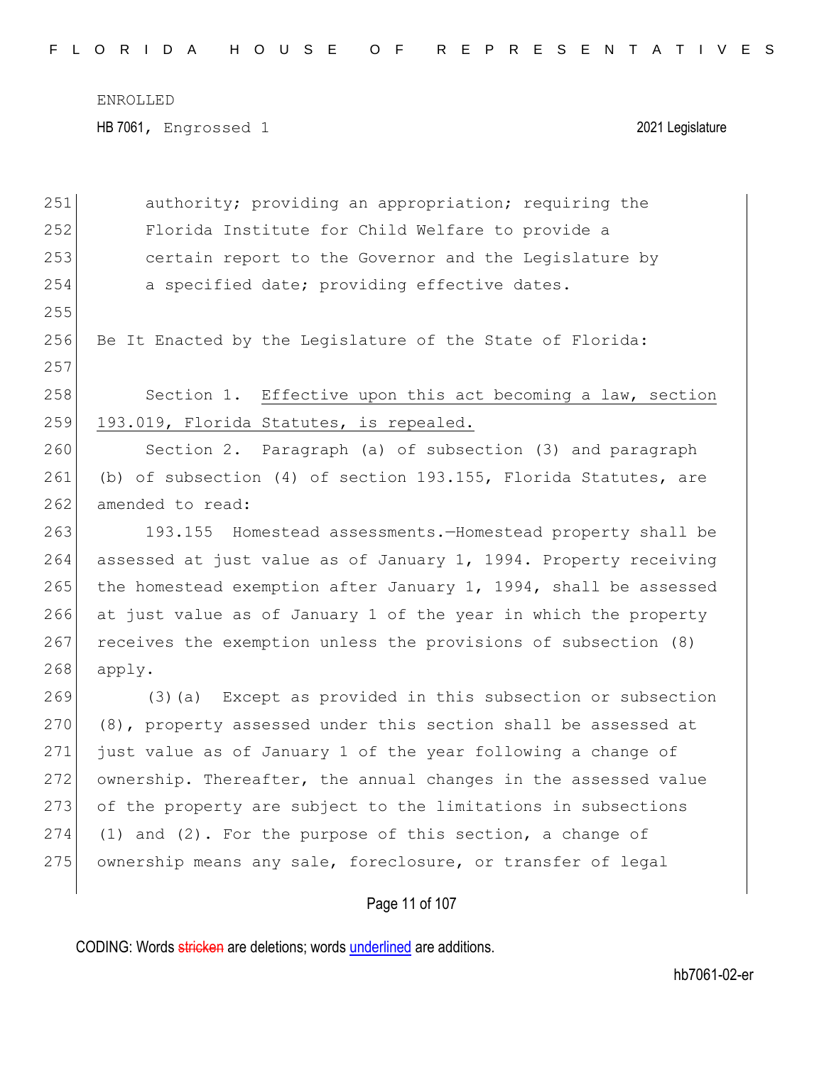authority; providing an appropriation; requiring the Florida Institute for Child Welfare to provide a certain report to the Governor and the Legislature by a specified date; providing effective dates.

Be It Enacted by the Legislature of the State of Florida:

Section 1. <u>Effective upon this act becoming a law, section 193.019, Florida Statutes, is repealed.</u>

Section 2. Paragraph (a) of subsection (3) and paragraph (b) of subsection (4) of section 193.155, Florida Statutes, are amended to read:

193.155 Homestead assessments.—Homestead property shall be assessed at just value as of January 1, 1994. Property receiving the homestead exemption after January 1, 1994, shall be assessed at just value as of January 1 of the year in which the property receives the exemption unless the provisions of subsection (8) apply.

(3)(a) Except as provided in this subsection or subsection (8), property assessed under this section shall be assessed at just value as of January 1 of the year following a change of ownership. Thereafter, the annual changes in the assessed value of the property are subject to the limitations in subsections (1) and (2). For the purpose of this section, a change of ownership means any sale, foreclosure, or transfer of legal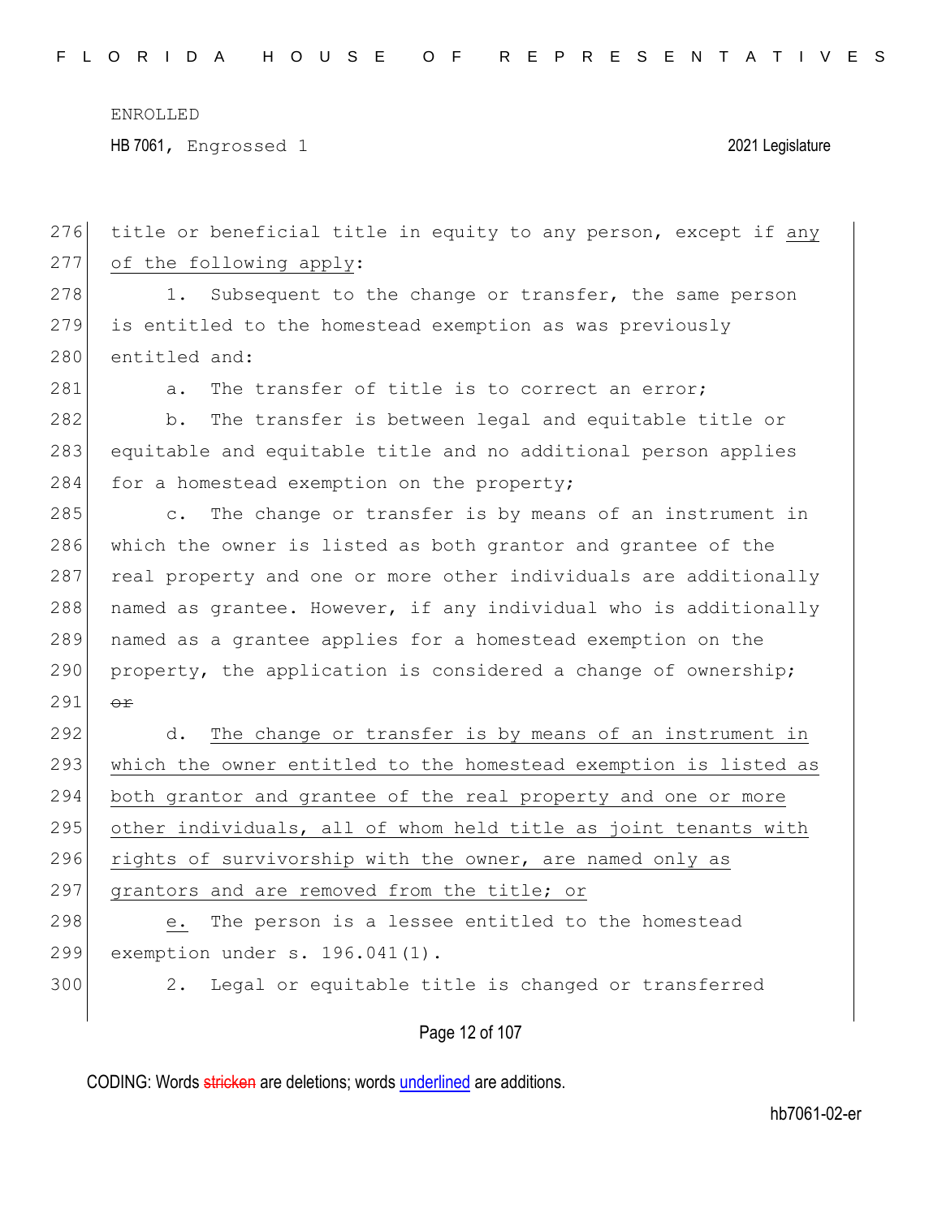title or beneficial title in equity to any person, except if any of the following apply:

1. Subsequent to the change or transfer, the same person is entitled to the homestead exemption as was previously entitled and:

a. The transfer of title is to correct an error;

b. The transfer is between legal and equitable title or equitable and equitable title and no additional person applies for a homestead exemption on the property;

c. The change or transfer is by means of an instrument in which the owner is listed as both grantor and grantee of the real property and one or more other individuals are additionally named as grantee. However, if any individual who is additionally named as a grantee applies for a homestead exemption on the property, the application is considered a change of ownership; ~~or~~

d. The change or transfer is by means of an instrument in which the owner entitled to the homestead exemption is listed as both grantor and grantee of the real property and one or more other individuals, all of whom held title as joint tenants with rights of survivorship with the owner, are named only as grantors and are removed from the title; or

e. The person is a lessee entitled to the homestead exemption under s. 196.041(1).

2. Legal or equitable title is changed or transferred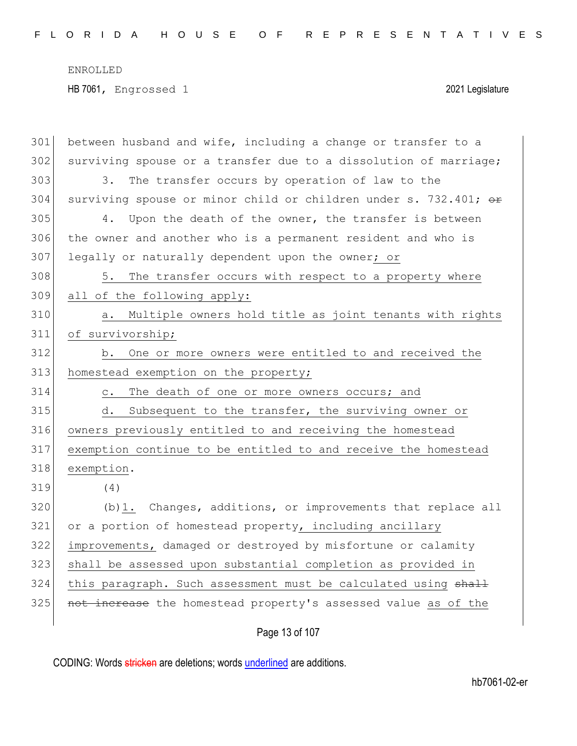between husband and wife, including a change or transfer to a surviving spouse or a transfer due to a dissolution of marriage;

3. The transfer occurs by operation of law to the surviving spouse or minor child or children under s. 732.401; ~~or~~

4. Upon the death of the owner, the transfer is between the owner and another who is a permanent resident and who is legally or naturally dependent upon the owner; or

5. The transfer occurs with respect to a property where all of the following apply:

a. Multiple owners hold title as joint tenants with rights of survivorship;

b. One or more owners were entitled to and received the homestead exemption on the property;

c. The death of one or more owners occurs; and

d. Subsequent to the transfer, the surviving owner or owners previously entitled to and receiving the homestead exemption continue to be entitled to and receive the homestead exemption.

(4)

(b)1. Changes, additions, or improvements that replace all or a portion of homestead property, including ancillary improvements, damaged or destroyed by misfortune or calamity shall be assessed upon substantial completion as provided in this paragraph. Such assessment must be calculated using ~~shall not increase~~ the homestead property's assessed value as of the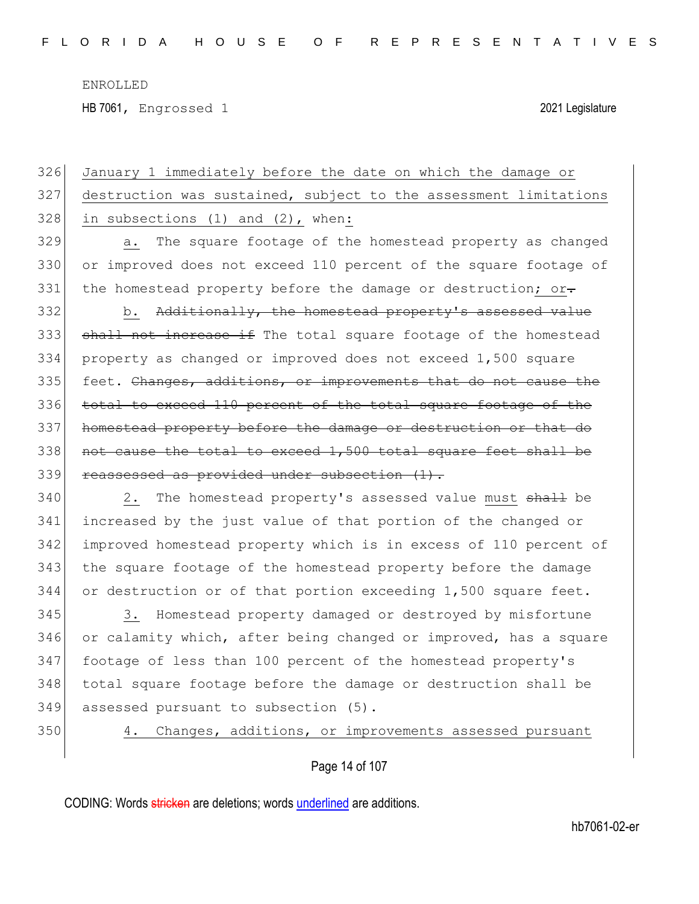January 1 immediately before the date on which the damage or destruction was sustained, subject to the assessment limitations in subsections (1) and (2), when:

a. The square footage of the homestead property as changed or improved does not exceed 110 percent of the square footage of the homestead property before the damage or destruction; or.

b. ~~Additionally, the homestead property's assessed value shall not increase if~~ The total square footage of the homestead property as changed or improved does not exceed 1,500 square feet. ~~Changes, additions, or improvements that do not cause the total to exceed 110 percent of the total square footage of the homestead property before the damage or destruction or that do not cause the total to exceed 1,500 total square feet shall be reassessed as provided under subsection (1).~~

2. The homestead property's assessed value must ~~shall~~ be increased by the just value of that portion of the changed or improved homestead property which is in excess of 110 percent of the square footage of the homestead property before the damage or destruction or of that portion exceeding 1,500 square feet.

3. Homestead property damaged or destroyed by misfortune or calamity which, after being changed or improved, has a square footage of less than 100 percent of the homestead property's total square footage before the damage or destruction shall be assessed pursuant to subsection (5).

4. Changes, additions, or improvements assessed pursuant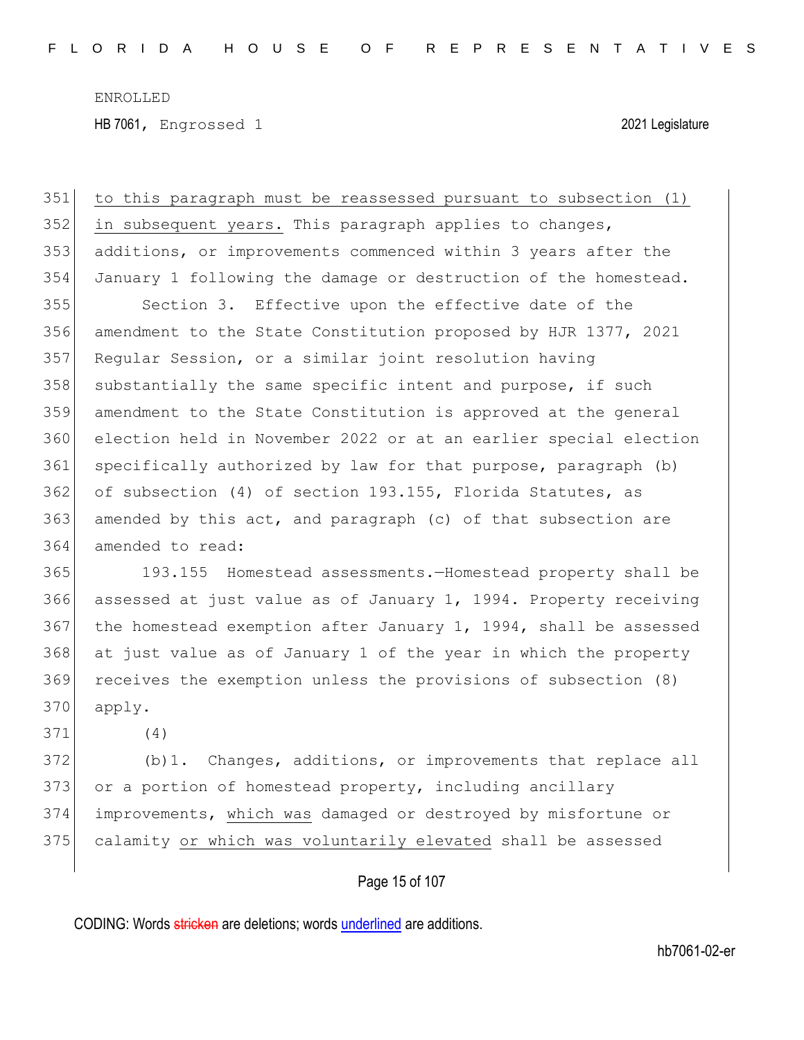to this paragraph must be reassessed pursuant to subsection (1) in subsequent years. This paragraph applies to changes, additions, or improvements commenced within 3 years after the January 1 following the damage or destruction of the homestead.

Section 3. Effective upon the effective date of the amendment to the State Constitution proposed by HJR 1377, 2021 Regular Session, or a similar joint resolution having substantially the same specific intent and purpose, if such amendment to the State Constitution is approved at the general election held in November 2022 or at an earlier special election specifically authorized by law for that purpose, paragraph (b) of subsection (4) of section 193.155, Florida Statutes, as amended by this act, and paragraph (c) of that subsection are amended to read:

193.155 Homestead assessments.—Homestead property shall be assessed at just value as of January 1, 1994. Property receiving the homestead exemption after January 1, 1994, shall be assessed at just value as of January 1 of the year in which the property receives the exemption unless the provisions of subsection (8) apply.

(4)

(b)1. Changes, additions, or improvements that replace all or a portion of homestead property, including ancillary improvements, which was damaged or destroyed by misfortune or calamity or which was voluntarily elevated shall be assessed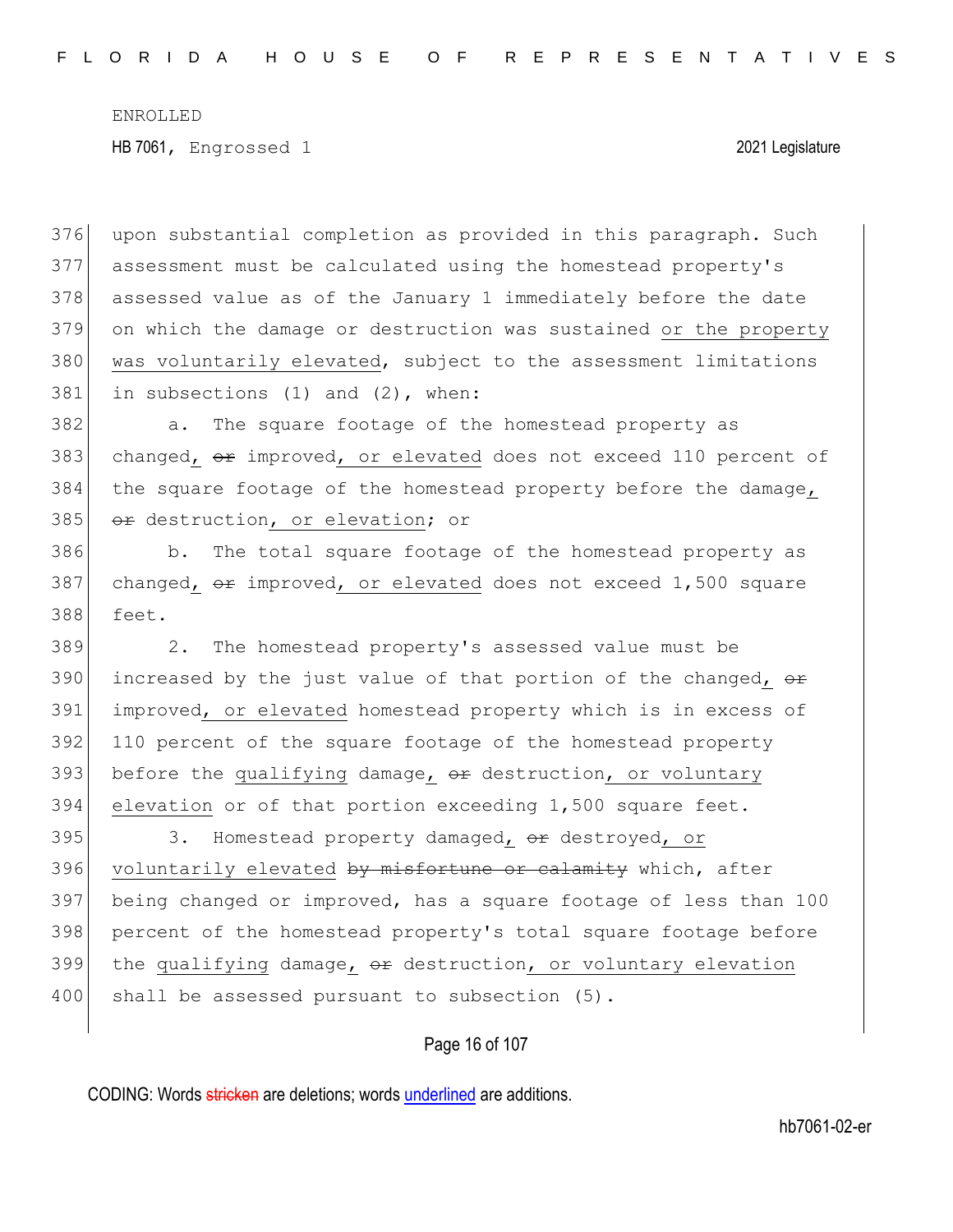upon substantial completion as provided in this paragraph. Such assessment must be calculated using the homestead property's assessed value as of the January 1 immediately before the date on which the damage or destruction was sustained <u>or the property was voluntarily elevated</u>, subject to the assessment limitations in subsections (1) and (2), when:

a. The square footage of the homestead property as changed<u>,</u> ~~or~~ improved<u>, or elevated</u> does not exceed 110 percent of the square footage of the homestead property before the damage<u>,</u> ~~or~~ destruction<u>, or elevation</u>; or

b. The total square footage of the homestead property as changed<u>,</u> ~~or~~ improved<u>, or elevated</u> does not exceed 1,500 square feet.

2. The homestead property's assessed value must be increased by the just value of that portion of the changed<u>,</u> ~~or~~ improved<u>, or elevated</u> homestead property which is in excess of 110 percent of the square footage of the homestead property before the <u>qualifying</u> damage<u>,</u> ~~or~~ destruction<u>, or voluntary elevation</u> or of that portion exceeding 1,500 square feet.

3. Homestead property damaged<u>,</u> ~~or~~ destroyed<u>, or voluntarily elevated</u> ~~by misfortune or calamity~~ which, after being changed or improved, has a square footage of less than 100 percent of the homestead property's total square footage before the <u>qualifying</u> damage<u>,</u> ~~or~~ destruction<u>, or voluntary elevation</u> shall be assessed pursuant to subsection (5).

CODING: Words ~~stricken~~ are deletions; words <u>underlined</u> are additions.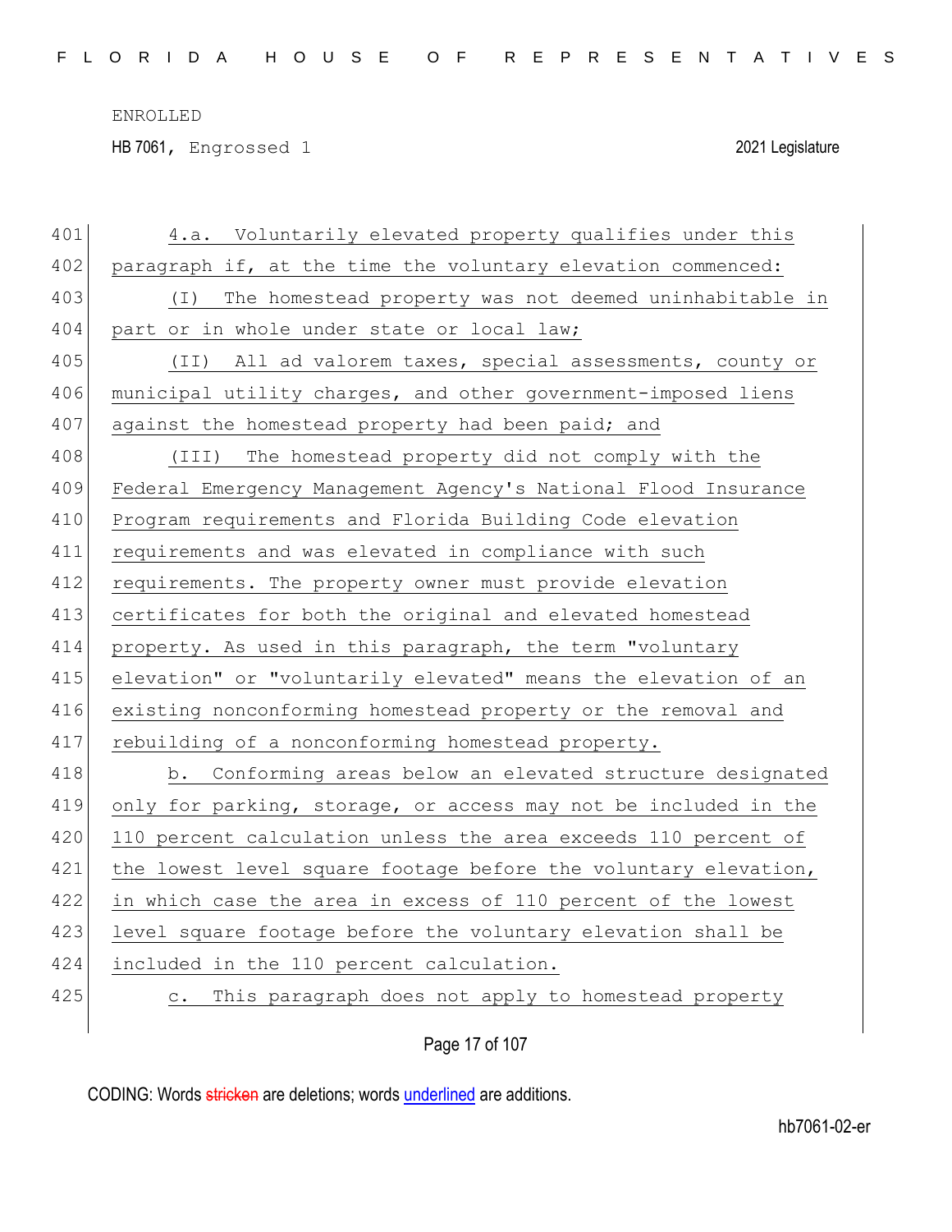4.a. Voluntarily elevated property qualifies under this paragraph if, at the time the voluntary elevation commenced:

(I) The homestead property was not deemed uninhabitable in part or in whole under state or local law;

(II) All ad valorem taxes, special assessments, county or municipal utility charges, and other government-imposed liens against the homestead property had been paid; and

(III) The homestead property did not comply with the Federal Emergency Management Agency's National Flood Insurance Program requirements and Florida Building Code elevation requirements and was elevated in compliance with such requirements. The property owner must provide elevation certificates for both the original and elevated homestead property. As used in this paragraph, the term "voluntary elevation" or "voluntarily elevated" means the elevation of an existing nonconforming homestead property or the removal and rebuilding of a nonconforming homestead property.

b. Conforming areas below an elevated structure designated only for parking, storage, or access may not be included in the 110 percent calculation unless the area exceeds 110 percent of the lowest level square footage before the voluntary elevation, in which case the area in excess of 110 percent of the lowest level square footage before the voluntary elevation shall be included in the 110 percent calculation.

c. This paragraph does not apply to homestead property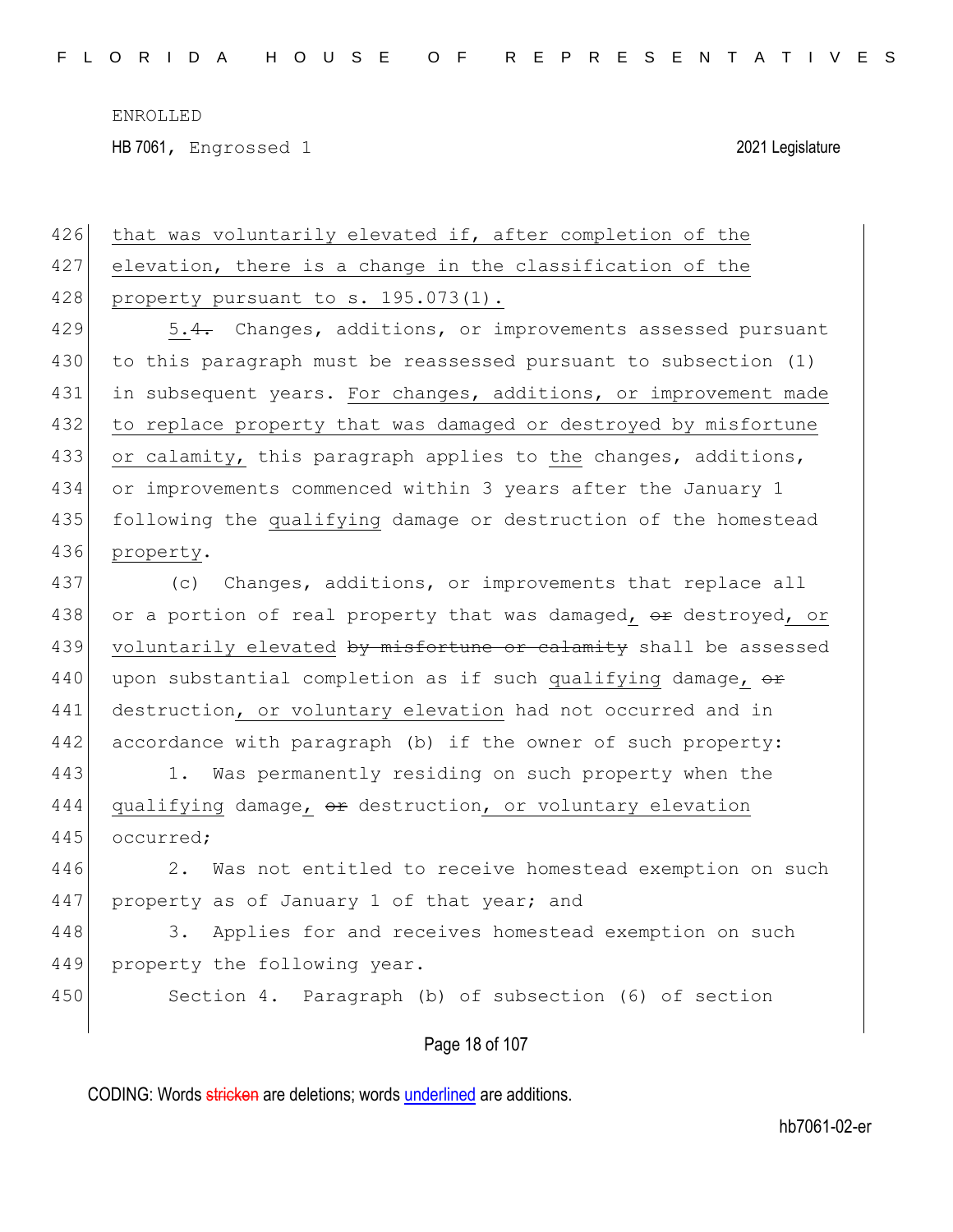ENROLLED

HB 7061, Engrossed 1 2021 Legislature

426 that was voluntarily elevated if, after completion of the
427 elevation, there is a change in the classification of the
428 property pursuant to s. 195.073(1).

429 5.~~4.~~ Changes, additions, or improvements assessed pursuant
430 to this paragraph must be reassessed pursuant to subsection (1)
431 in subsequent years. For changes, additions, or improvement made
432 to replace property that was damaged or destroyed by misfortune
433 or calamity, this paragraph applies to the changes, additions,
434 or improvements commenced within 3 years after the January 1
435 following the qualifying damage or destruction of the homestead
436 property.

437 (c) Changes, additions, or improvements that replace all
438 or a portion of real property that was damaged, ~~or~~ destroyed, or
439 voluntarily elevated ~~by misfortune or calamity~~ shall be assessed
440 upon substantial completion as if such qualifying damage, ~~or~~
441 destruction, or voluntary elevation had not occurred and in
442 accordance with paragraph (b) if the owner of such property:

443 1. Was permanently residing on such property when the
444 qualifying damage, ~~or~~ destruction, or voluntary elevation
445 occurred;

446 2. Was not entitled to receive homestead exemption on such
447 property as of January 1 of that year; and

448 3. Applies for and receives homestead exemption on such
449 property the following year.

450 Section 4. Paragraph (b) of subsection (6) of section

CODING: Words ~~stricken~~ are deletions; words underlined are additions.

hb7061-02-er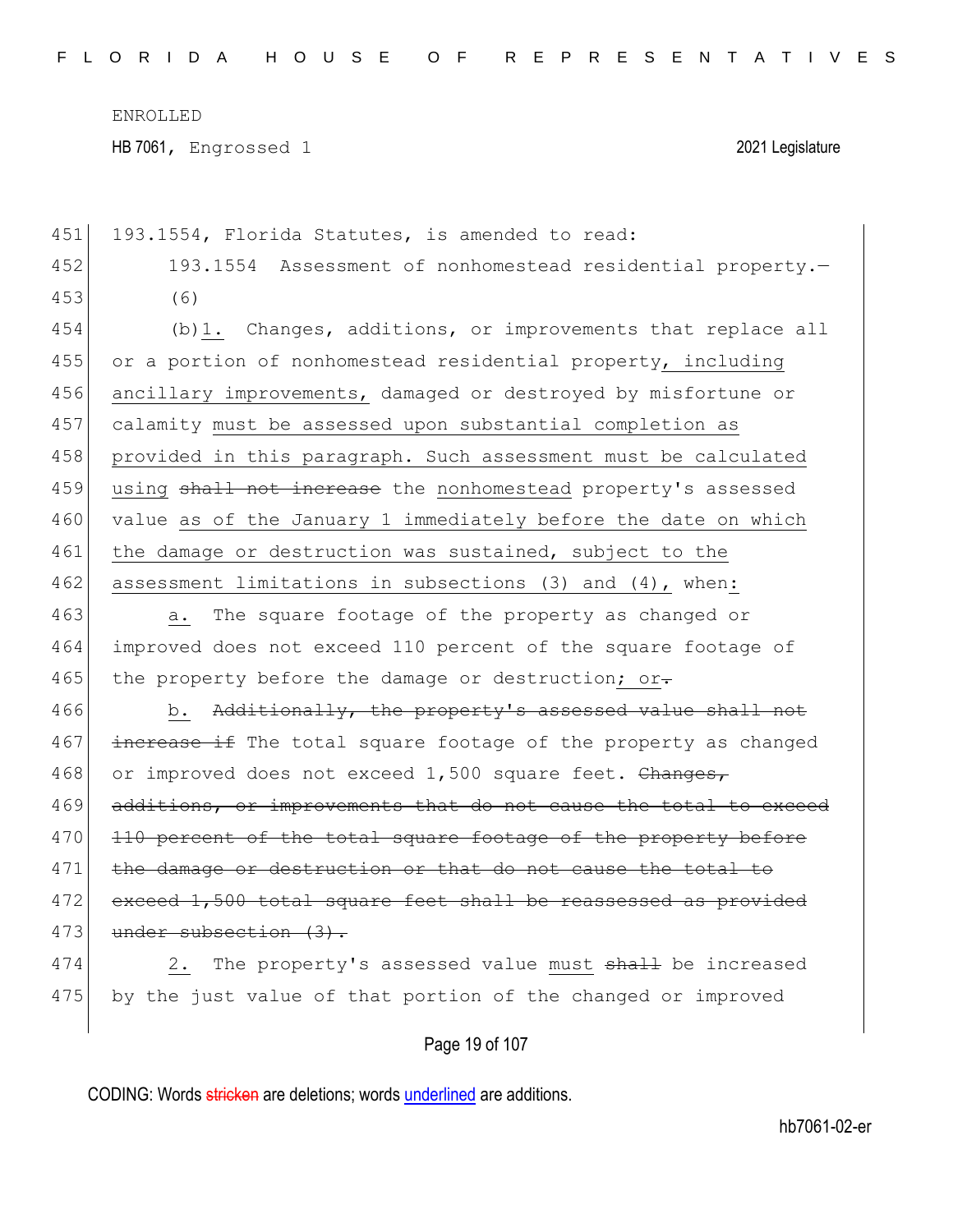451 193.1554, Florida Statutes, is amended to read:

452 193.1554 Assessment of nonhomestead residential property.—

453 (6)

454 (b)<u>1.</u> Changes, additions, or improvements that replace all
455 or a portion of nonhomestead residential property<u>, including</u>
456 <u>ancillary improvements,</u> damaged or destroyed by misfortune or
457 calamity <u>must be assessed upon substantial completion as</u>
458 <u>provided in this paragraph. Such assessment must be calculated</u>
459 <u>using</u> ~~shall not increase~~ the <u>nonhomestead</u> property's assessed
460 value <u>as of the January 1 immediately before the date on which</u>
461 <u>the damage or destruction was sustained, subject to the</u>
462 <u>assessment limitations in subsections (3) and (4),</u> when<u>:</u>

463 <u>a.</u> The square footage of the property as changed or
464 improved does not exceed 110 percent of the square footage of
465 the property before the damage or destruction<u>; or</u>~~.~~

466 <u>b.</u> ~~Additionally, the property's assessed value shall not~~
467 ~~increase if~~ The total square footage of the property as changed
468 or improved does not exceed 1,500 square feet. ~~Changes,~~
469 ~~additions, or improvements that do not cause the total to exceed~~
470 ~~110 percent of the total square footage of the property before~~
471 ~~the damage or destruction or that do not cause the total to~~
472 ~~exceed 1,500 total square feet shall be reassessed as provided~~
473 ~~under subsection (3).~~

474 <u>2.</u> The property's assessed value <u>must</u> ~~shall~~ be increased
475 by the just value of that portion of the changed or improved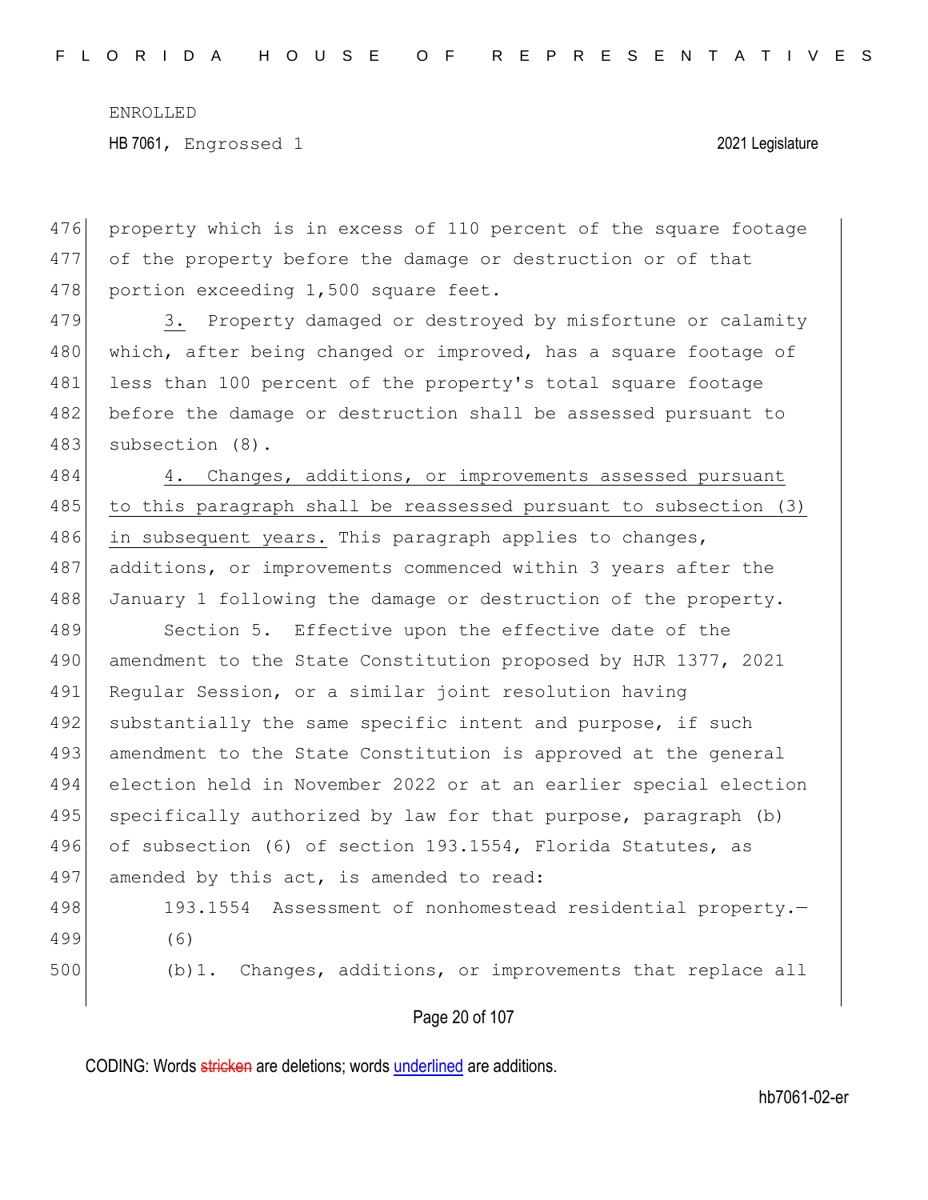property which is in excess of 110 percent of the square footage of the property before the damage or destruction or of that portion exceeding 1,500 square feet.

3. Property damaged or destroyed by misfortune or calamity which, after being changed or improved, has a square footage of less than 100 percent of the property's total square footage before the damage or destruction shall be assessed pursuant to subsection (8).

4. Changes, additions, or improvements assessed pursuant to this paragraph shall be reassessed pursuant to subsection (3) in subsequent years. This paragraph applies to changes, additions, or improvements commenced within 3 years after the January 1 following the damage or destruction of the property.

Section 5. Effective upon the effective date of the amendment to the State Constitution proposed by HJR 1377, 2021 Regular Session, or a similar joint resolution having substantially the same specific intent and purpose, if such amendment to the State Constitution is approved at the general election held in November 2022 or at an earlier special election specifically authorized by law for that purpose, paragraph (b) of subsection (6) of section 193.1554, Florida Statutes, as amended by this act, is amended to read:

193.1554 Assessment of nonhomestead residential property.—

(6)

(b)1. Changes, additions, or improvements that replace all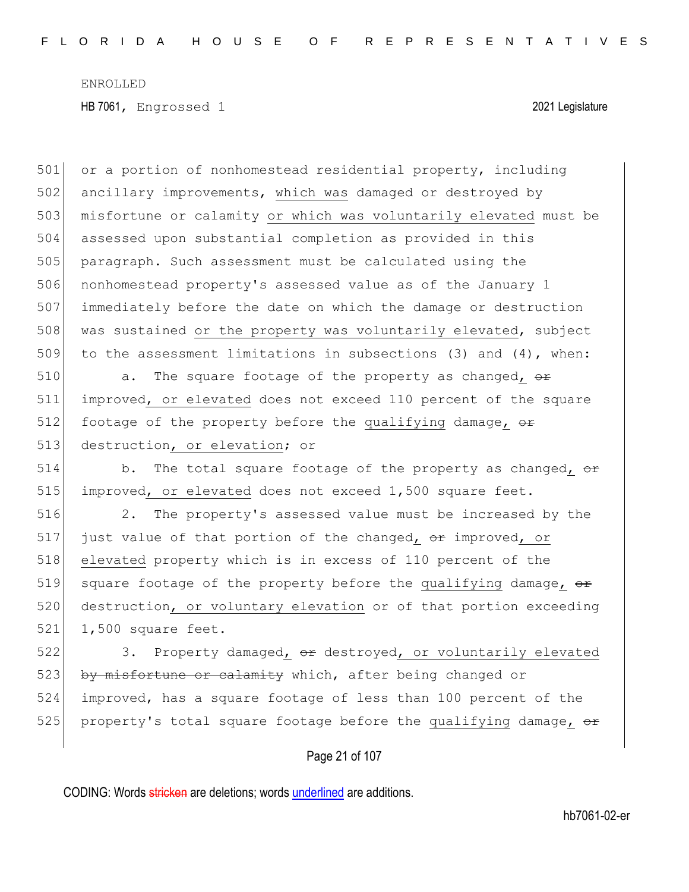501 or a portion of nonhomestead residential property, including
502 ancillary improvements, which was damaged or destroyed by
503 misfortune or calamity or which was voluntarily elevated must be
504 assessed upon substantial completion as provided in this
505 paragraph. Such assessment must be calculated using the
506 nonhomestead property's assessed value as of the January 1
507 immediately before the date on which the damage or destruction
508 was sustained or the property was voluntarily elevated, subject
509 to the assessment limitations in subsections (3) and (4), when:

510 a. The square footage of the property as changed, ~~or~~
511 improved, or elevated does not exceed 110 percent of the square
512 footage of the property before the qualifying damage, ~~or~~
513 destruction, or elevation; or

514 b. The total square footage of the property as changed, ~~or~~
515 improved, or elevated does not exceed 1,500 square feet.

516 2. The property's assessed value must be increased by the
517 just value of that portion of the changed, ~~or~~ improved, or
518 elevated property which is in excess of 110 percent of the
519 square footage of the property before the qualifying damage, ~~or~~
520 destruction, or voluntary elevation or of that portion exceeding
521 1,500 square feet.

522 3. Property damaged, ~~or~~ destroyed, or voluntarily elevated
523 ~~by misfortune or calamity~~ which, after being changed or
524 improved, has a square footage of less than 100 percent of the
525 property's total square footage before the qualifying damage, ~~or~~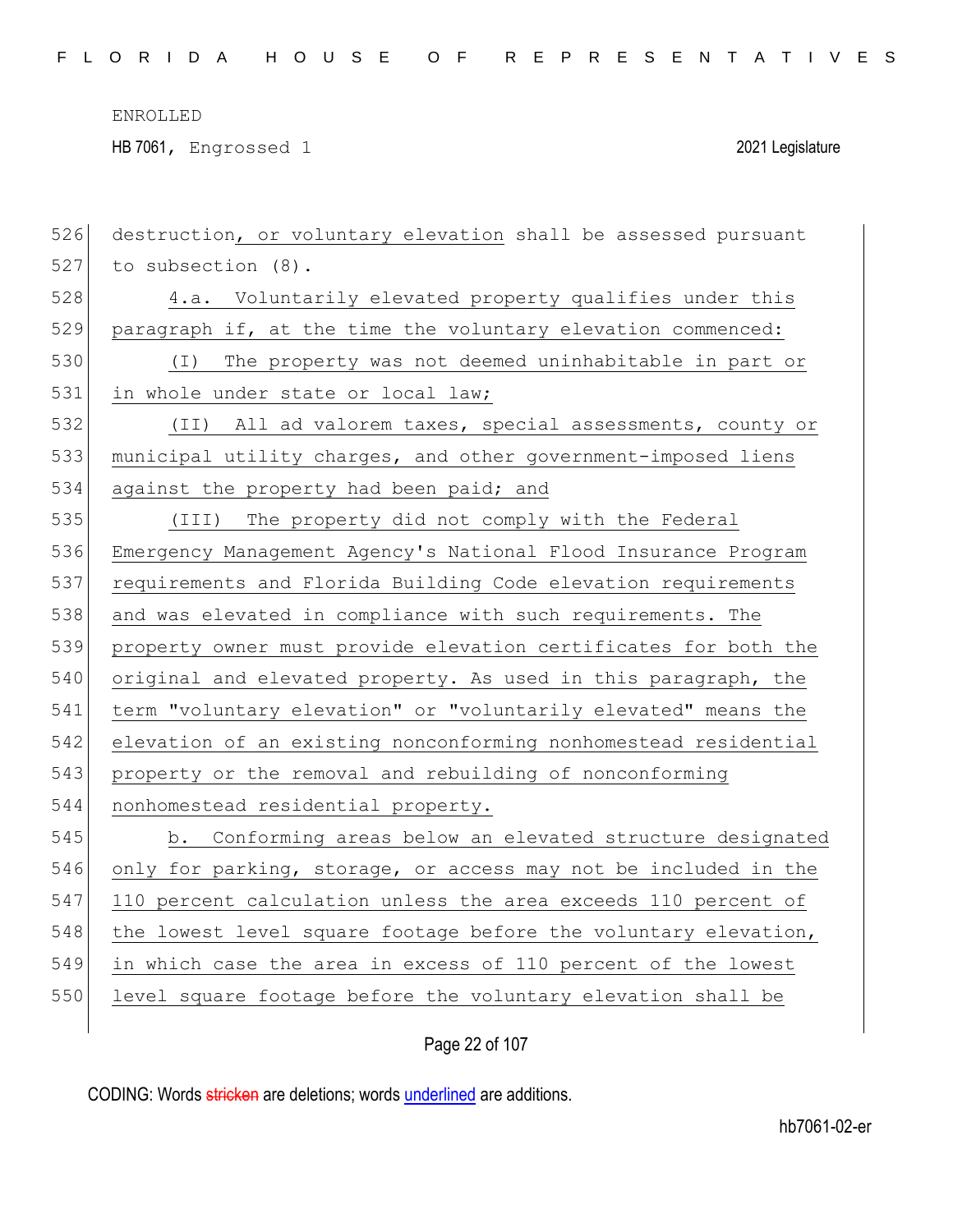destruction, or voluntary elevation shall be assessed pursuant to subsection (8).

4.a. Voluntarily elevated property qualifies under this paragraph if, at the time the voluntary elevation commenced:

(I) The property was not deemed uninhabitable in part or in whole under state or local law;

(II) All ad valorem taxes, special assessments, county or municipal utility charges, and other government-imposed liens against the property had been paid; and

(III) The property did not comply with the Federal Emergency Management Agency's National Flood Insurance Program requirements and Florida Building Code elevation requirements and was elevated in compliance with such requirements. The property owner must provide elevation certificates for both the original and elevated property. As used in this paragraph, the term "voluntary elevation" or "voluntarily elevated" means the elevation of an existing nonconforming nonhomestead residential property or the removal and rebuilding of nonconforming nonhomestead residential property.

b. Conforming areas below an elevated structure designated only for parking, storage, or access may not be included in the 110 percent calculation unless the area exceeds 110 percent of the lowest level square footage before the voluntary elevation, in which case the area in excess of 110 percent of the lowest level square footage before the voluntary elevation shall be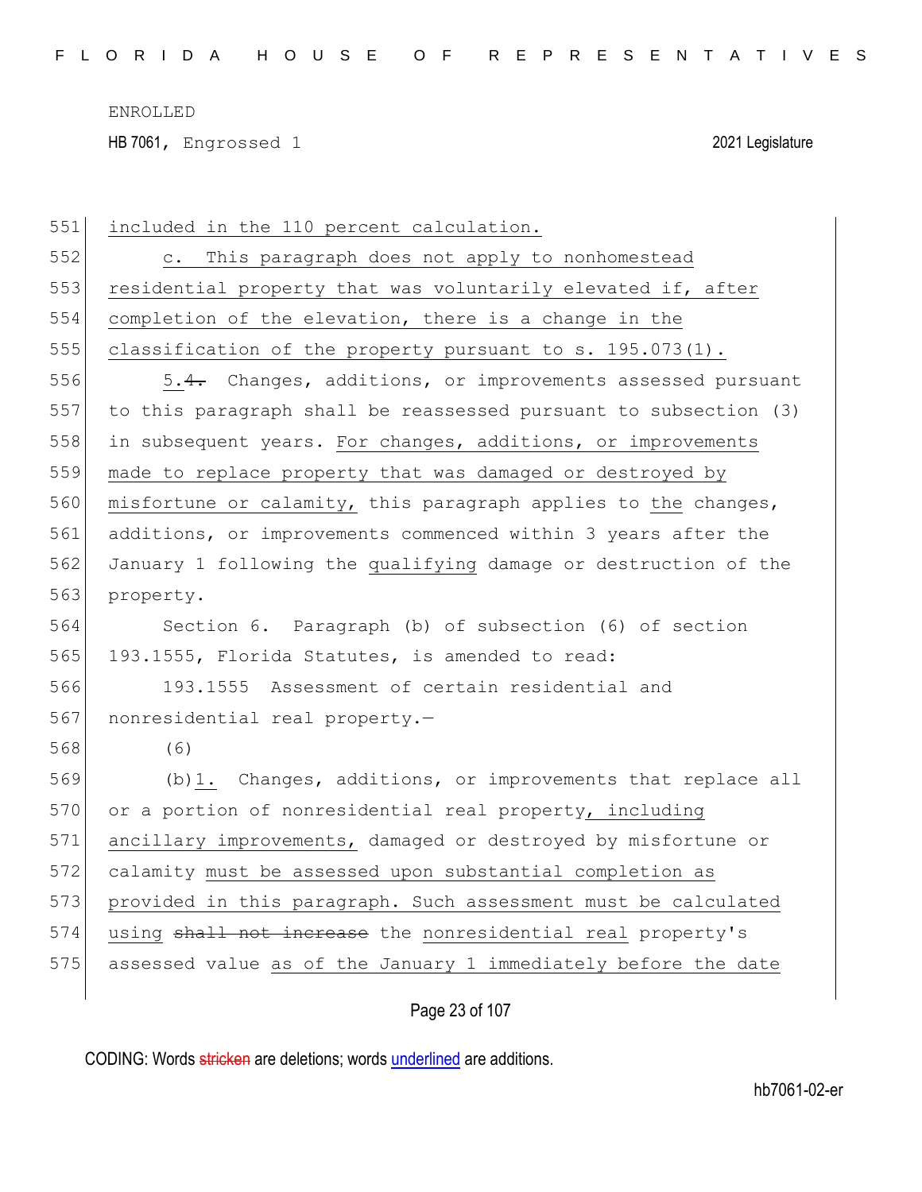included in the 110 percent calculation.

c. This paragraph does not apply to nonhomestead residential property that was voluntarily elevated if, after completion of the elevation, there is a change in the classification of the property pursuant to s. 195.073(1).

5.~~4.~~ Changes, additions, or improvements assessed pursuant to this paragraph shall be reassessed pursuant to subsection (3) in subsequent years. For changes, additions, or improvements made to replace property that was damaged or destroyed by misfortune or calamity, this paragraph applies to the changes, additions, or improvements commenced within 3 years after the January 1 following the qualifying damage or destruction of the property.

Section 6. Paragraph (b) of subsection (6) of section 193.1555, Florida Statutes, is amended to read:

193.1555 Assessment of certain residential and nonresidential real property.—

(6)

(b)1. Changes, additions, or improvements that replace all or a portion of nonresidential real property, including ancillary improvements, damaged or destroyed by misfortune or calamity must be assessed upon substantial completion as provided in this paragraph. Such assessment must be calculated using ~~shall not increase~~ the nonresidential real property's assessed value as of the January 1 immediately before the date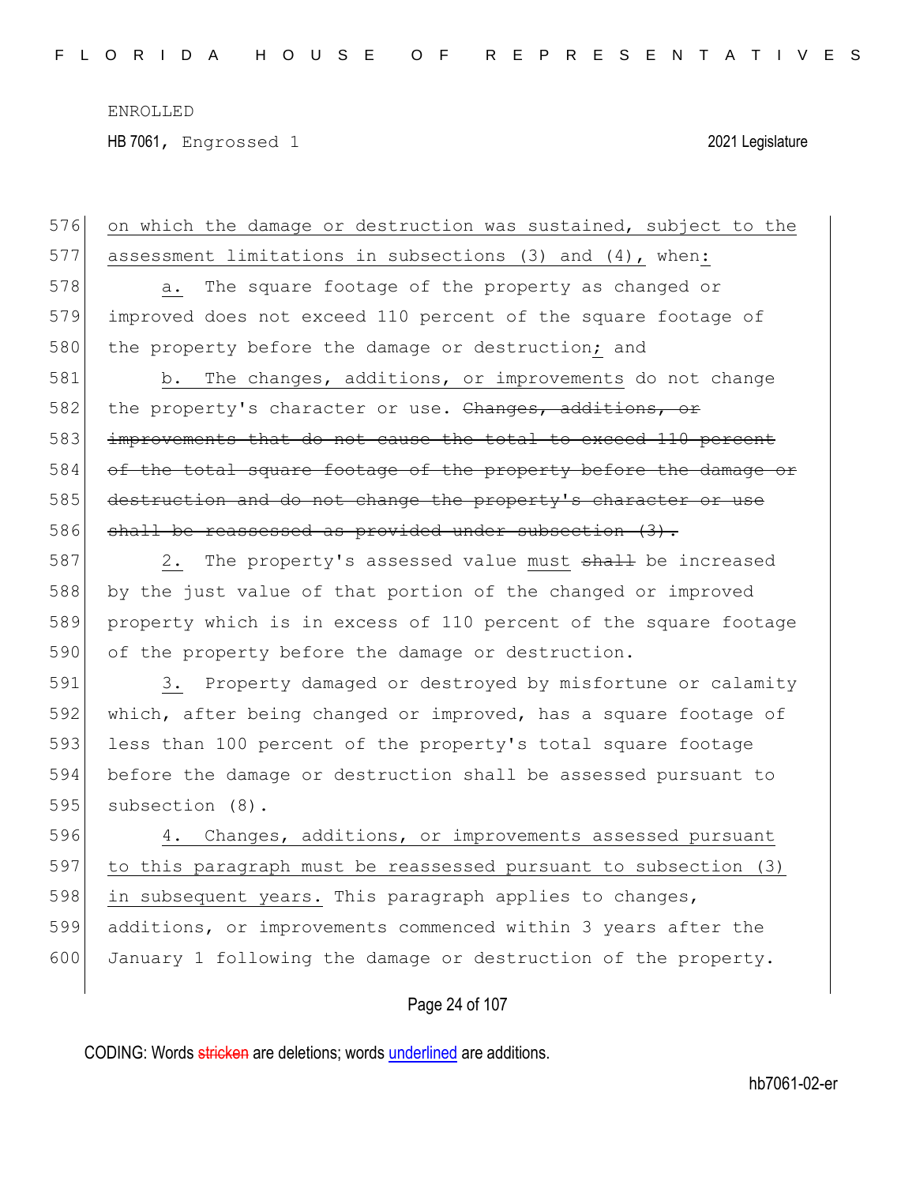576 on which the damage or destruction was sustained, subject to the
577 assessment limitations in subsections (3) and (4), when:

578 a. The square footage of the property as changed or
579 improved does not exceed 110 percent of the square footage of
580 the property before the damage or destruction; and

581 b. The changes, additions, or improvements do not change
582 the property's character or use. ~~Changes, additions, or~~
583 ~~improvements that do not cause the total to exceed 110 percent~~
584 ~~of the total square footage of the property before the damage or~~
585 ~~destruction and do not change the property's character or use~~
586 ~~shall be reassessed as provided under subsection (3).~~

587 2. The property's assessed value must ~~shall~~ be increased
588 by the just value of that portion of the changed or improved
589 property which is in excess of 110 percent of the square footage
590 of the property before the damage or destruction.

591 3. Property damaged or destroyed by misfortune or calamity
592 which, after being changed or improved, has a square footage of
593 less than 100 percent of the property's total square footage
594 before the damage or destruction shall be assessed pursuant to
595 subsection (8).

596 4. Changes, additions, or improvements assessed pursuant
597 to this paragraph must be reassessed pursuant to subsection (3)
598 in subsequent years. This paragraph applies to changes,
599 additions, or improvements commenced within 3 years after the
600 January 1 following the damage or destruction of the property.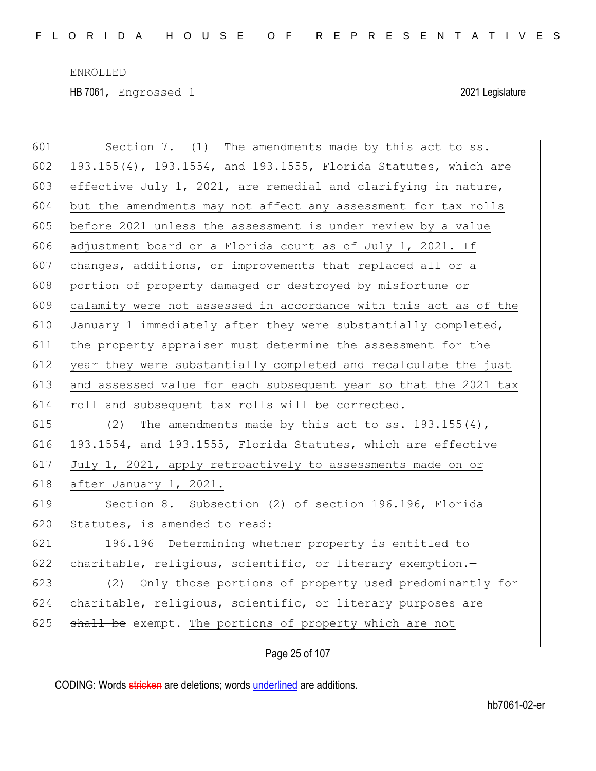Section 7. (1) The amendments made by this act to ss. 193.155(4), 193.1554, and 193.1555, Florida Statutes, which are effective July 1, 2021, are remedial and clarifying in nature, but the amendments may not affect any assessment for tax rolls before 2021 unless the assessment is under review by a value adjustment board or a Florida court as of July 1, 2021. If changes, additions, or improvements that replaced all or a portion of property damaged or destroyed by misfortune or calamity were not assessed in accordance with this act as of the January 1 immediately after they were substantially completed, the property appraiser must determine the assessment for the year they were substantially completed and recalculate the just and assessed value for each subsequent year so that the 2021 tax roll and subsequent tax rolls will be corrected.

(2) The amendments made by this act to ss. 193.155(4), 193.1554, and 193.1555, Florida Statutes, which are effective July 1, 2021, apply retroactively to assessments made on or after January 1, 2021.

Section 8. Subsection (2) of section 196.196, Florida Statutes, is amended to read:

196.196 Determining whether property is entitled to charitable, religious, scientific, or literary exemption.—

(2) Only those portions of property used predominantly for charitable, religious, scientific, or literary purposes are ~~shall be~~ exempt. The portions of property which are not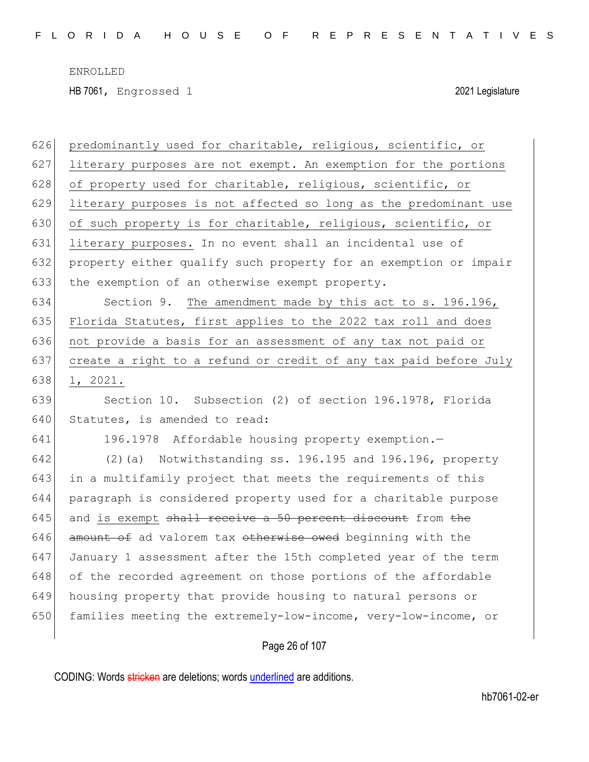predominantly used for charitable, religious, scientific, or literary purposes are not exempt. An exemption for the portions of property used for charitable, religious, scientific, or literary purposes is not affected so long as the predominant use of such property is for charitable, religious, scientific, or literary purposes. In no event shall an incidental use of property either qualify such property for an exemption or impair the exemption of an otherwise exempt property.

Section 9. The amendment made by this act to s. 196.196, Florida Statutes, first applies to the 2022 tax roll and does not provide a basis for an assessment of any tax not paid or create a right to a refund or credit of any tax paid before July 1, 2021.

Section 10. Subsection (2) of section 196.1978, Florida Statutes, is amended to read:

196.1978 Affordable housing property exemption.—

(2)(a) Notwithstanding ss. 196.195 and 196.196, property in a multifamily project that meets the requirements of this paragraph is considered property used for a charitable purpose and is exempt ~~shall receive a 50 percent discount~~ from ~~the amount of~~ ad valorem tax ~~otherwise owed~~ beginning with the January 1 assessment after the 15th completed year of the term of the recorded agreement on those portions of the affordable housing property that provide housing to natural persons or families meeting the extremely-low-income, very-low-income, or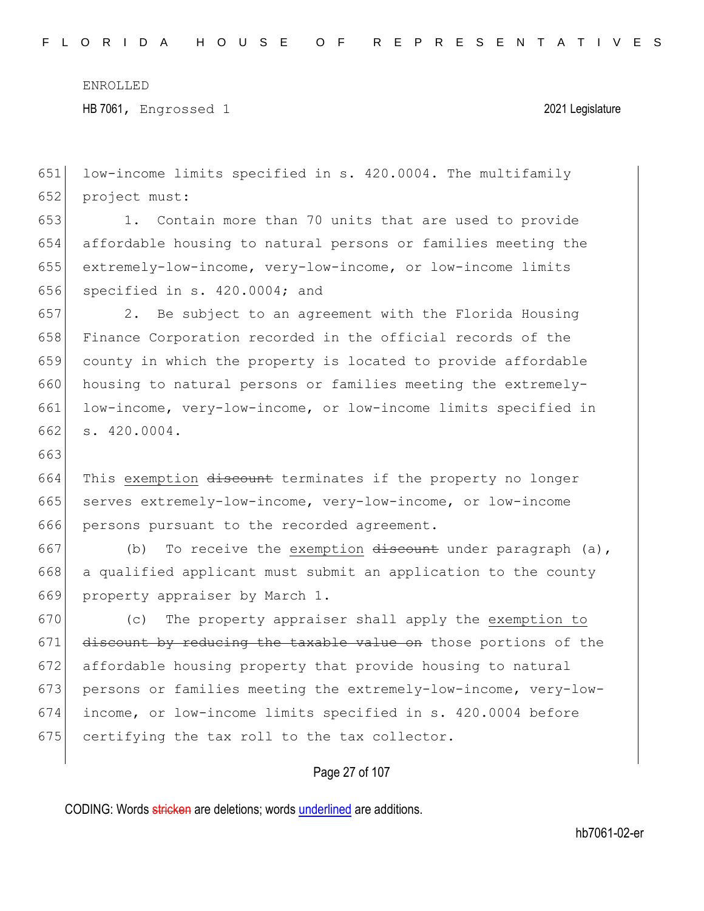low-income limits specified in s. 420.0004. The multifamily project must:

1. Contain more than 70 units that are used to provide affordable housing to natural persons or families meeting the extremely-low-income, very-low-income, or low-income limits specified in s. 420.0004; and

2. Be subject to an agreement with the Florida Housing Finance Corporation recorded in the official records of the county in which the property is located to provide affordable housing to natural persons or families meeting the extremely-low-income, very-low-income, or low-income limits specified in s. 420.0004.

This exemption ~~discount~~ terminates if the property no longer serves extremely-low-income, very-low-income, or low-income persons pursuant to the recorded agreement.

(b) To receive the exemption ~~discount~~ under paragraph (a), a qualified applicant must submit an application to the county property appraiser by March 1.

(c) The property appraiser shall apply the exemption to ~~discount by reducing the taxable value on~~ those portions of the affordable housing property that provide housing to natural persons or families meeting the extremely-low-income, very-low-income, or low-income limits specified in s. 420.0004 before certifying the tax roll to the tax collector.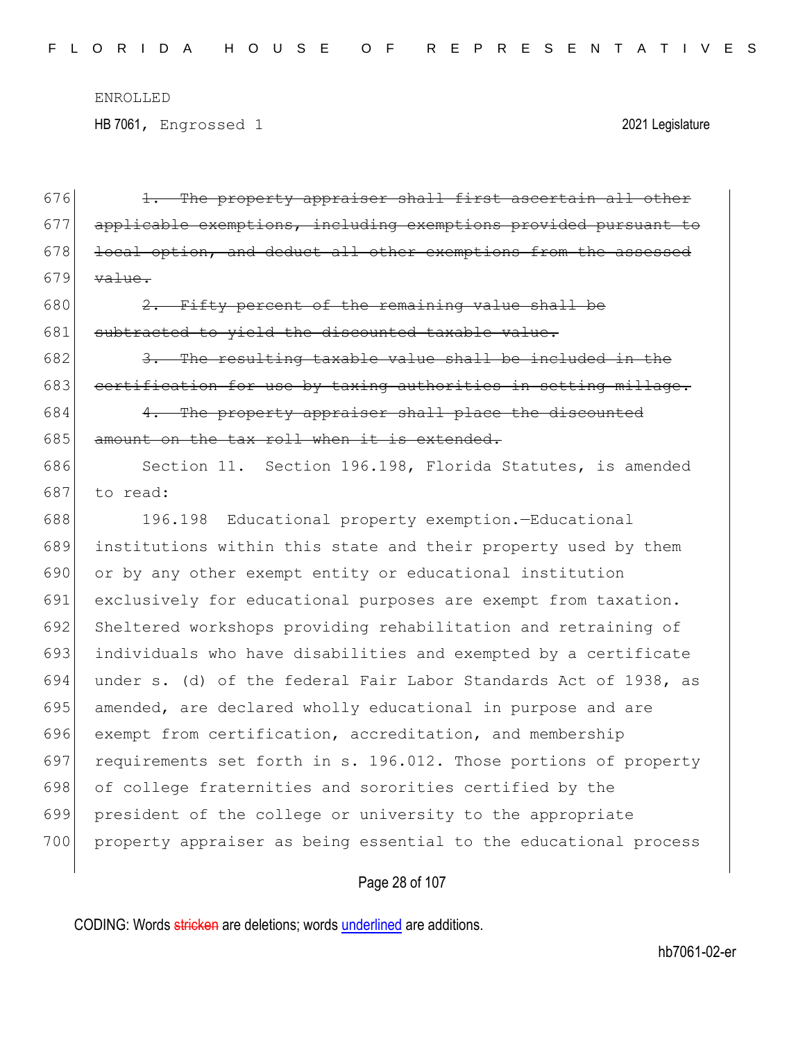676 ~~1. The property appraiser shall first ascertain all other~~
677 ~~applicable exemptions, including exemptions provided pursuant to~~
678 ~~local option, and deduct all other exemptions from the assessed~~
679 ~~value.~~

680 ~~2. Fifty percent of the remaining value shall be~~
681 ~~subtracted to yield the discounted taxable value.~~

682 ~~3. The resulting taxable value shall be included in the~~
683 ~~certification for use by taxing authorities in setting millage.~~

684 ~~4. The property appraiser shall place the discounted~~
685 ~~amount on the tax roll when it is extended.~~

686 Section 11. Section 196.198, Florida Statutes, is amended
687 to read:

688 196.198 Educational property exemption.—Educational
689 institutions within this state and their property used by them
690 or by any other exempt entity or educational institution
691 exclusively for educational purposes are exempt from taxation.
692 Sheltered workshops providing rehabilitation and retraining of
693 individuals who have disabilities and exempted by a certificate
694 under s. (d) of the federal Fair Labor Standards Act of 1938, as
695 amended, are declared wholly educational in purpose and are
696 exempt from certification, accreditation, and membership
697 requirements set forth in s. 196.012. Those portions of property
698 of college fraternities and sororities certified by the
699 president of the college or university to the appropriate
700 property appraiser as being essential to the educational process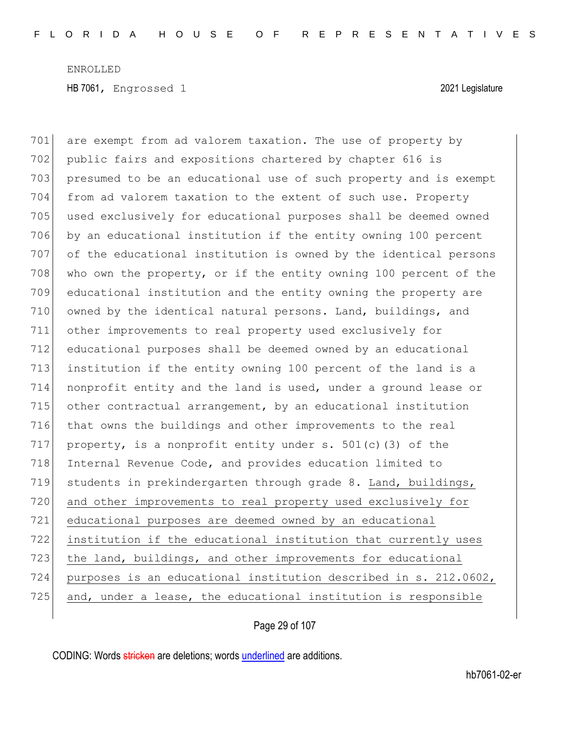are exempt from ad valorem taxation. The use of property by public fairs and expositions chartered by chapter 616 is presumed to be an educational use of such property and is exempt from ad valorem taxation to the extent of such use. Property used exclusively for educational purposes shall be deemed owned by an educational institution if the entity owning 100 percent of the educational institution is owned by the identical persons who own the property, or if the entity owning 100 percent of the educational institution and the entity owning the property are owned by the identical natural persons. Land, buildings, and other improvements to real property used exclusively for educational purposes shall be deemed owned by an educational institution if the entity owning 100 percent of the land is a nonprofit entity and the land is used, under a ground lease or other contractual arrangement, by an educational institution that owns the buildings and other improvements to the real property, is a nonprofit entity under s. 501(c)(3) of the Internal Revenue Code, and provides education limited to students in prekindergarten through grade 8. <u>Land, buildings, and other improvements to real property used exclusively for educational purposes are deemed owned by an educational institution if the educational institution that currently uses the land, buildings, and other improvements for educational purposes is an educational institution described in s. 212.0602, and, under a lease, the educational institution is responsible</u>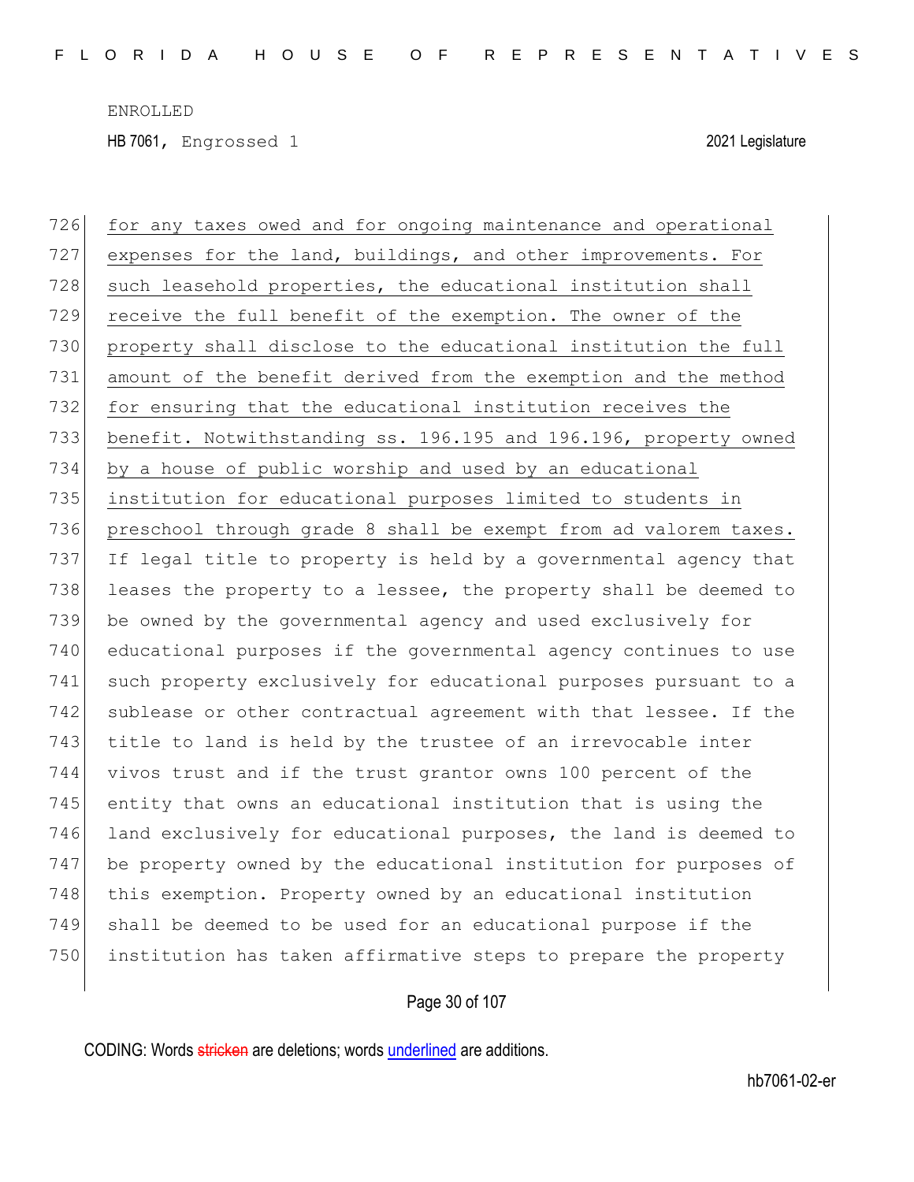<u>for any taxes owed and for ongoing maintenance and operational expenses for the land, buildings, and other improvements. For such leasehold properties, the educational institution shall receive the full benefit of the exemption. The owner of the property shall disclose to the educational institution the full amount of the benefit derived from the exemption and the method for ensuring that the educational institution receives the benefit. Notwithstanding ss. 196.195 and 196.196, property owned by a house of public worship and used by an educational institution for educational purposes limited to students in preschool through grade 8 shall be exempt from ad valorem taxes.</u> If legal title to property is held by a governmental agency that leases the property to a lessee, the property shall be deemed to be owned by the governmental agency and used exclusively for educational purposes if the governmental agency continues to use such property exclusively for educational purposes pursuant to a sublease or other contractual agreement with that lessee. If the title to land is held by the trustee of an irrevocable inter vivos trust and if the trust grantor owns 100 percent of the entity that owns an educational institution that is using the land exclusively for educational purposes, the land is deemed to be property owned by the educational institution for purposes of this exemption. Property owned by an educational institution shall be deemed to be used for an educational purpose if the institution has taken affirmative steps to prepare the property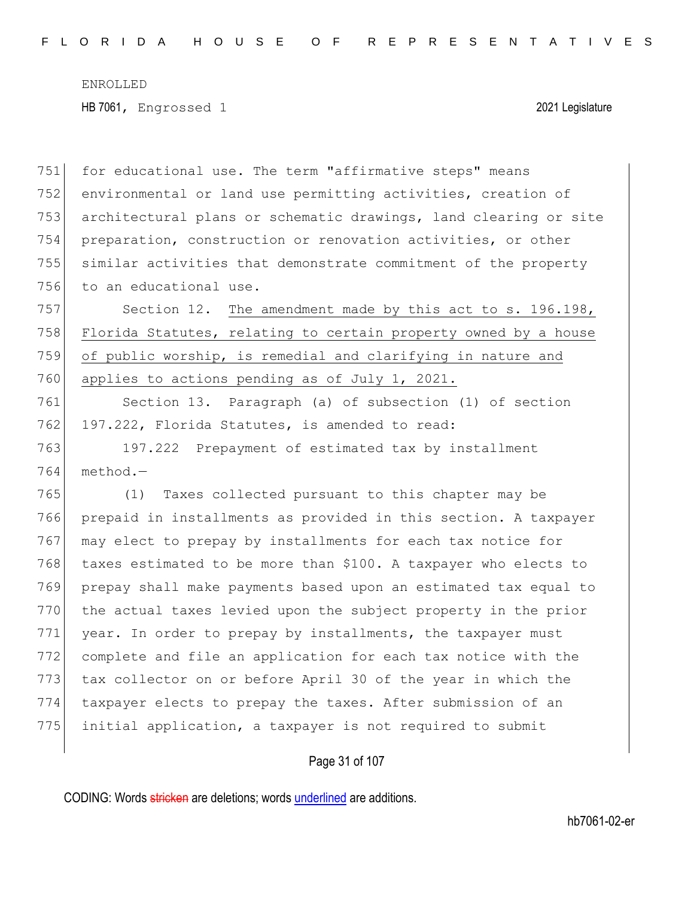for educational use. The term "affirmative steps" means environmental or land use permitting activities, creation of architectural plans or schematic drawings, land clearing or site preparation, construction or renovation activities, or other similar activities that demonstrate commitment of the property to an educational use.

Section 12. <u>The amendment made by this act to s. 196.198, Florida Statutes, relating to certain property owned by a house of public worship, is remedial and clarifying in nature and applies to actions pending as of July 1, 2021.</u>

Section 13. Paragraph (a) of subsection (1) of section 197.222, Florida Statutes, is amended to read:

197.222 Prepayment of estimated tax by installment method.—

(1) Taxes collected pursuant to this chapter may be prepaid in installments as provided in this section. A taxpayer may elect to prepay by installments for each tax notice for taxes estimated to be more than $100. A taxpayer who elects to prepay shall make payments based upon an estimated tax equal to the actual taxes levied upon the subject property in the prior year. In order to prepay by installments, the taxpayer must complete and file an application for each tax notice with the tax collector on or before April 30 of the year in which the taxpayer elects to prepay the taxes. After submission of an initial application, a taxpayer is not required to submit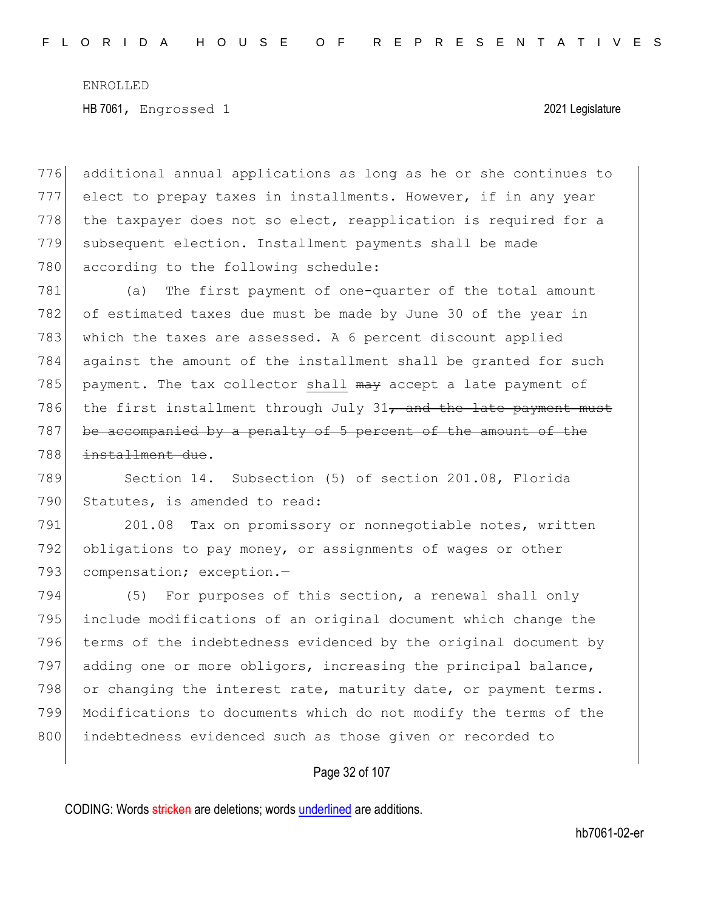additional annual applications as long as he or she continues to elect to prepay taxes in installments. However, if in any year the taxpayer does not so elect, reapplication is required for a subsequent election. Installment payments shall be made according to the following schedule:

(a) The first payment of one-quarter of the total amount of estimated taxes due must be made by June 30 of the year in which the taxes are assessed. A 6 percent discount applied against the amount of the installment shall be granted for such payment. The tax collector shall ~~may~~ accept a late payment of the first installment through July 31~~, and the late payment must be accompanied by a penalty of 5 percent of the amount of the installment due~~.

Section 14. Subsection (5) of section 201.08, Florida Statutes, is amended to read:

201.08 Tax on promissory or nonnegotiable notes, written obligations to pay money, or assignments of wages or other compensation; exception.—

(5) For purposes of this section, a renewal shall only include modifications of an original document which change the terms of the indebtedness evidenced by the original document by adding one or more obligors, increasing the principal balance, or changing the interest rate, maturity date, or payment terms. Modifications to documents which do not modify the terms of the indebtedness evidenced such as those given or recorded to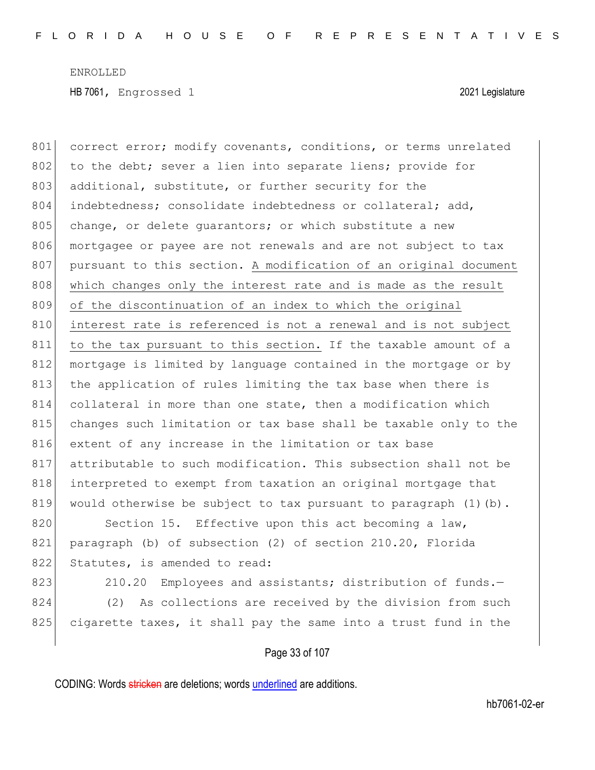correct error; modify covenants, conditions, or terms unrelated to the debt; sever a lien into separate liens; provide for additional, substitute, or further security for the indebtedness; consolidate indebtedness or collateral; add, change, or delete guarantors; or which substitute a new mortgagee or payee are not renewals and are not subject to tax pursuant to this section. <u>A modification of an original document which changes only the interest rate and is made as the result of the discontinuation of an index to which the original interest rate is referenced is not a renewal and is not subject to the tax pursuant to this section.</u> If the taxable amount of a mortgage is limited by language contained in the mortgage or by the application of rules limiting the tax base when there is collateral in more than one state, then a modification which changes such limitation or tax base shall be taxable only to the extent of any increase in the limitation or tax base attributable to such modification. This subsection shall not be interpreted to exempt from taxation an original mortgage that would otherwise be subject to tax pursuant to paragraph (1)(b).

Section 15. Effective upon this act becoming a law, paragraph (b) of subsection (2) of section 210.20, Florida Statutes, is amended to read:

210.20 Employees and assistants; distribution of funds.—

(2) As collections are received by the division from such cigarette taxes, it shall pay the same into a trust fund in the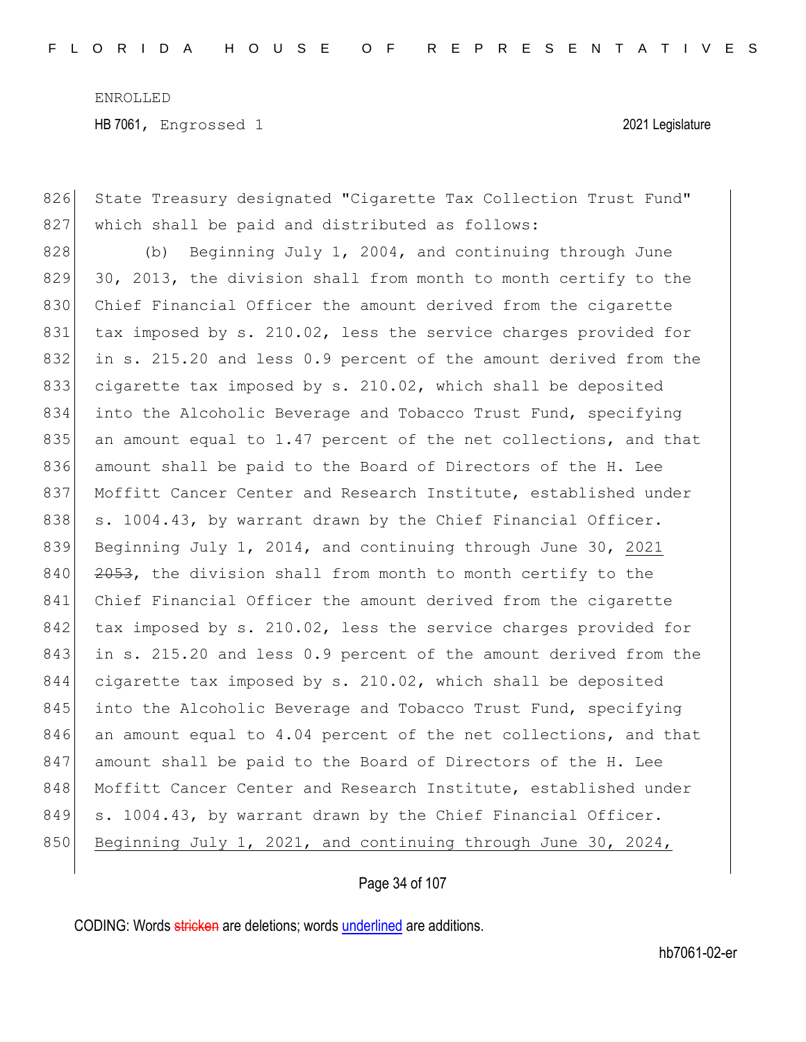State Treasury designated "Cigarette Tax Collection Trust Fund" which shall be paid and distributed as follows:

(b) Beginning July 1, 2004, and continuing through June 30, 2013, the division shall from month to month certify to the Chief Financial Officer the amount derived from the cigarette tax imposed by s. 210.02, less the service charges provided for in s. 215.20 and less 0.9 percent of the amount derived from the cigarette tax imposed by s. 210.02, which shall be deposited into the Alcoholic Beverage and Tobacco Trust Fund, specifying an amount equal to 1.47 percent of the net collections, and that amount shall be paid to the Board of Directors of the H. Lee Moffitt Cancer Center and Research Institute, established under s. 1004.43, by warrant drawn by the Chief Financial Officer. Beginning July 1, 2014, and continuing through June 30, <u>2021</u> ~~2053~~, the division shall from month to month certify to the Chief Financial Officer the amount derived from the cigarette tax imposed by s. 210.02, less the service charges provided for in s. 215.20 and less 0.9 percent of the amount derived from the cigarette tax imposed by s. 210.02, which shall be deposited into the Alcoholic Beverage and Tobacco Trust Fund, specifying an amount equal to 4.04 percent of the net collections, and that amount shall be paid to the Board of Directors of the H. Lee Moffitt Cancer Center and Research Institute, established under s. 1004.43, by warrant drawn by the Chief Financial Officer. <u>Beginning July 1, 2021, and continuing through June 30, 2024,</u>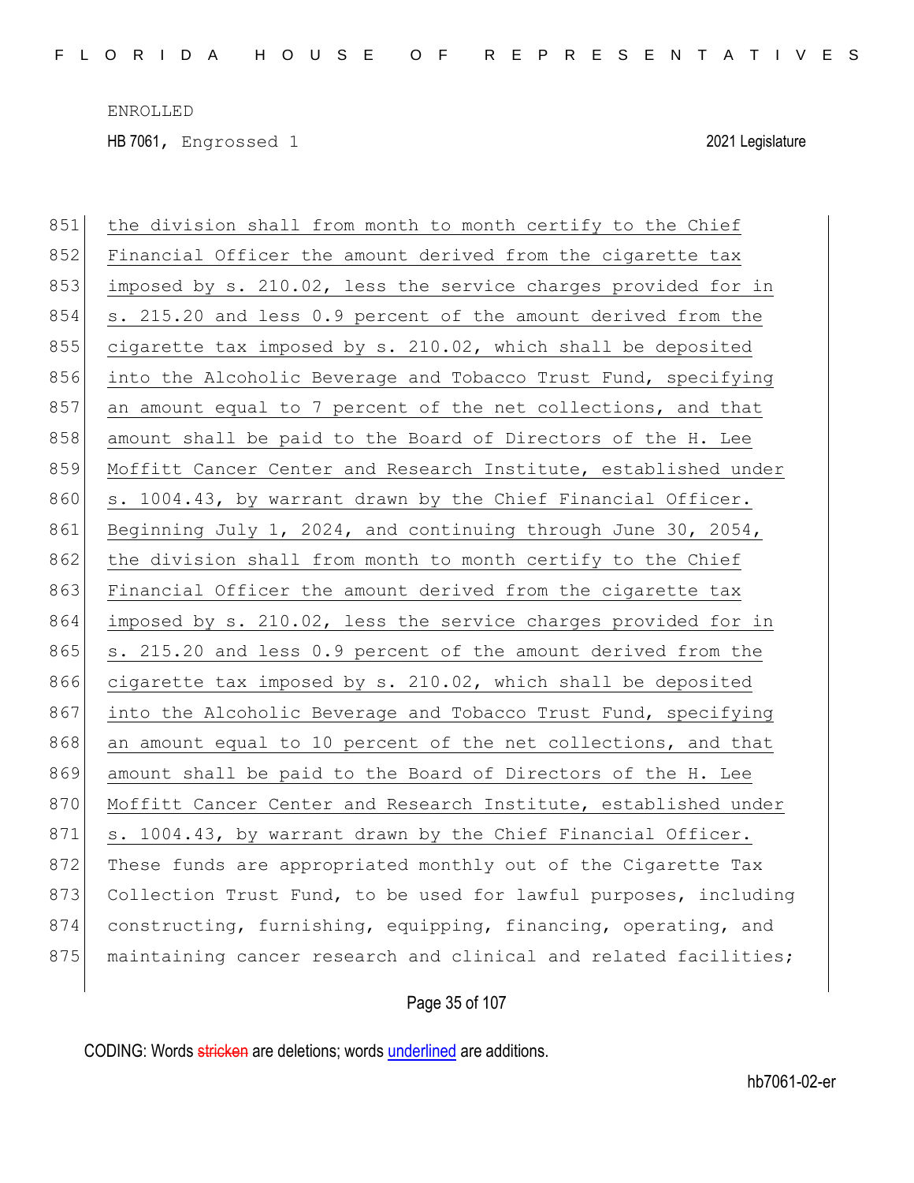851 the division shall from month to month certify to the Chief
852 Financial Officer the amount derived from the cigarette tax
853 imposed by s. 210.02, less the service charges provided for in
854 s. 215.20 and less 0.9 percent of the amount derived from the
855 cigarette tax imposed by s. 210.02, which shall be deposited
856 into the Alcoholic Beverage and Tobacco Trust Fund, specifying
857 an amount equal to 7 percent of the net collections, and that
858 amount shall be paid to the Board of Directors of the H. Lee
859 Moffitt Cancer Center and Research Institute, established under
860 s. 1004.43, by warrant drawn by the Chief Financial Officer.
861 Beginning July 1, 2024, and continuing through June 30, 2054,
862 the division shall from month to month certify to the Chief
863 Financial Officer the amount derived from the cigarette tax
864 imposed by s. 210.02, less the service charges provided for in
865 s. 215.20 and less 0.9 percent of the amount derived from the
866 cigarette tax imposed by s. 210.02, which shall be deposited
867 into the Alcoholic Beverage and Tobacco Trust Fund, specifying
868 an amount equal to 10 percent of the net collections, and that
869 amount shall be paid to the Board of Directors of the H. Lee
870 Moffitt Cancer Center and Research Institute, established under
871 s. 1004.43, by warrant drawn by the Chief Financial Officer.
872 These funds are appropriated monthly out of the Cigarette Tax
873 Collection Trust Fund, to be used for lawful purposes, including
874 constructing, furnishing, equipping, financing, operating, and
875 maintaining cancer research and clinical and related facilities;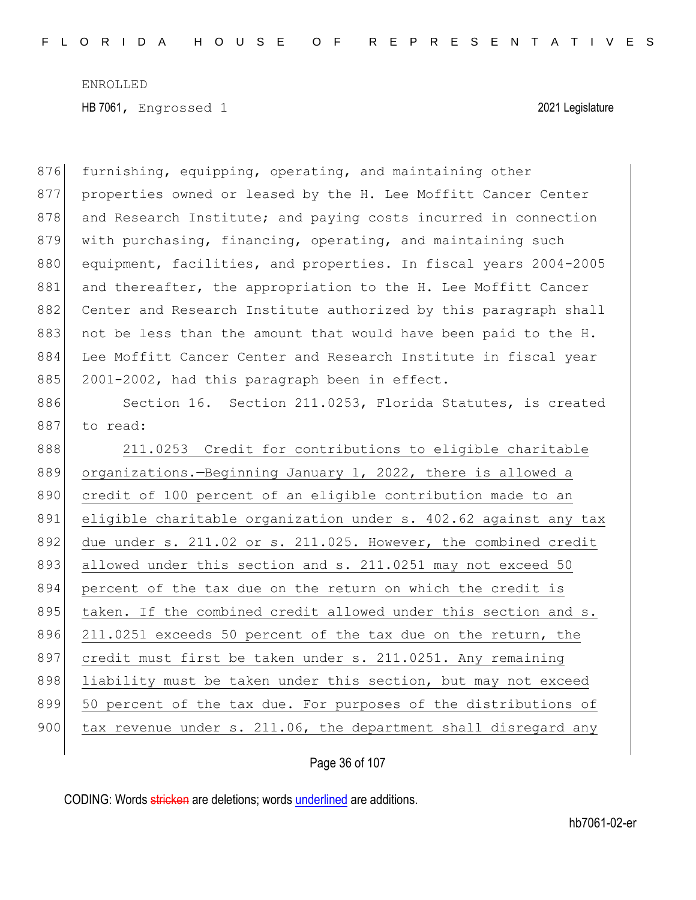furnishing, equipping, operating, and maintaining other properties owned or leased by the H. Lee Moffitt Cancer Center and Research Institute; and paying costs incurred in connection with purchasing, financing, operating, and maintaining such equipment, facilities, and properties. In fiscal years 2004-2005 and thereafter, the appropriation to the H. Lee Moffitt Cancer Center and Research Institute authorized by this paragraph shall not be less than the amount that would have been paid to the H. Lee Moffitt Cancer Center and Research Institute in fiscal year 2001-2002, had this paragraph been in effect.

Section 16. Section 211.0253, Florida Statutes, is created to read:

211.0253 Credit for contributions to eligible charitable organizations.—Beginning January 1, 2022, there is allowed a credit of 100 percent of an eligible contribution made to an eligible charitable organization under s. 402.62 against any tax due under s. 211.02 or s. 211.025. However, the combined credit allowed under this section and s. 211.0251 may not exceed 50 percent of the tax due on the return on which the credit is taken. If the combined credit allowed under this section and s. 211.0251 exceeds 50 percent of the tax due on the return, the credit must first be taken under s. 211.0251. Any remaining liability must be taken under this section, but may not exceed 50 percent of the tax due. For purposes of the distributions of tax revenue under s. 211.06, the department shall disregard any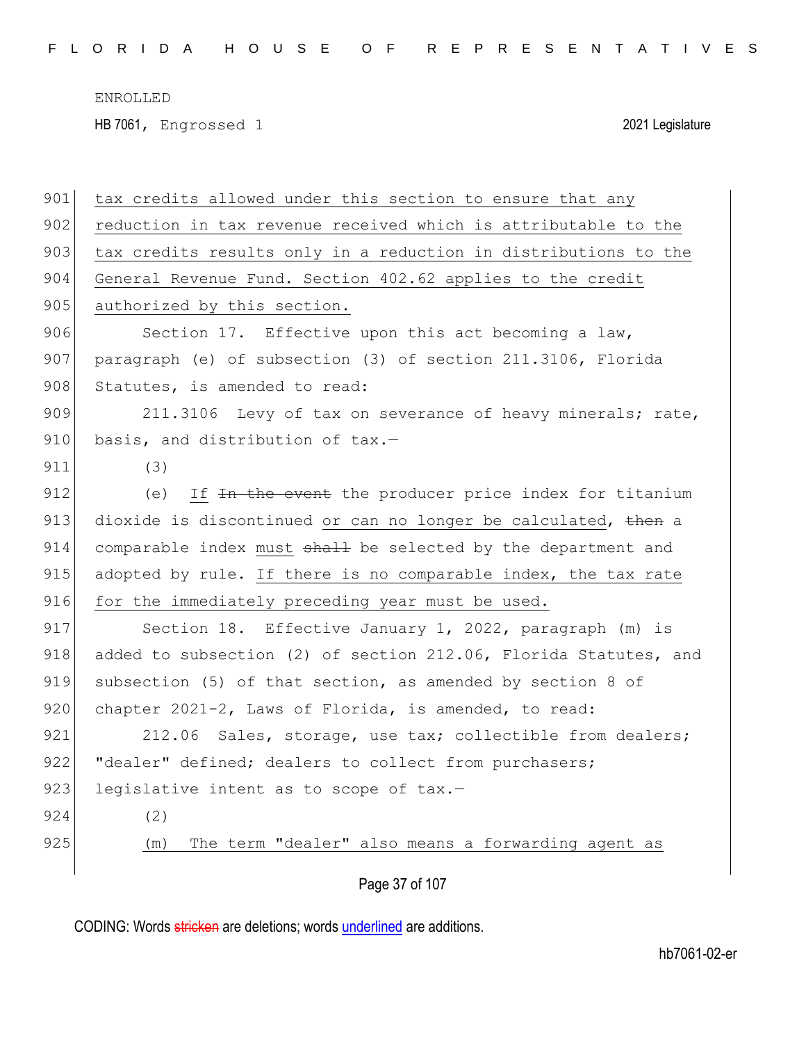tax credits allowed under this section to ensure that any reduction in tax revenue received which is attributable to the tax credits results only in a reduction in distributions to the General Revenue Fund. Section 402.62 applies to the credit authorized by this section.

Section 17. Effective upon this act becoming a law, paragraph (e) of subsection (3) of section 211.3106, Florida Statutes, is amended to read:

211.3106 Levy of tax on severance of heavy minerals; rate, basis, and distribution of tax.—

(3)

(e) If ~~In the event~~ the producer price index for titanium dioxide is discontinued or can no longer be calculated, ~~then~~ a comparable index must ~~shall~~ be selected by the department and adopted by rule. If there is no comparable index, the tax rate for the immediately preceding year must be used.

Section 18. Effective January 1, 2022, paragraph (m) is added to subsection (2) of section 212.06, Florida Statutes, and subsection (5) of that section, as amended by section 8 of chapter 2021-2, Laws of Florida, is amended, to read:

212.06 Sales, storage, use tax; collectible from dealers; "dealer" defined; dealers to collect from purchasers; legislative intent as to scope of tax.—

(2)

(m) The term "dealer" also means a forwarding agent as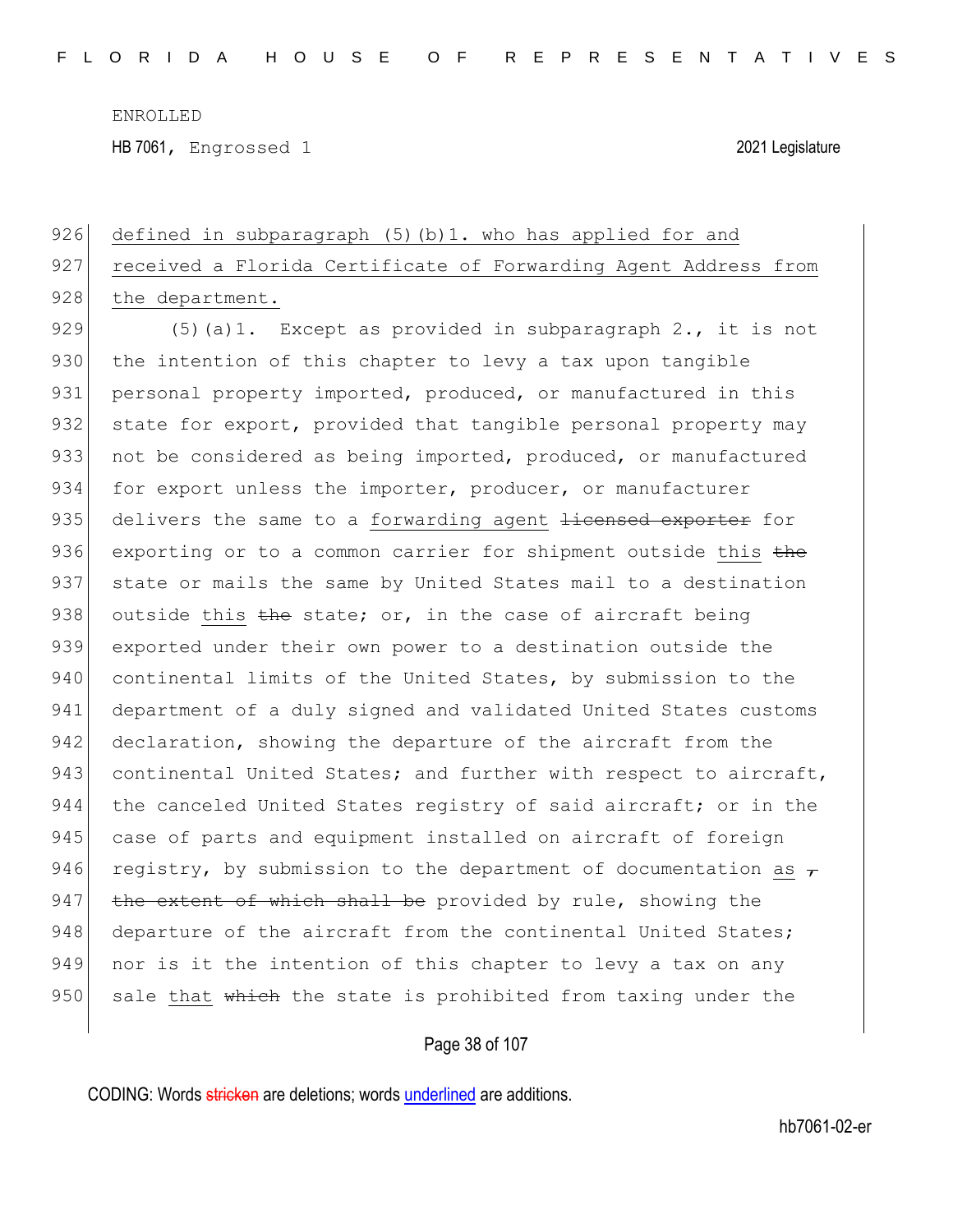defined in subparagraph (5)(b)1. who has applied for and received a Florida Certificate of Forwarding Agent Address from the department.

(5)(a)1. Except as provided in subparagraph 2., it is not the intention of this chapter to levy a tax upon tangible personal property imported, produced, or manufactured in this state for export, provided that tangible personal property may not be considered as being imported, produced, or manufactured for export unless the importer, producer, or manufacturer delivers the same to a forwarding agent ~~licensed exporter~~ for exporting or to a common carrier for shipment outside this ~~the~~ state or mails the same by United States mail to a destination outside this ~~the~~ state; or, in the case of aircraft being exported under their own power to a destination outside the continental limits of the United States, by submission to the department of a duly signed and validated United States customs declaration, showing the departure of the aircraft from the continental United States; and further with respect to aircraft, the canceled United States registry of said aircraft; or in the case of parts and equipment installed on aircraft of foreign registry, by submission to the department of documentation as ~~, the extent of which shall be~~ provided by rule, showing the departure of the aircraft from the continental United States; nor is it the intention of this chapter to levy a tax on any sale that ~~which~~ the state is prohibited from taxing under the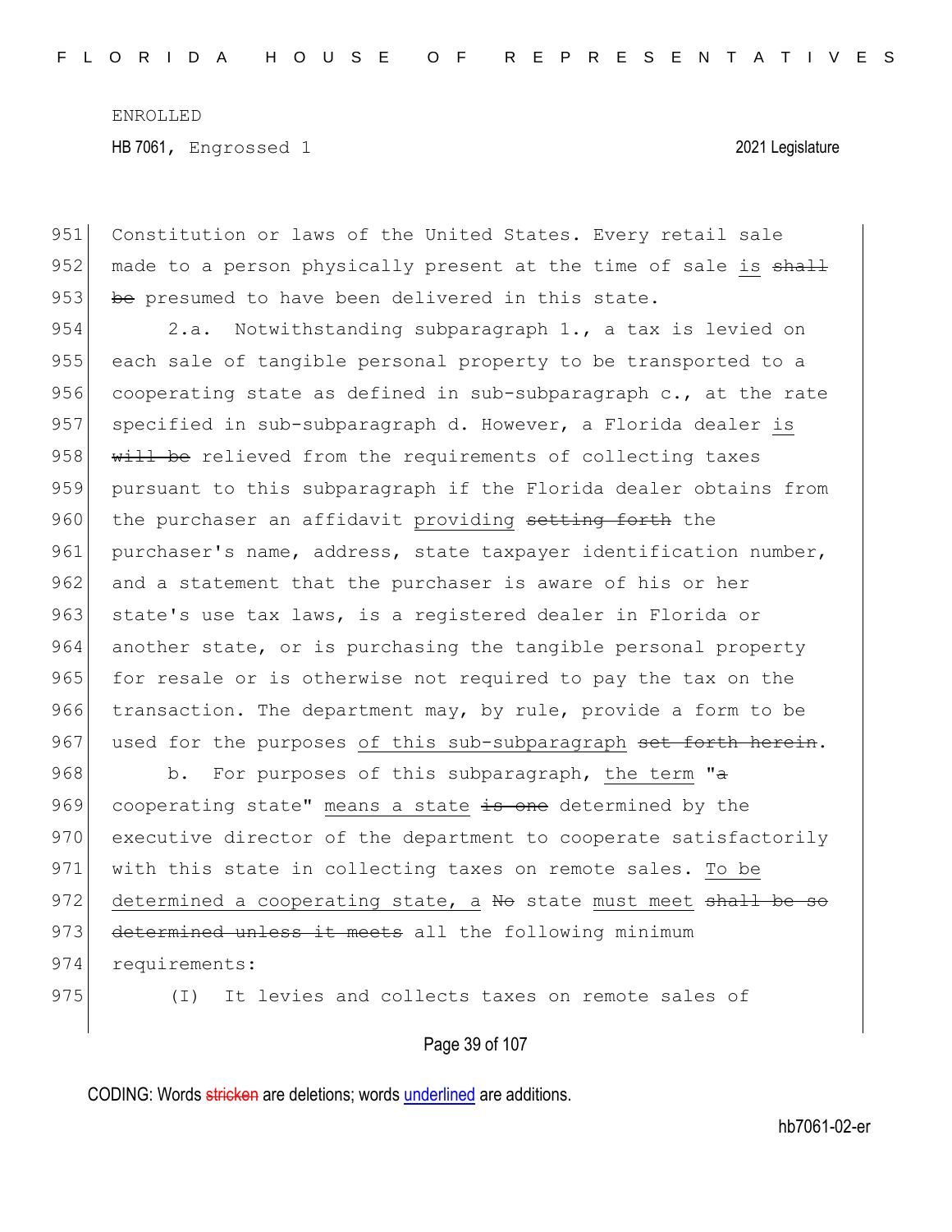951 Constitution or laws of the United States. Every retail sale
952 made to a person physically present at the time of sale is ~~shall~~
953 ~~be~~ presumed to have been delivered in this state.

954 2.a. Notwithstanding subparagraph 1., a tax is levied on
955 each sale of tangible personal property to be transported to a
956 cooperating state as defined in sub-subparagraph c., at the rate
957 specified in sub-subparagraph d. However, a Florida dealer is
958 ~~will be~~ relieved from the requirements of collecting taxes
959 pursuant to this subparagraph if the Florida dealer obtains from
960 the purchaser an affidavit providing ~~setting forth~~ the
961 purchaser's name, address, state taxpayer identification number,
962 and a statement that the purchaser is aware of his or her
963 state's use tax laws, is a registered dealer in Florida or
964 another state, or is purchasing the tangible personal property
965 for resale or is otherwise not required to pay the tax on the
966 transaction. The department may, by rule, provide a form to be
967 used for the purposes of this sub-subparagraph ~~set forth herein~~.

968 b. For purposes of this subparagraph, the term "~~a~~
969 cooperating state" means a state ~~is one~~ determined by the
970 executive director of the department to cooperate satisfactorily
971 with this state in collecting taxes on remote sales. To be
972 determined a cooperating state, a ~~No~~ state must meet ~~shall be so~~
973 ~~determined unless it meets~~ all the following minimum
974 requirements:

975 (I) It levies and collects taxes on remote sales of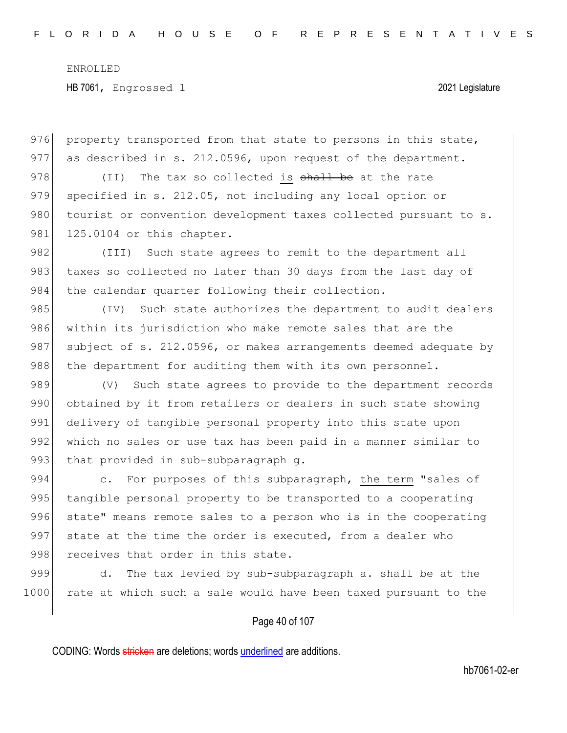976 property transported from that state to persons in this state,
977 as described in s. 212.0596, upon request of the department.

978 (II) The tax so collected is ~~shall be~~ at the rate
979 specified in s. 212.05, not including any local option or
980 tourist or convention development taxes collected pursuant to s.
981 125.0104 or this chapter.

982 (III) Such state agrees to remit to the department all
983 taxes so collected no later than 30 days from the last day of
984 the calendar quarter following their collection.

985 (IV) Such state authorizes the department to audit dealers
986 within its jurisdiction who make remote sales that are the
987 subject of s. 212.0596, or makes arrangements deemed adequate by
988 the department for auditing them with its own personnel.

989 (V) Such state agrees to provide to the department records
990 obtained by it from retailers or dealers in such state showing
991 delivery of tangible personal property into this state upon
992 which no sales or use tax has been paid in a manner similar to
993 that provided in sub-subparagraph g.

994 c. For purposes of this subparagraph, the term "sales of
995 tangible personal property to be transported to a cooperating
996 state" means remote sales to a person who is in the cooperating
997 state at the time the order is executed, from a dealer who
998 receives that order in this state.

999 d. The tax levied by sub-subparagraph a. shall be at the
1000 rate at which such a sale would have been taxed pursuant to the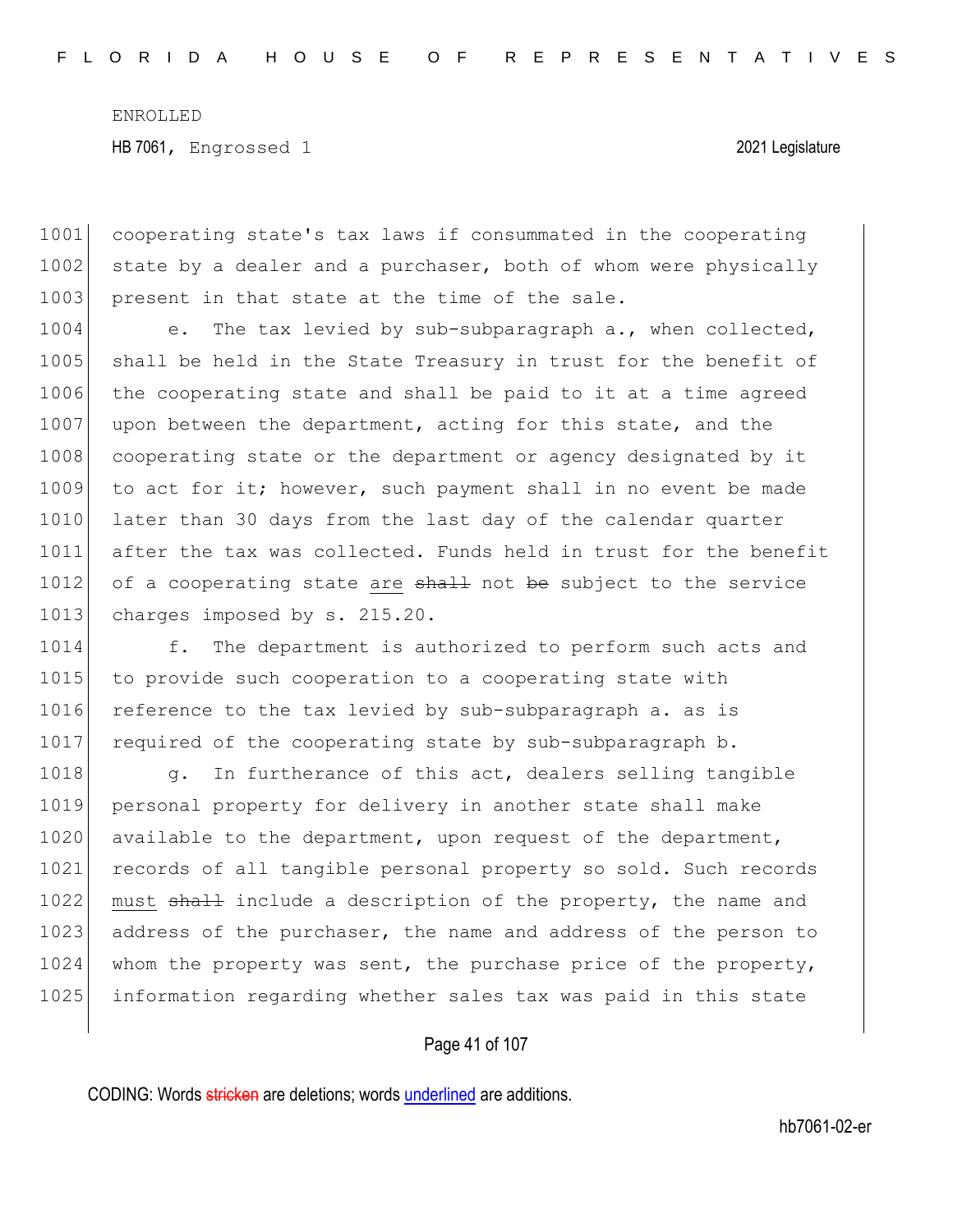cooperating state's tax laws if consummated in the cooperating state by a dealer and a purchaser, both of whom were physically present in that state at the time of the sale.

e. The tax levied by sub-subparagraph a., when collected, shall be held in the State Treasury in trust for the benefit of the cooperating state and shall be paid to it at a time agreed upon between the department, acting for this state, and the cooperating state or the department or agency designated by it to act for it; however, such payment shall in no event be made later than 30 days from the last day of the calendar quarter after the tax was collected. Funds held in trust for the benefit of a cooperating state are ~~shall~~ not ~~be~~ subject to the service charges imposed by s. 215.20.

f. The department is authorized to perform such acts and to provide such cooperation to a cooperating state with reference to the tax levied by sub-subparagraph a. as is required of the cooperating state by sub-subparagraph b.

g. In furtherance of this act, dealers selling tangible personal property for delivery in another state shall make available to the department, upon request of the department, records of all tangible personal property so sold. Such records must ~~shall~~ include a description of the property, the name and address of the purchaser, the name and address of the person to whom the property was sent, the purchase price of the property, information regarding whether sales tax was paid in this state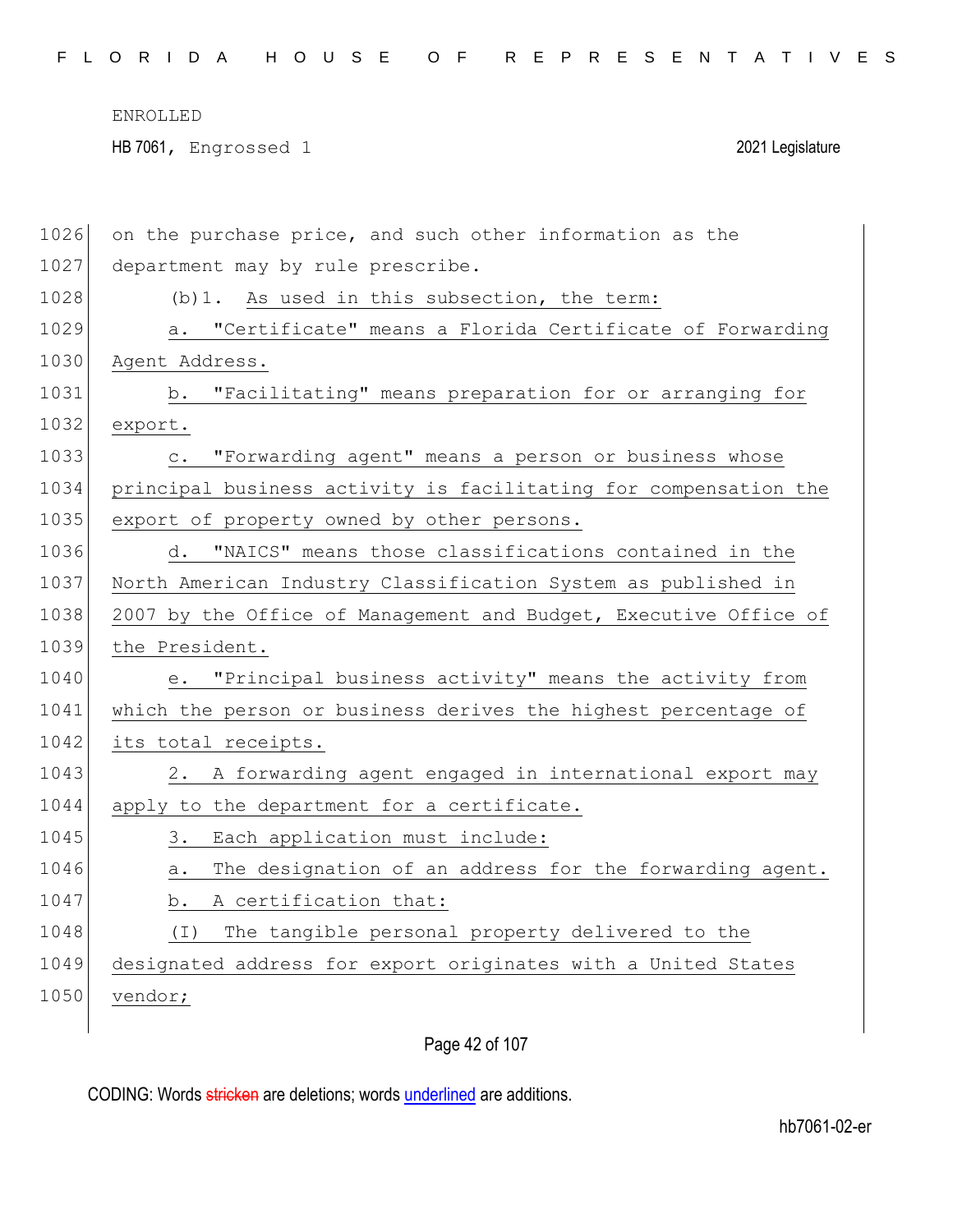on the purchase price, and such other information as the department may by rule prescribe.

(b)1. As used in this subsection, the term:

a. "Certificate" means a Florida Certificate of Forwarding Agent Address.

b. "Facilitating" means preparation for or arranging for export.

c. "Forwarding agent" means a person or business whose principal business activity is facilitating for compensation the export of property owned by other persons.

d. "NAICS" means those classifications contained in the North American Industry Classification System as published in 2007 by the Office of Management and Budget, Executive Office of the President.

e. "Principal business activity" means the activity from which the person or business derives the highest percentage of its total receipts.

2. A forwarding agent engaged in international export may apply to the department for a certificate.

3. Each application must include:

a. The designation of an address for the forwarding agent.

b. A certification that:

(I) The tangible personal property delivered to the designated address for export originates with a United States vendor;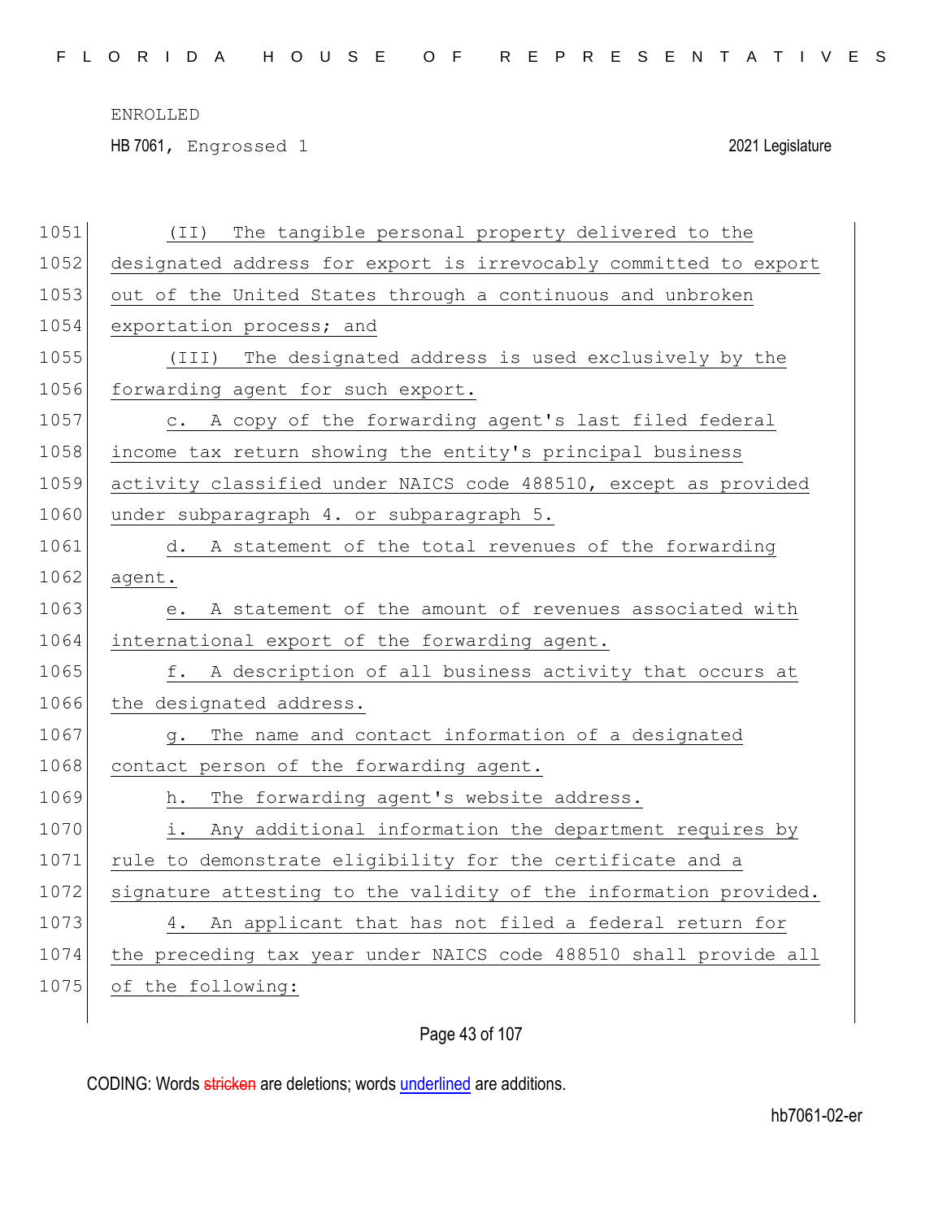(II) The tangible personal property delivered to the designated address for export is irrevocably committed to export out of the United States through a continuous and unbroken exportation process; and

(III) The designated address is used exclusively by the forwarding agent for such export.

c. A copy of the forwarding agent's last filed federal income tax return showing the entity's principal business activity classified under NAICS code 488510, except as provided under subparagraph 4. or subparagraph 5.

d. A statement of the total revenues of the forwarding agent.

e. A statement of the amount of revenues associated with international export of the forwarding agent.

f. A description of all business activity that occurs at the designated address.

g. The name and contact information of a designated contact person of the forwarding agent.

h. The forwarding agent's website address.

i. Any additional information the department requires by rule to demonstrate eligibility for the certificate and a signature attesting to the validity of the information provided.

4. An applicant that has not filed a federal return for the preceding tax year under NAICS code 488510 shall provide all of the following: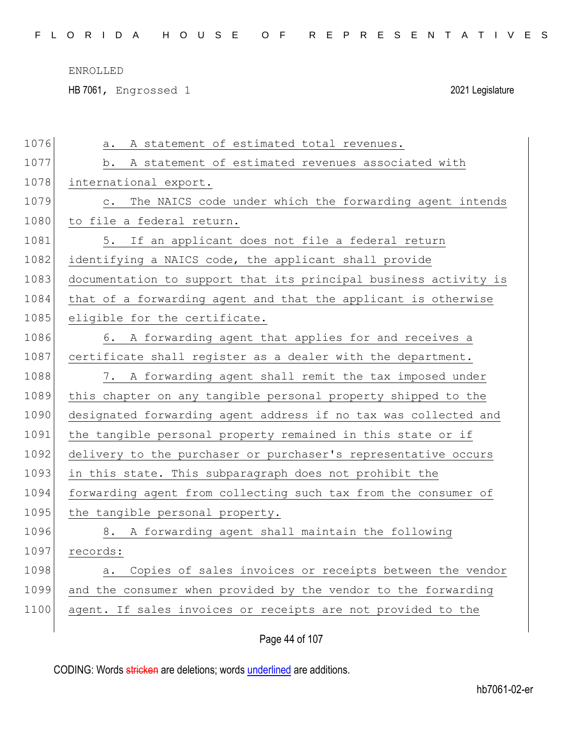a. A statement of estimated total revenues.

b. A statement of estimated revenues associated with international export.

c. The NAICS code under which the forwarding agent intends to file a federal return.

5. If an applicant does not file a federal return identifying a NAICS code, the applicant shall provide documentation to support that its principal business activity is that of a forwarding agent and that the applicant is otherwise eligible for the certificate.

6. A forwarding agent that applies for and receives a certificate shall register as a dealer with the department.

7. A forwarding agent shall remit the tax imposed under this chapter on any tangible personal property shipped to the designated forwarding agent address if no tax was collected and the tangible personal property remained in this state or if delivery to the purchaser or purchaser's representative occurs in this state. This subparagraph does not prohibit the forwarding agent from collecting such tax from the consumer of the tangible personal property.

8. A forwarding agent shall maintain the following records:

a. Copies of sales invoices or receipts between the vendor and the consumer when provided by the vendor to the forwarding agent. If sales invoices or receipts are not provided to the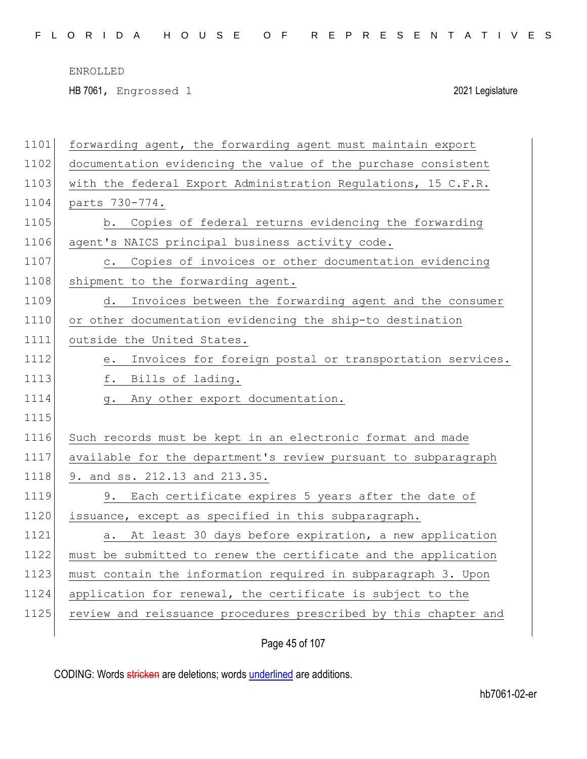forwarding agent, the forwarding agent must maintain export documentation evidencing the value of the purchase consistent with the federal Export Administration Regulations, 15 C.F.R. parts 730-774.

b. Copies of federal returns evidencing the forwarding agent's NAICS principal business activity code.

c. Copies of invoices or other documentation evidencing shipment to the forwarding agent.

d. Invoices between the forwarding agent and the consumer or other documentation evidencing the ship-to destination outside the United States.

e. Invoices for foreign postal or transportation services.

f. Bills of lading.

g. Any other export documentation.

Such records must be kept in an electronic format and made available for the department's review pursuant to subparagraph 9. and ss. 212.13 and 213.35.

9. Each certificate expires 5 years after the date of issuance, except as specified in this subparagraph.

a. At least 30 days before expiration, a new application must be submitted to renew the certificate and the application must contain the information required in subparagraph 3. Upon application for renewal, the certificate is subject to the review and reissuance procedures prescribed by this chapter and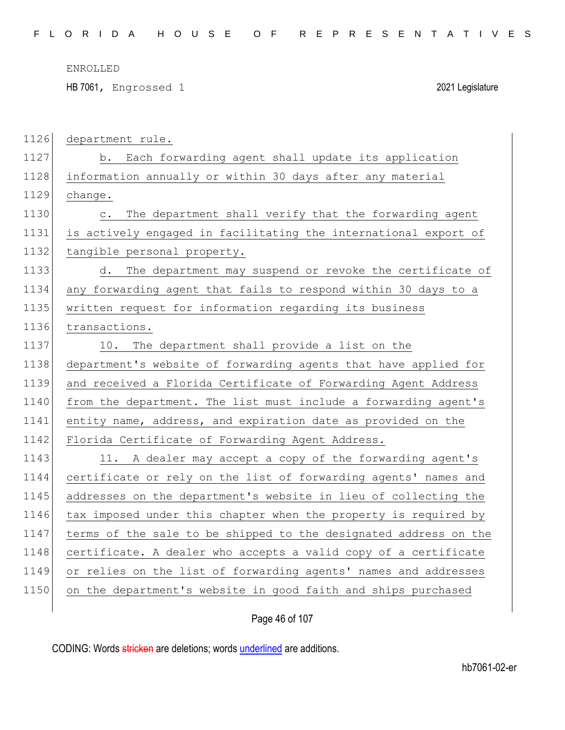department rule.

b. Each forwarding agent shall update its application information annually or within 30 days after any material change.

c. The department shall verify that the forwarding agent is actively engaged in facilitating the international export of tangible personal property.

d. The department may suspend or revoke the certificate of any forwarding agent that fails to respond within 30 days to a written request for information regarding its business transactions.

10. The department shall provide a list on the department's website of forwarding agents that have applied for and received a Florida Certificate of Forwarding Agent Address from the department. The list must include a forwarding agent's entity name, address, and expiration date as provided on the Florida Certificate of Forwarding Agent Address.

11. A dealer may accept a copy of the forwarding agent's certificate or rely on the list of forwarding agents' names and addresses on the department's website in lieu of collecting the tax imposed under this chapter when the property is required by terms of the sale to be shipped to the designated address on the certificate. A dealer who accepts a valid copy of a certificate or relies on the list of forwarding agents' names and addresses on the department's website in good faith and ships purchased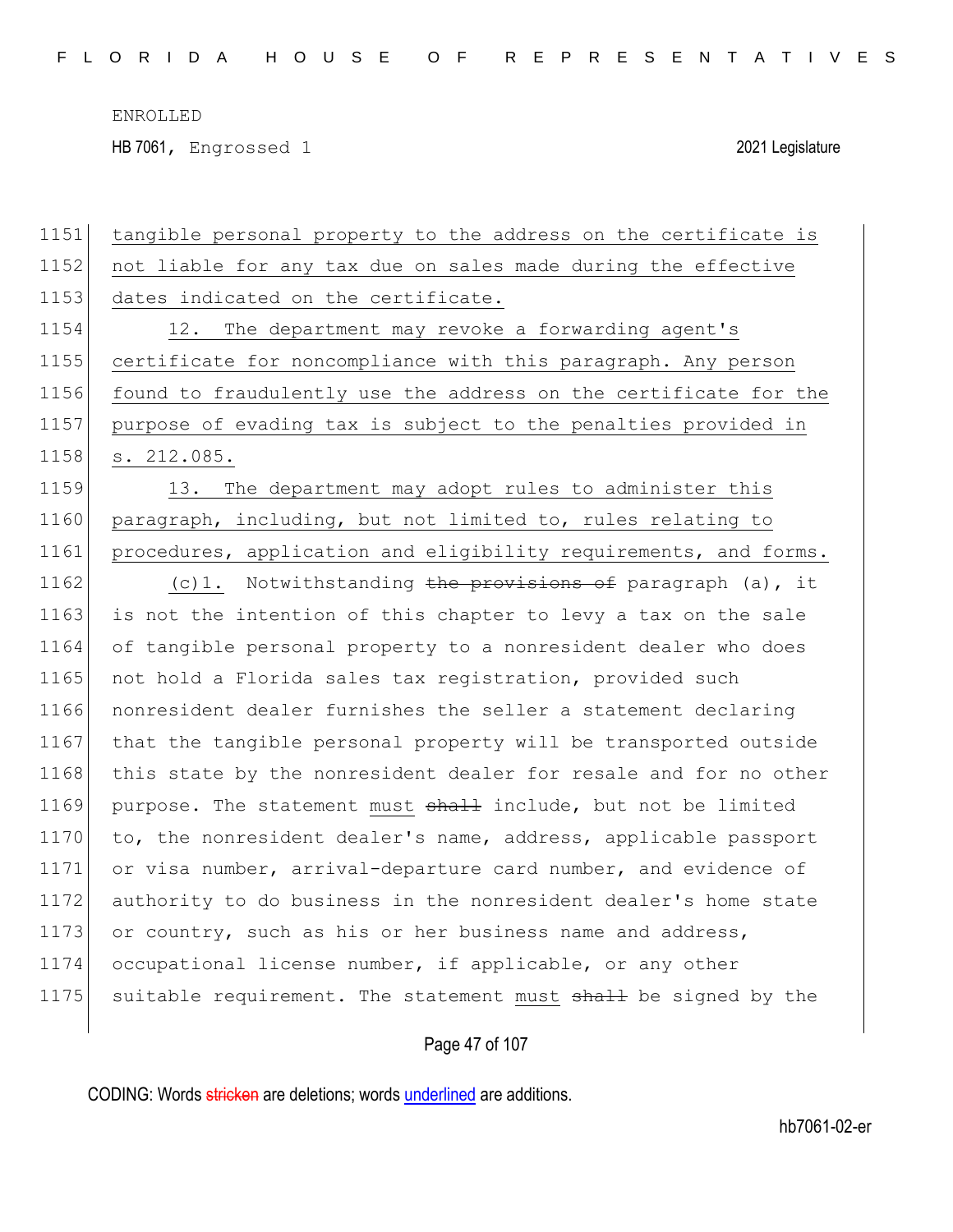tangible personal property to the address on the certificate is not liable for any tax due on sales made during the effective dates indicated on the certificate.

12. The department may revoke a forwarding agent's certificate for noncompliance with this paragraph. Any person found to fraudulently use the address on the certificate for the purpose of evading tax is subject to the penalties provided in s. 212.085.

13. The department may adopt rules to administer this paragraph, including, but not limited to, rules relating to procedures, application and eligibility requirements, and forms.

(c)1. Notwithstanding ~~the provisions of~~ paragraph (a), it is not the intention of this chapter to levy a tax on the sale of tangible personal property to a nonresident dealer who does not hold a Florida sales tax registration, provided such nonresident dealer furnishes the seller a statement declaring that the tangible personal property will be transported outside this state by the nonresident dealer for resale and for no other purpose. The statement must ~~shall~~ include, but not be limited to, the nonresident dealer's name, address, applicable passport or visa number, arrival-departure card number, and evidence of authority to do business in the nonresident dealer's home state or country, such as his or her business name and address, occupational license number, if applicable, or any other suitable requirement. The statement must ~~shall~~ be signed by the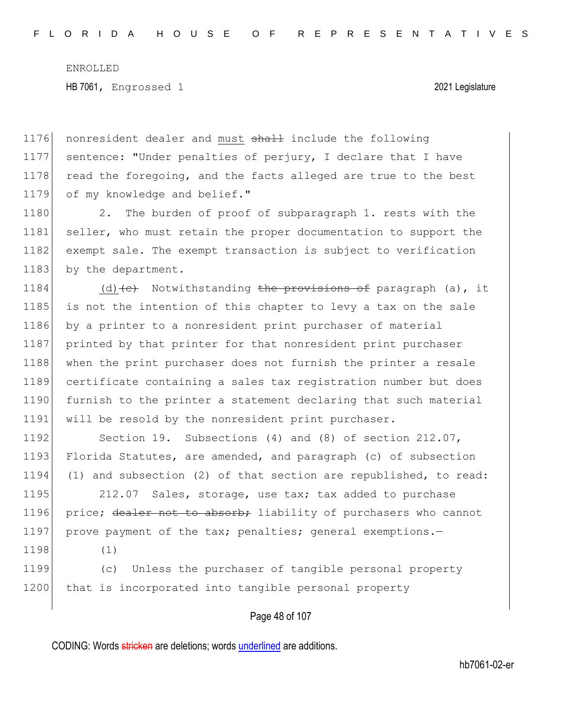nonresident dealer and must ~~shall~~ include the following sentence: "Under penalties of perjury, I declare that I have read the foregoing, and the facts alleged are true to the best of my knowledge and belief."

2. The burden of proof of subparagraph 1. rests with the seller, who must retain the proper documentation to support the exempt sale. The exempt transaction is subject to verification by the department.

(d)~~(c)~~ Notwithstanding ~~the provisions of~~ paragraph (a), it is not the intention of this chapter to levy a tax on the sale by a printer to a nonresident print purchaser of material printed by that printer for that nonresident print purchaser when the print purchaser does not furnish the printer a resale certificate containing a sales tax registration number but does furnish to the printer a statement declaring that such material will be resold by the nonresident print purchaser.

Section 19. Subsections (4) and (8) of section 212.07, Florida Statutes, are amended, and paragraph (c) of subsection (1) and subsection (2) of that section are republished, to read:

212.07 Sales, storage, use tax; tax added to purchase price; ~~dealer not to absorb;~~ liability of purchasers who cannot prove payment of the tax; penalties; general exemptions.—

(1)

(c) Unless the purchaser of tangible personal property that is incorporated into tangible personal property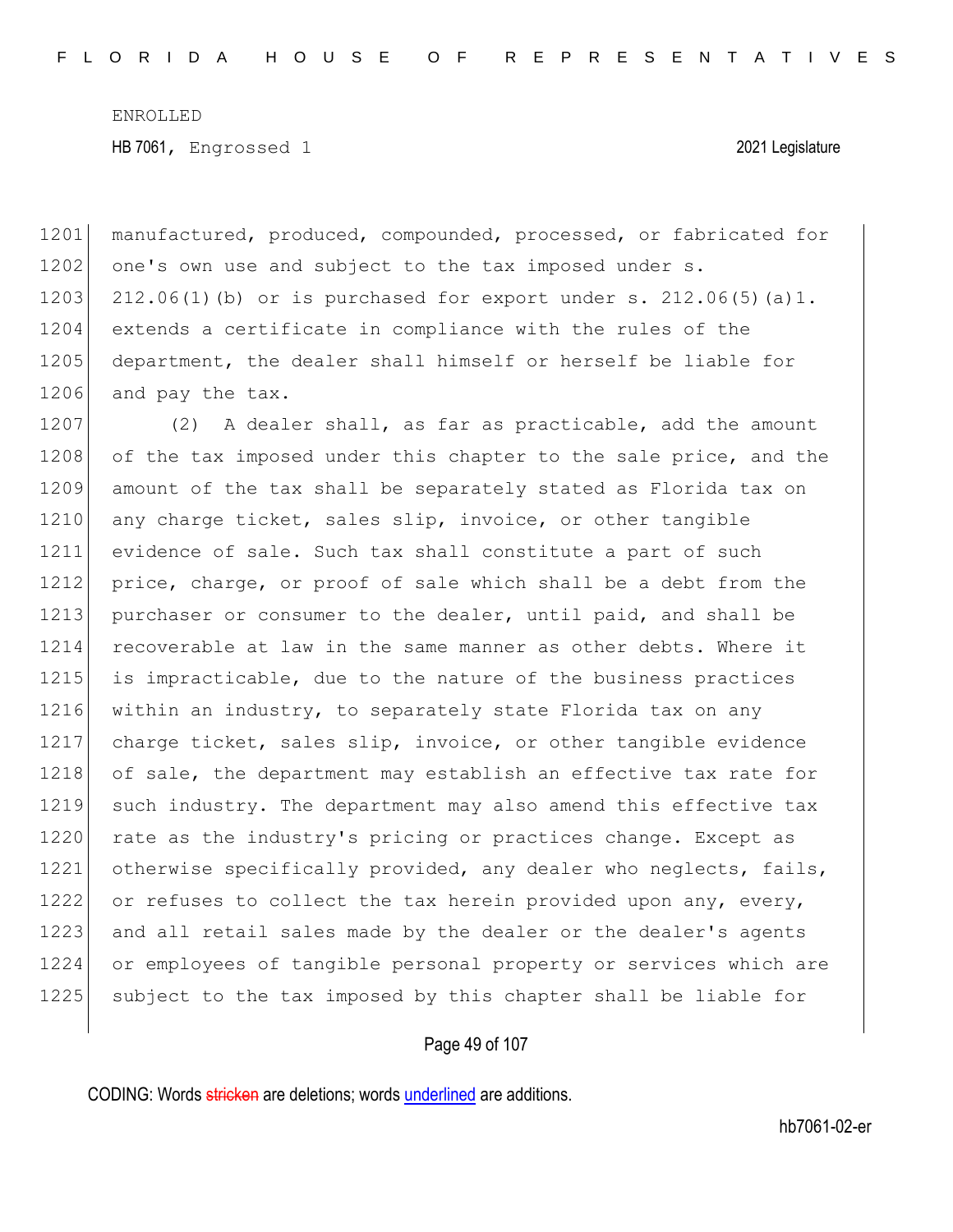manufactured, produced, compounded, processed, or fabricated for one's own use and subject to the tax imposed under s. 212.06(1)(b) or is purchased for export under s. 212.06(5)(a)1. extends a certificate in compliance with the rules of the department, the dealer shall himself or herself be liable for and pay the tax.

(2) A dealer shall, as far as practicable, add the amount of the tax imposed under this chapter to the sale price, and the amount of the tax shall be separately stated as Florida tax on any charge ticket, sales slip, invoice, or other tangible evidence of sale. Such tax shall constitute a part of such price, charge, or proof of sale which shall be a debt from the purchaser or consumer to the dealer, until paid, and shall be recoverable at law in the same manner as other debts. Where it is impracticable, due to the nature of the business practices within an industry, to separately state Florida tax on any charge ticket, sales slip, invoice, or other tangible evidence of sale, the department may establish an effective tax rate for such industry. The department may also amend this effective tax rate as the industry's pricing or practices change. Except as otherwise specifically provided, any dealer who neglects, fails, or refuses to collect the tax herein provided upon any, every, and all retail sales made by the dealer or the dealer's agents or employees of tangible personal property or services which are subject to the tax imposed by this chapter shall be liable for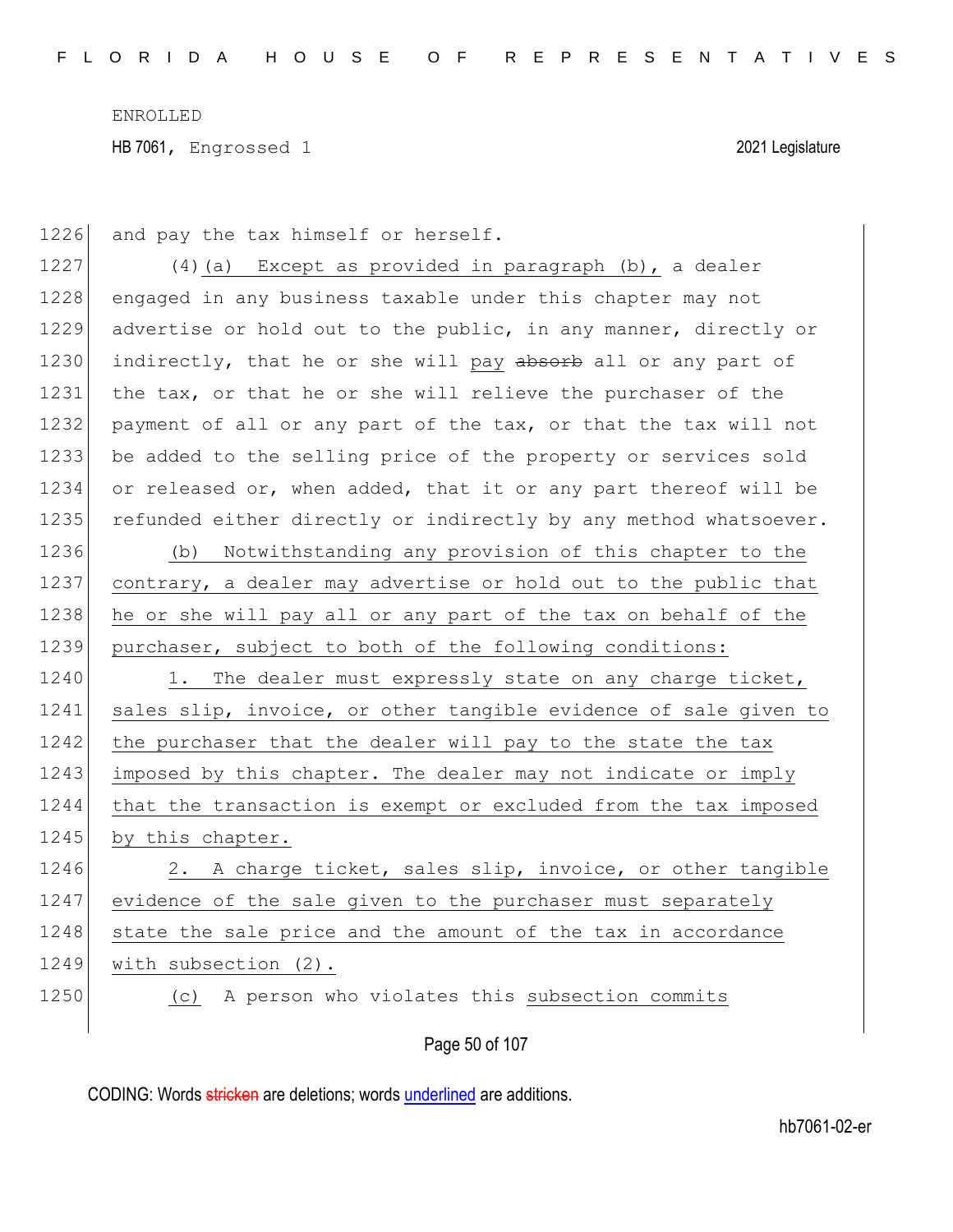and pay the tax himself or herself.

(4)(a) Except as provided in paragraph (b), a dealer engaged in any business taxable under this chapter may not advertise or hold out to the public, in any manner, directly or indirectly, that he or she will pay ~~absorb~~ all or any part of the tax, or that he or she will relieve the purchaser of the payment of all or any part of the tax, or that the tax will not be added to the selling price of the property or services sold or released or, when added, that it or any part thereof will be refunded either directly or indirectly by any method whatsoever.

(b) Notwithstanding any provision of this chapter to the contrary, a dealer may advertise or hold out to the public that he or she will pay all or any part of the tax on behalf of the purchaser, subject to both of the following conditions:

1. The dealer must expressly state on any charge ticket, sales slip, invoice, or other tangible evidence of sale given to the purchaser that the dealer will pay to the state the tax imposed by this chapter. The dealer may not indicate or imply that the transaction is exempt or excluded from the tax imposed by this chapter.

2. A charge ticket, sales slip, invoice, or other tangible evidence of the sale given to the purchaser must separately state the sale price and the amount of the tax in accordance with subsection (2).

(c) A person who violates this subsection commits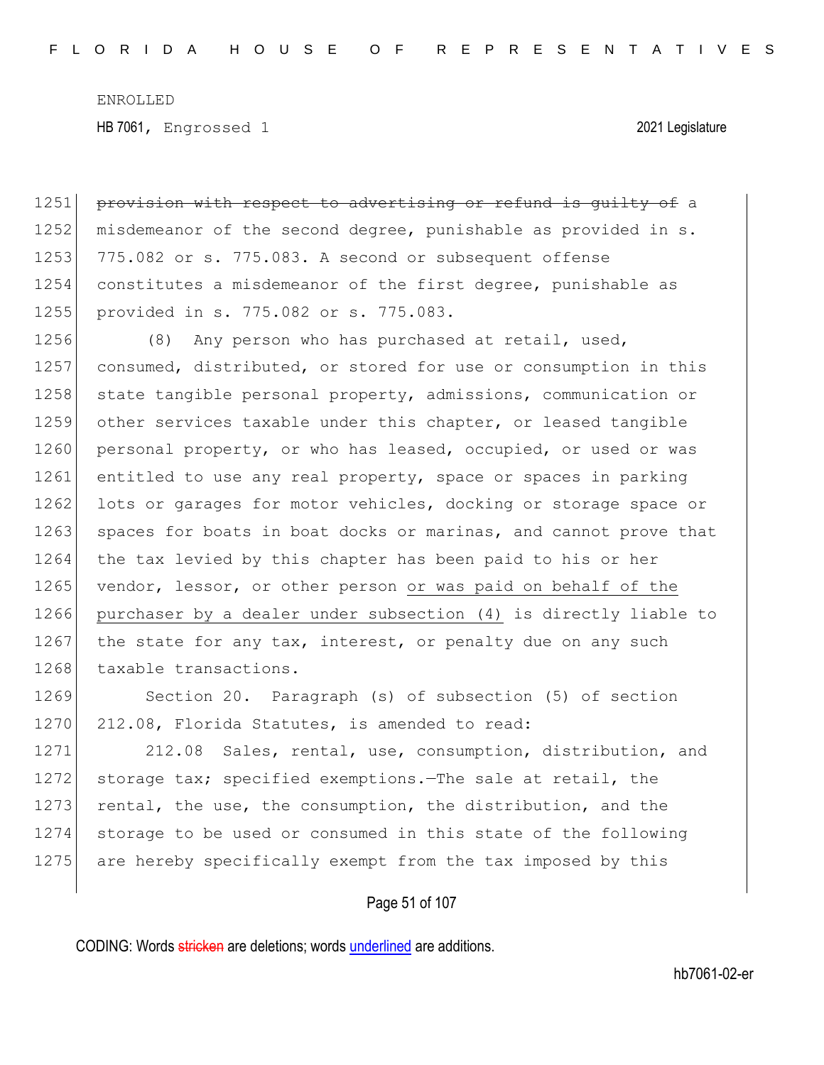~~provision with respect to advertising or refund is guilty of~~ a misdemeanor of the second degree, punishable as provided in s. 775.082 or s. 775.083. A second or subsequent offense constitutes a misdemeanor of the first degree, punishable as provided in s. 775.082 or s. 775.083.

(8) Any person who has purchased at retail, used, consumed, distributed, or stored for use or consumption in this state tangible personal property, admissions, communication or other services taxable under this chapter, or leased tangible personal property, or who has leased, occupied, or used or was entitled to use any real property, space or spaces in parking lots or garages for motor vehicles, docking or storage space or spaces for boats in boat docks or marinas, and cannot prove that the tax levied by this chapter has been paid to his or her vendor, lessor, or other person <u>or was paid on behalf of the purchaser by a dealer under subsection (4)</u> is directly liable to the state for any tax, interest, or penalty due on any such taxable transactions.

Section 20. Paragraph (s) of subsection (5) of section 212.08, Florida Statutes, is amended to read:

212.08 Sales, rental, use, consumption, distribution, and storage tax; specified exemptions.—The sale at retail, the rental, the use, the consumption, the distribution, and the storage to be used or consumed in this state of the following are hereby specifically exempt from the tax imposed by this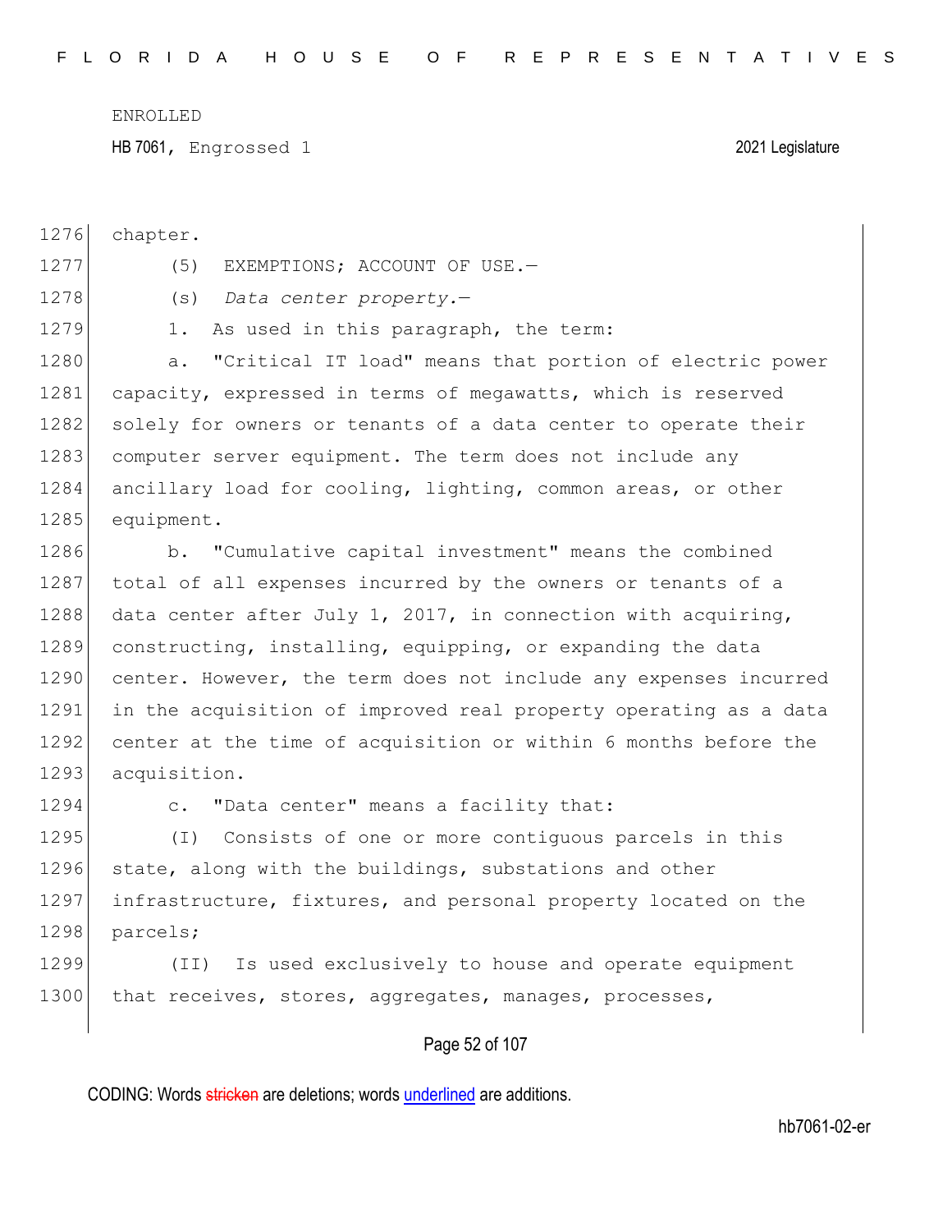chapter.

(5) EXEMPTIONS; ACCOUNT OF USE.—

(s) *Data center property.*—

1. As used in this paragraph, the term:

a. "Critical IT load" means that portion of electric power capacity, expressed in terms of megawatts, which is reserved solely for owners or tenants of a data center to operate their computer server equipment. The term does not include any ancillary load for cooling, lighting, common areas, or other equipment.

b. "Cumulative capital investment" means the combined total of all expenses incurred by the owners or tenants of a data center after July 1, 2017, in connection with acquiring, constructing, installing, equipping, or expanding the data center. However, the term does not include any expenses incurred in the acquisition of improved real property operating as a data center at the time of acquisition or within 6 months before the acquisition.

c. "Data center" means a facility that:

(I) Consists of one or more contiguous parcels in this state, along with the buildings, substations and other infrastructure, fixtures, and personal property located on the parcels;

(II) Is used exclusively to house and operate equipment that receives, stores, aggregates, manages, processes,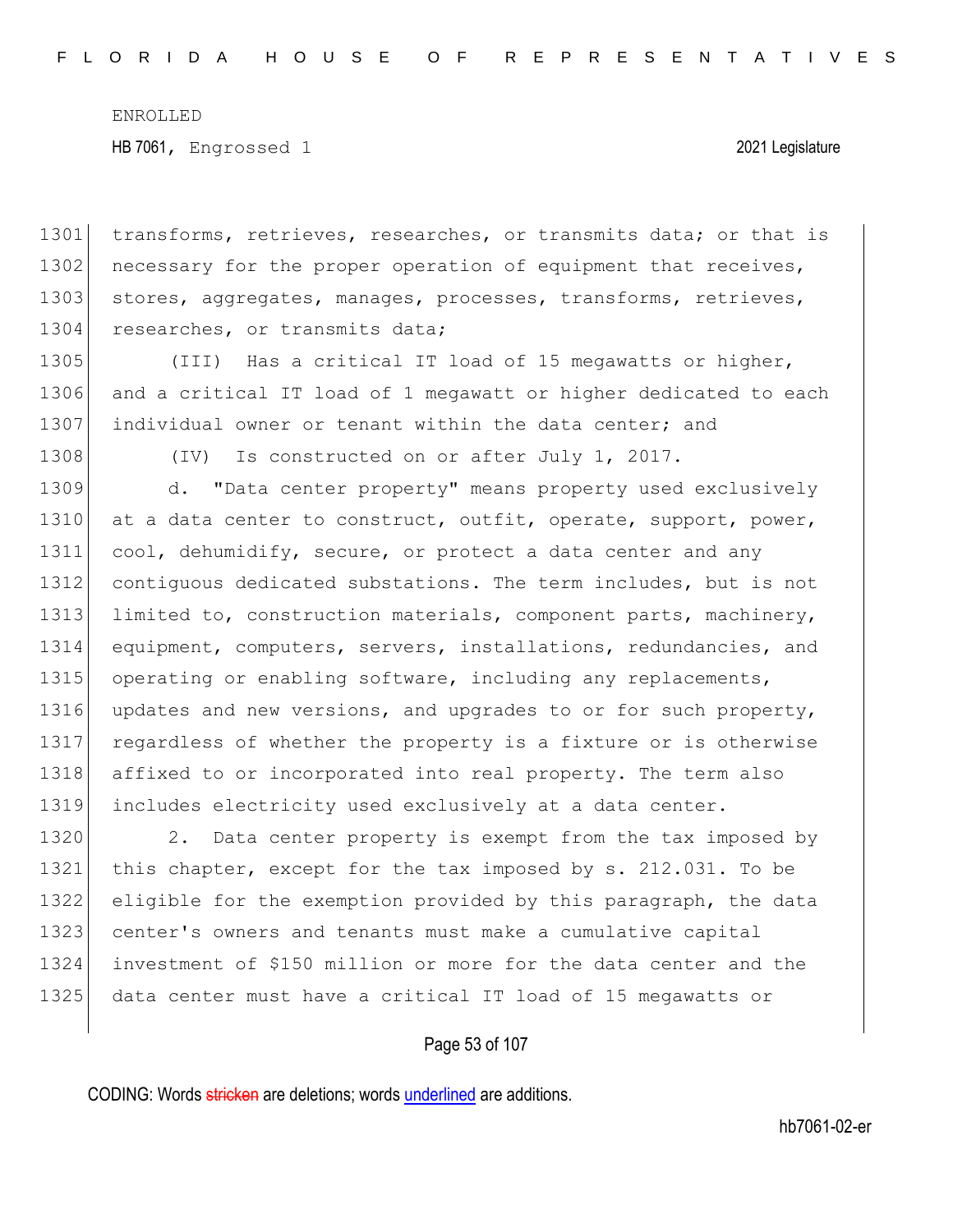transforms, retrieves, researches, or transmits data; or that is necessary for the proper operation of equipment that receives, stores, aggregates, manages, processes, transforms, retrieves, researches, or transmits data;

(III) Has a critical IT load of 15 megawatts or higher, and a critical IT load of 1 megawatt or higher dedicated to each individual owner or tenant within the data center; and

(IV) Is constructed on or after July 1, 2017.

d. "Data center property" means property used exclusively at a data center to construct, outfit, operate, support, power, cool, dehumidify, secure, or protect a data center and any contiguous dedicated substations. The term includes, but is not limited to, construction materials, component parts, machinery, equipment, computers, servers, installations, redundancies, and operating or enabling software, including any replacements, updates and new versions, and upgrades to or for such property, regardless of whether the property is a fixture or is otherwise affixed to or incorporated into real property. The term also includes electricity used exclusively at a data center.

2. Data center property is exempt from the tax imposed by this chapter, except for the tax imposed by s. 212.031. To be eligible for the exemption provided by this paragraph, the data center's owners and tenants must make a cumulative capital investment of $150 million or more for the data center and the data center must have a critical IT load of 15 megawatts or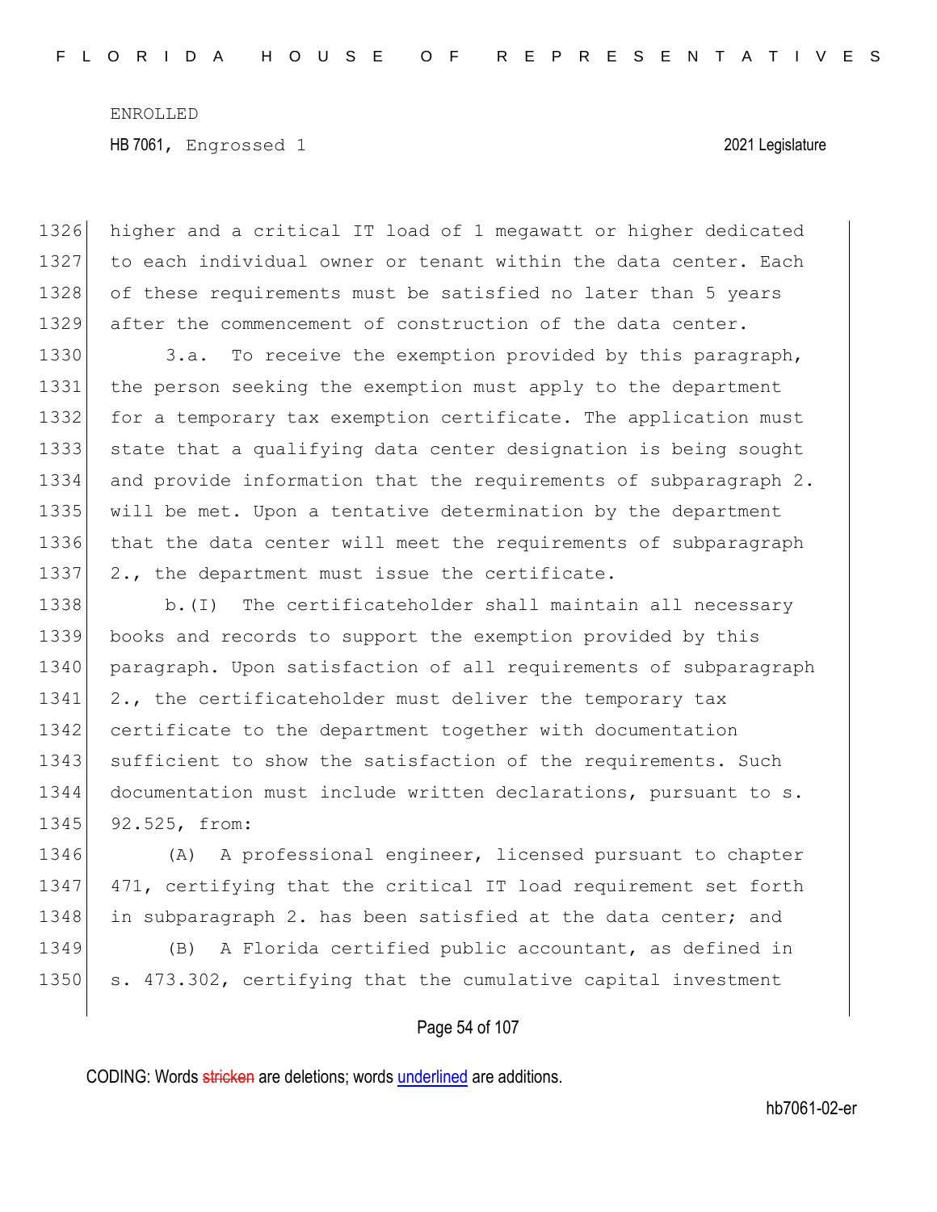higher and a critical IT load of 1 megawatt or higher dedicated to each individual owner or tenant within the data center. Each of these requirements must be satisfied no later than 5 years after the commencement of construction of the data center.

3.a. To receive the exemption provided by this paragraph, the person seeking the exemption must apply to the department for a temporary tax exemption certificate. The application must state that a qualifying data center designation is being sought and provide information that the requirements of subparagraph 2. will be met. Upon a tentative determination by the department that the data center will meet the requirements of subparagraph 2., the department must issue the certificate.

b.(I) The certificateholder shall maintain all necessary books and records to support the exemption provided by this paragraph. Upon satisfaction of all requirements of subparagraph 2., the certificateholder must deliver the temporary tax certificate to the department together with documentation sufficient to show the satisfaction of the requirements. Such documentation must include written declarations, pursuant to s. 92.525, from:

(A) A professional engineer, licensed pursuant to chapter 471, certifying that the critical IT load requirement set forth in subparagraph 2. has been satisfied at the data center; and

(B) A Florida certified public accountant, as defined in s. 473.302, certifying that the cumulative capital investment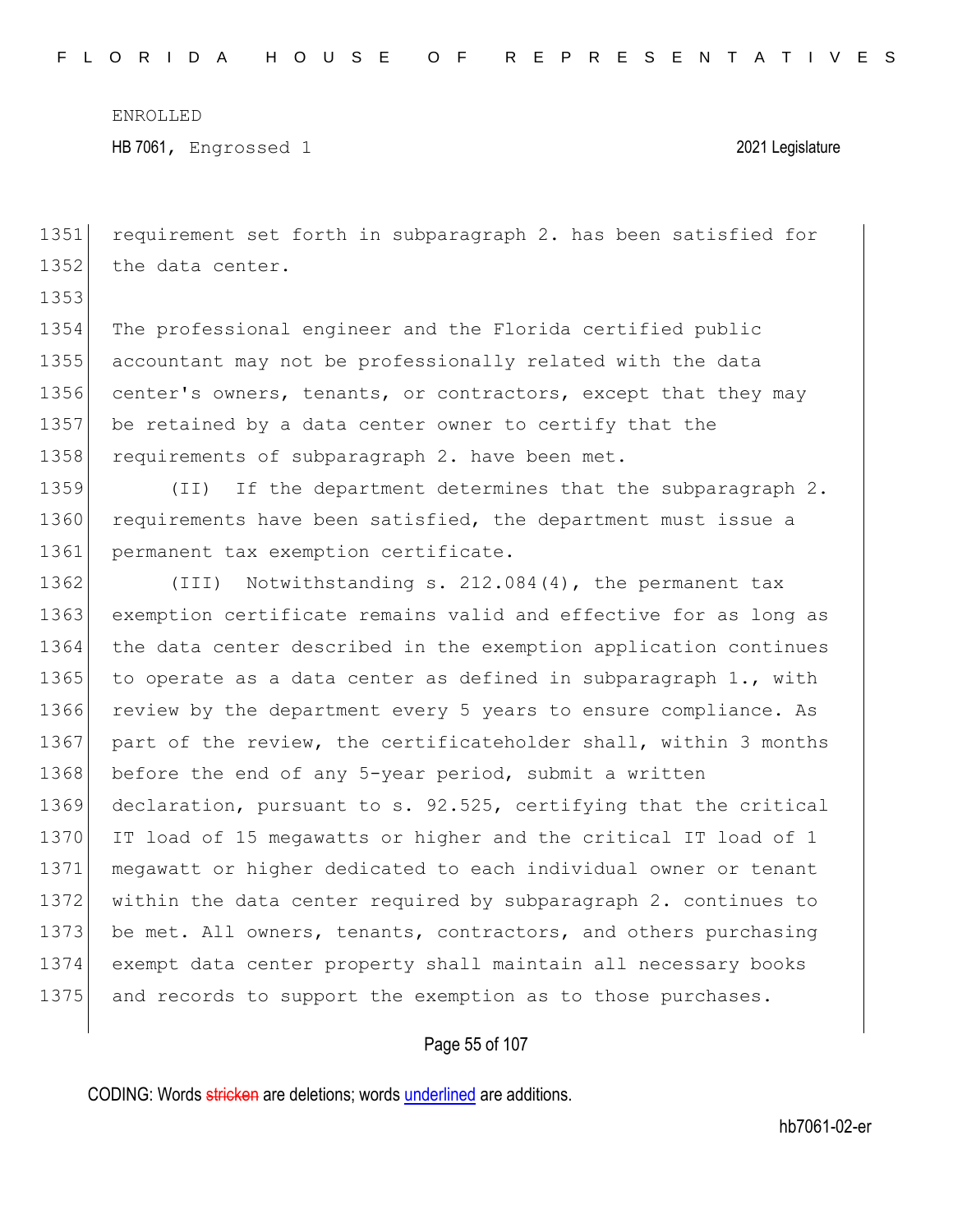requirement set forth in subparagraph 2. has been satisfied for the data center.

The professional engineer and the Florida certified public accountant may not be professionally related with the data center's owners, tenants, or contractors, except that they may be retained by a data center owner to certify that the requirements of subparagraph 2. have been met.

(II) If the department determines that the subparagraph 2. requirements have been satisfied, the department must issue a permanent tax exemption certificate.

(III) Notwithstanding s. 212.084(4), the permanent tax exemption certificate remains valid and effective for as long as the data center described in the exemption application continues to operate as a data center as defined in subparagraph 1., with review by the department every 5 years to ensure compliance. As part of the review, the certificateholder shall, within 3 months before the end of any 5-year period, submit a written declaration, pursuant to s. 92.525, certifying that the critical IT load of 15 megawatts or higher and the critical IT load of 1 megawatt or higher dedicated to each individual owner or tenant within the data center required by subparagraph 2. continues to be met. All owners, tenants, contractors, and others purchasing exempt data center property shall maintain all necessary books and records to support the exemption as to those purchases.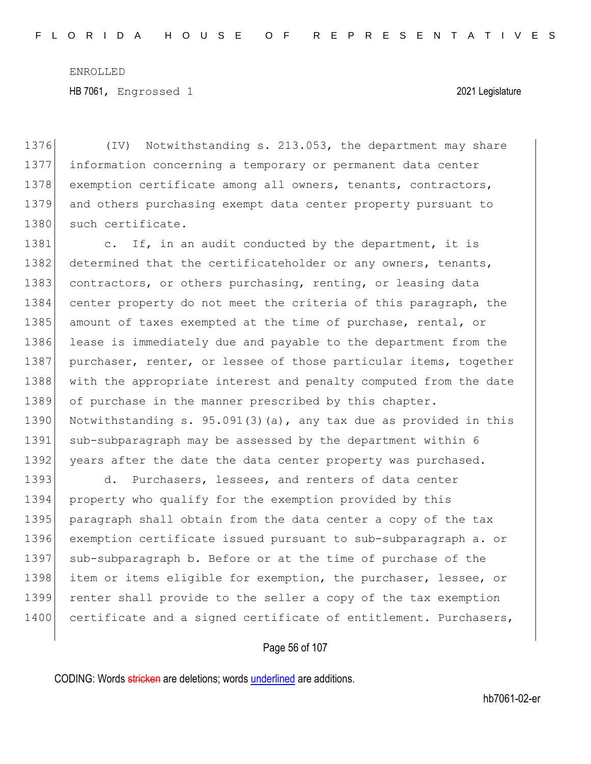(IV) Notwithstanding s. 213.053, the department may share information concerning a temporary or permanent data center exemption certificate among all owners, tenants, contractors, and others purchasing exempt data center property pursuant to such certificate.

c. If, in an audit conducted by the department, it is determined that the certificateholder or any owners, tenants, contractors, or others purchasing, renting, or leasing data center property do not meet the criteria of this paragraph, the amount of taxes exempted at the time of purchase, rental, or lease is immediately due and payable to the department from the purchaser, renter, or lessee of those particular items, together with the appropriate interest and penalty computed from the date of purchase in the manner prescribed by this chapter. Notwithstanding s. 95.091(3)(a), any tax due as provided in this sub-subparagraph may be assessed by the department within 6 years after the date the data center property was purchased.

d. Purchasers, lessees, and renters of data center property who qualify for the exemption provided by this paragraph shall obtain from the data center a copy of the tax exemption certificate issued pursuant to sub-subparagraph a. or sub-subparagraph b. Before or at the time of purchase of the item or items eligible for exemption, the purchaser, lessee, or renter shall provide to the seller a copy of the tax exemption certificate and a signed certificate of entitlement. Purchasers,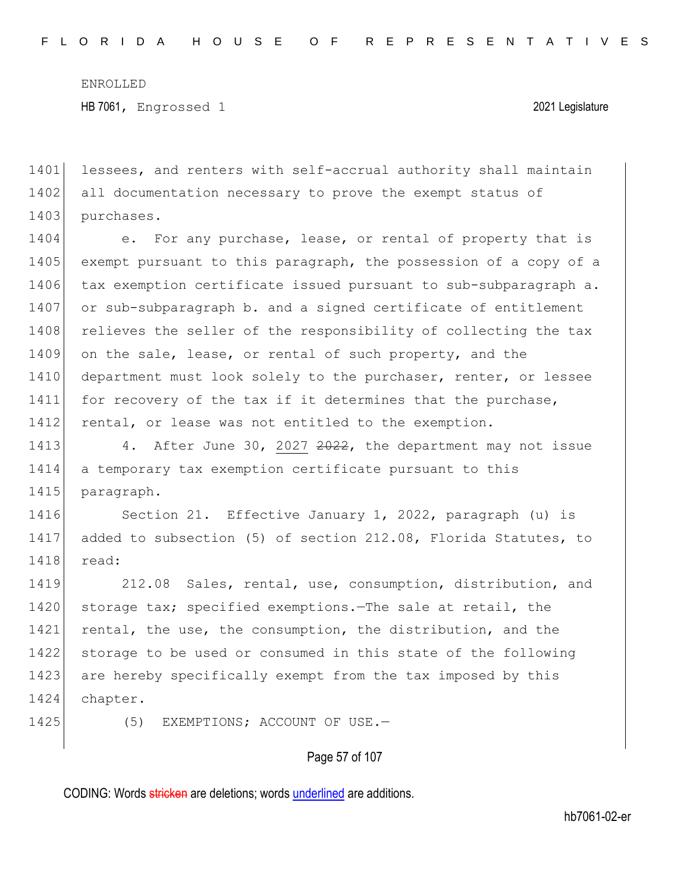lessees, and renters with self-accrual authority shall maintain all documentation necessary to prove the exempt status of purchases.

e. For any purchase, lease, or rental of property that is exempt pursuant to this paragraph, the possession of a copy of a tax exemption certificate issued pursuant to sub-subparagraph a. or sub-subparagraph b. and a signed certificate of entitlement relieves the seller of the responsibility of collecting the tax on the sale, lease, or rental of such property, and the department must look solely to the purchaser, renter, or lessee for recovery of the tax if it determines that the purchase, rental, or lease was not entitled to the exemption.

4. After June 30, <u>2027</u> ~~2022~~, the department may not issue a temporary tax exemption certificate pursuant to this paragraph.

Section 21. Effective January 1, 2022, paragraph (u) is added to subsection (5) of section 212.08, Florida Statutes, to read:

212.08 Sales, rental, use, consumption, distribution, and storage tax; specified exemptions.—The sale at retail, the rental, the use, the consumption, the distribution, and the storage to be used or consumed in this state of the following are hereby specifically exempt from the tax imposed by this chapter.

(5) EXEMPTIONS; ACCOUNT OF USE.—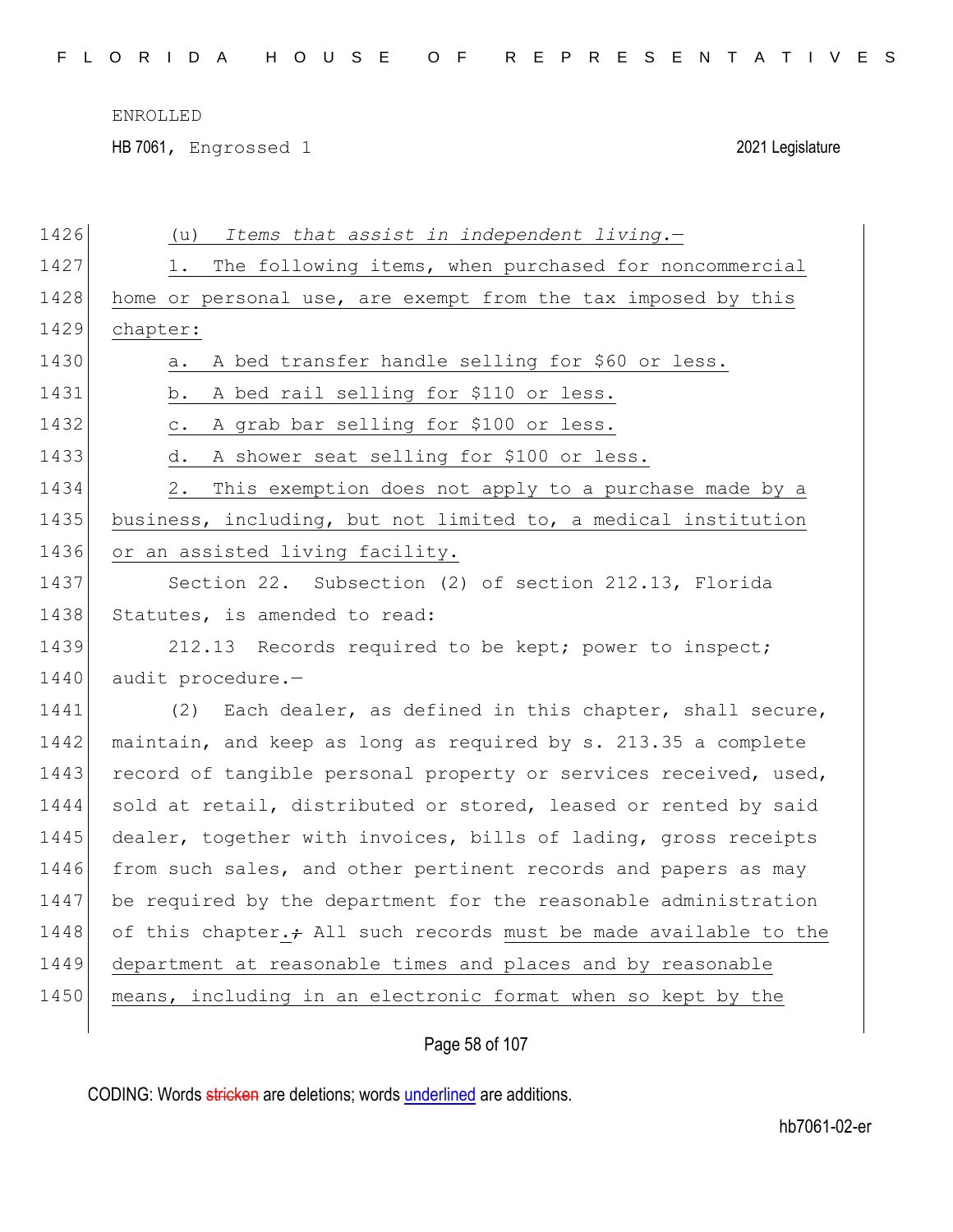(u) *Items that assist in independent living.*—

1. The following items, when purchased for noncommercial home or personal use, are exempt from the tax imposed by this chapter:

a. A bed transfer handle selling for $60 or less.

b. A bed rail selling for $110 or less.

c. A grab bar selling for $100 or less.

d. A shower seat selling for $100 or less.

2. This exemption does not apply to a purchase made by a business, including, but not limited to, a medical institution or an assisted living facility.

Section 22. Subsection (2) of section 212.13, Florida Statutes, is amended to read:

212.13 Records required to be kept; power to inspect; audit procedure.—

(2) Each dealer, as defined in this chapter, shall secure, maintain, and keep as long as required by s. 213.35 a complete record of tangible personal property or services received, used, sold at retail, distributed or stored, leased or rented by said dealer, together with invoices, bills of lading, gross receipts from such sales, and other pertinent records and papers as may be required by the department for the reasonable administration of this chapter.; All such records must be made available to the department at reasonable times and places and by reasonable means, including in an electronic format when so kept by the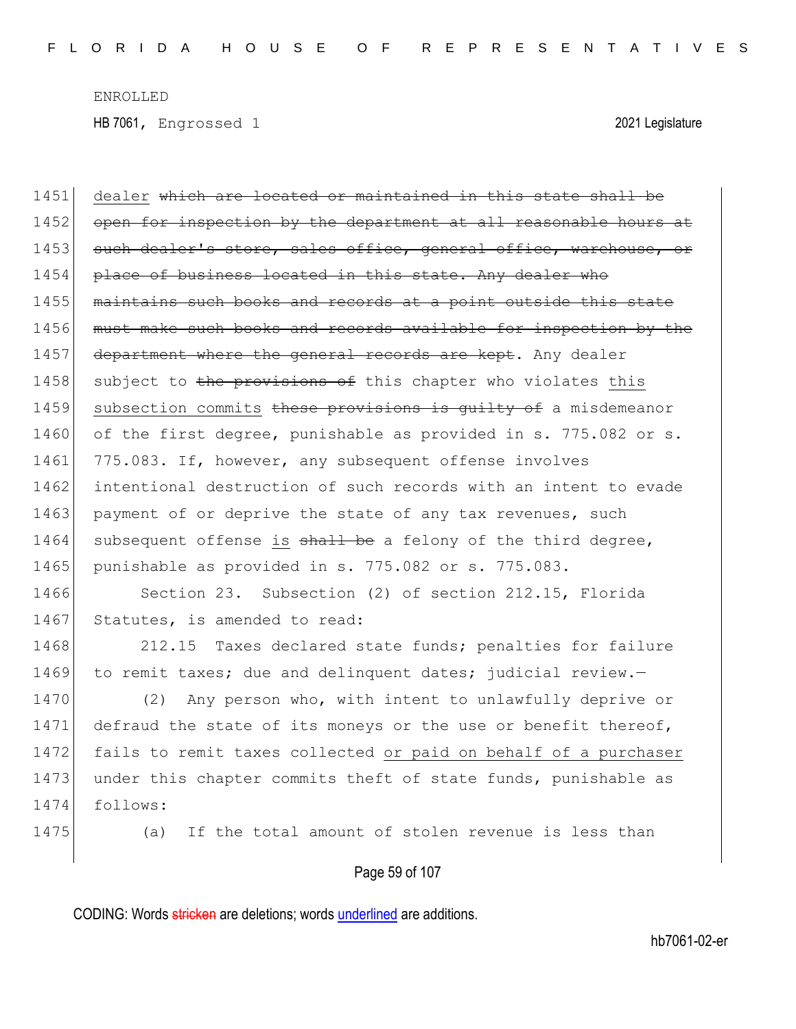dealer ~~which are located or maintained in this state shall be open for inspection by the department at all reasonable hours at such dealer's store, sales office, general office, warehouse, or place of business located in this state. Any dealer who maintains such books and records at a point outside this state must make such books and records available for inspection by the department where the general records are kept~~. Any dealer subject to ~~the provisions of~~ this chapter who violates <u>this subsection commits</u> ~~these provisions is guilty of~~ a misdemeanor of the first degree, punishable as provided in s. 775.082 or s. 775.083. If, however, any subsequent offense involves intentional destruction of such records with an intent to evade payment of or deprive the state of any tax revenues, such subsequent offense <u>is</u> ~~shall be~~ a felony of the third degree, punishable as provided in s. 775.082 or s. 775.083.

Section 23. Subsection (2) of section 212.15, Florida Statutes, is amended to read:

212.15 Taxes declared state funds; penalties for failure to remit taxes; due and delinquent dates; judicial review.—

(2) Any person who, with intent to unlawfully deprive or defraud the state of its moneys or the use or benefit thereof, fails to remit taxes collected <u>or paid on behalf of a purchaser</u> under this chapter commits theft of state funds, punishable as follows:

(a) If the total amount of stolen revenue is less than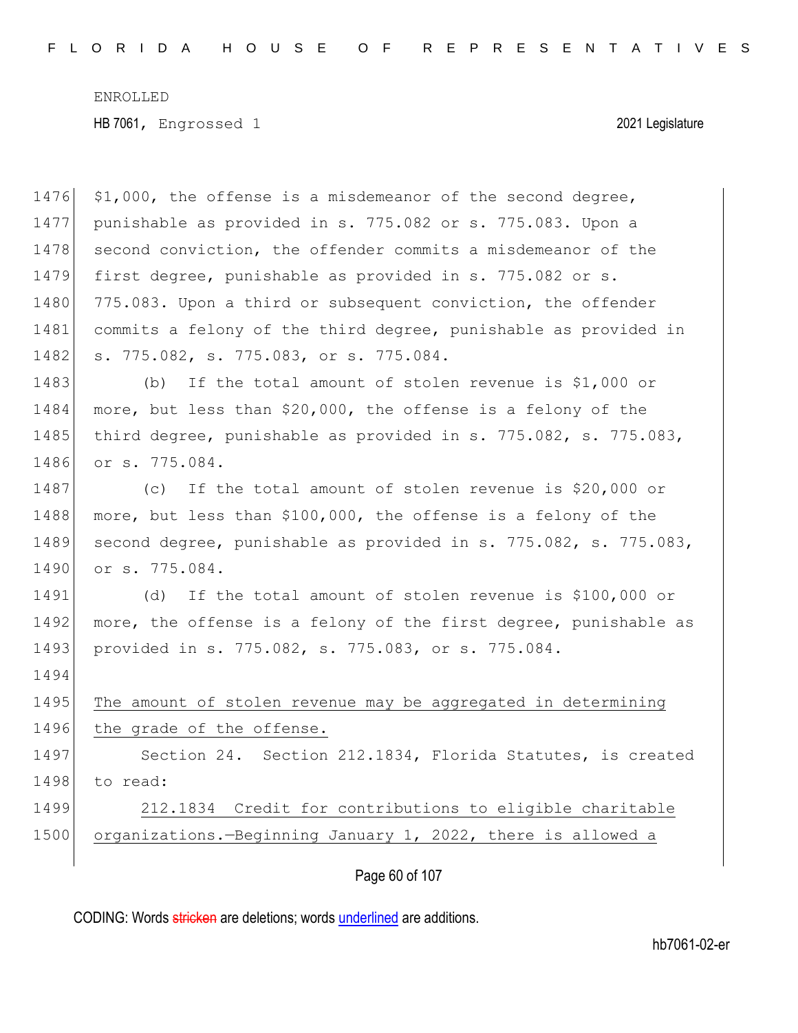$1,000, the offense is a misdemeanor of the second degree, punishable as provided in s. 775.082 or s. 775.083. Upon a second conviction, the offender commits a misdemeanor of the first degree, punishable as provided in s. 775.082 or s. 775.083. Upon a third or subsequent conviction, the offender commits a felony of the third degree, punishable as provided in s. 775.082, s. 775.083, or s. 775.084.

(b) If the total amount of stolen revenue is $1,000 or more, but less than $20,000, the offense is a felony of the third degree, punishable as provided in s. 775.082, s. 775.083, or s. 775.084.

(c) If the total amount of stolen revenue is $20,000 or more, but less than $100,000, the offense is a felony of the second degree, punishable as provided in s. 775.082, s. 775.083, or s. 775.084.

(d) If the total amount of stolen revenue is $100,000 or more, the offense is a felony of the first degree, punishable as provided in s. 775.082, s. 775.083, or s. 775.084.

<u>The amount of stolen revenue may be aggregated in determining the grade of the offense.</u>

Section 24. Section 212.1834, Florida Statutes, is created to read:

<u>212.1834 Credit for contributions to eligible charitable organizations.—Beginning January 1, 2022, there is allowed a</u>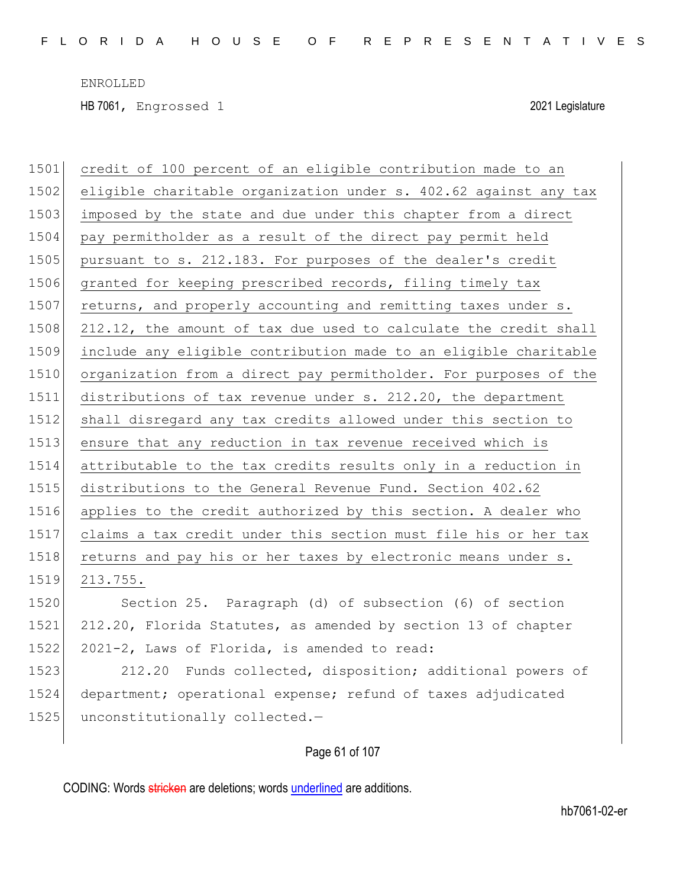credit of 100 percent of an eligible contribution made to an eligible charitable organization under s. 402.62 against any tax imposed by the state and due under this chapter from a direct pay permitholder as a result of the direct pay permit held pursuant to s. 212.183. For purposes of the dealer's credit granted for keeping prescribed records, filing timely tax returns, and properly accounting and remitting taxes under s. 212.12, the amount of tax due used to calculate the credit shall include any eligible contribution made to an eligible charitable organization from a direct pay permitholder. For purposes of the distributions of tax revenue under s. 212.20, the department shall disregard any tax credits allowed under this section to ensure that any reduction in tax revenue received which is attributable to the tax credits results only in a reduction in distributions to the General Revenue Fund. Section 402.62 applies to the credit authorized by this section. A dealer who claims a tax credit under this section must file his or her tax returns and pay his or her taxes by electronic means under s. 213.755.

Section 25. Paragraph (d) of subsection (6) of section 212.20, Florida Statutes, as amended by section 13 of chapter 2021-2, Laws of Florida, is amended to read:

212.20 Funds collected, disposition; additional powers of department; operational expense; refund of taxes adjudicated unconstitutionally collected.—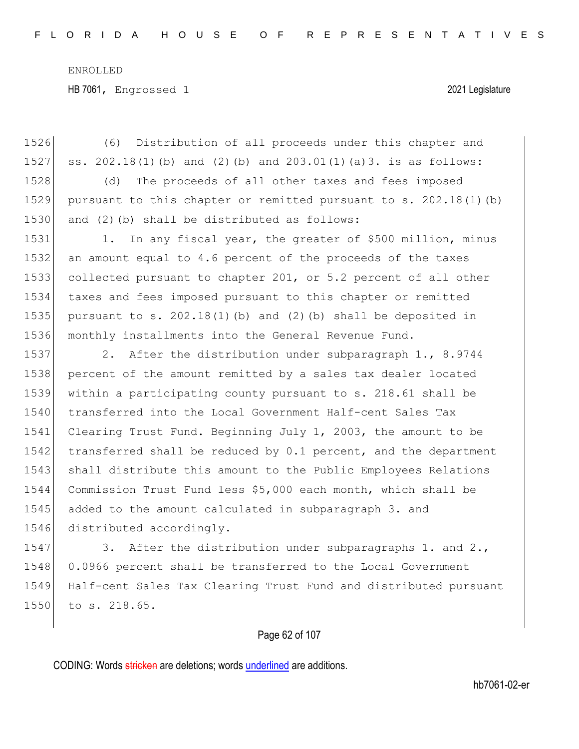(6) Distribution of all proceeds under this chapter and ss. 202.18(1)(b) and (2)(b) and 203.01(1)(a)3. is as follows:

(d) The proceeds of all other taxes and fees imposed pursuant to this chapter or remitted pursuant to s. 202.18(1)(b) and (2)(b) shall be distributed as follows:

1. In any fiscal year, the greater of $500 million, minus an amount equal to 4.6 percent of the proceeds of the taxes collected pursuant to chapter 201, or 5.2 percent of all other taxes and fees imposed pursuant to this chapter or remitted pursuant to s. 202.18(1)(b) and (2)(b) shall be deposited in monthly installments into the General Revenue Fund.

2. After the distribution under subparagraph 1., 8.9744 percent of the amount remitted by a sales tax dealer located within a participating county pursuant to s. 218.61 shall be transferred into the Local Government Half-cent Sales Tax Clearing Trust Fund. Beginning July 1, 2003, the amount to be transferred shall be reduced by 0.1 percent, and the department shall distribute this amount to the Public Employees Relations Commission Trust Fund less $5,000 each month, which shall be added to the amount calculated in subparagraph 3. and distributed accordingly.

3. After the distribution under subparagraphs 1. and 2., 0.0966 percent shall be transferred to the Local Government Half-cent Sales Tax Clearing Trust Fund and distributed pursuant to s. 218.65.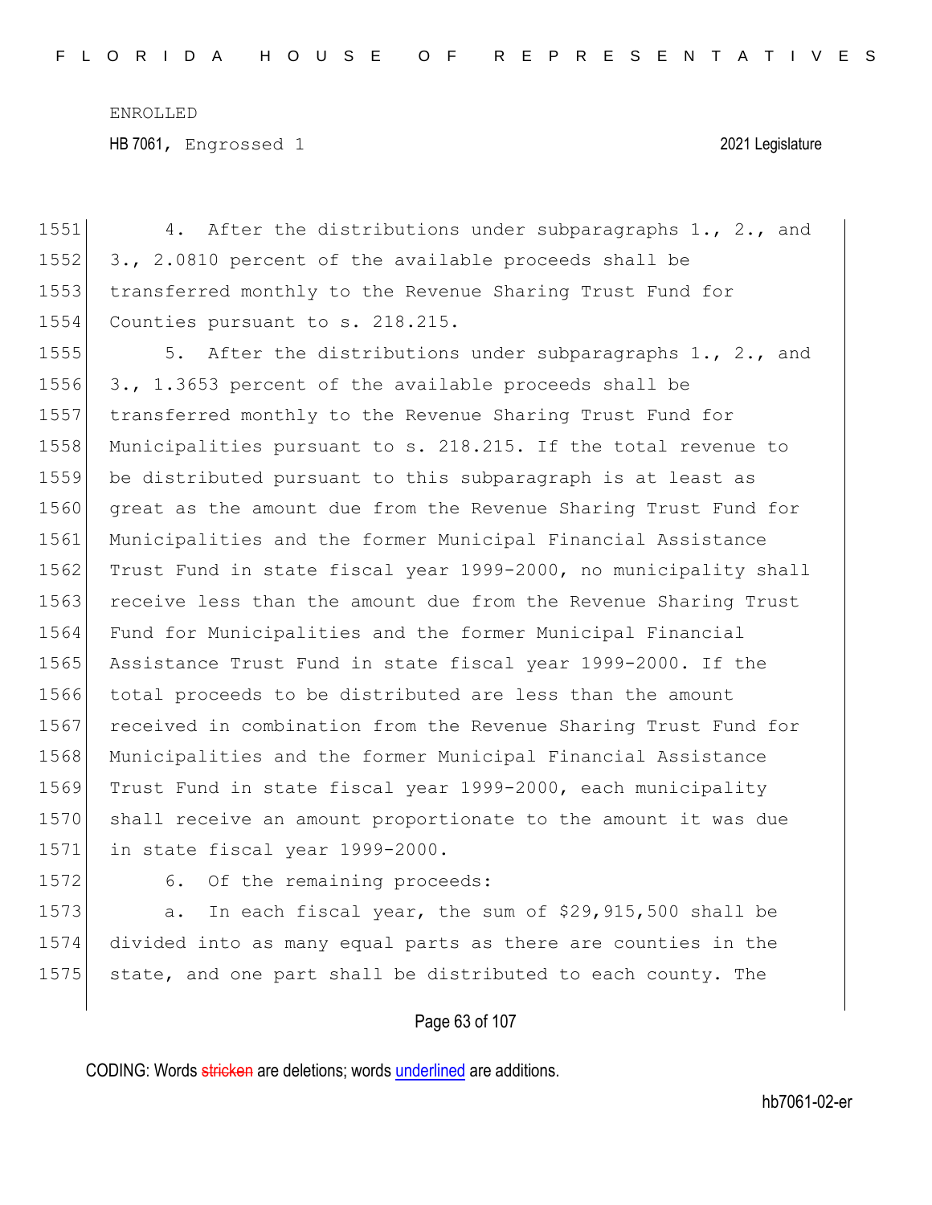4. After the distributions under subparagraphs 1., 2., and 3., 2.0810 percent of the available proceeds shall be transferred monthly to the Revenue Sharing Trust Fund for Counties pursuant to s. 218.215.

5. After the distributions under subparagraphs 1., 2., and 3., 1.3653 percent of the available proceeds shall be transferred monthly to the Revenue Sharing Trust Fund for Municipalities pursuant to s. 218.215. If the total revenue to be distributed pursuant to this subparagraph is at least as great as the amount due from the Revenue Sharing Trust Fund for Municipalities and the former Municipal Financial Assistance Trust Fund in state fiscal year 1999-2000, no municipality shall receive less than the amount due from the Revenue Sharing Trust Fund for Municipalities and the former Municipal Financial Assistance Trust Fund in state fiscal year 1999-2000. If the total proceeds to be distributed are less than the amount received in combination from the Revenue Sharing Trust Fund for Municipalities and the former Municipal Financial Assistance Trust Fund in state fiscal year 1999-2000, each municipality shall receive an amount proportionate to the amount it was due in state fiscal year 1999-2000.

6. Of the remaining proceeds:

a. In each fiscal year, the sum of $29,915,500 shall be divided into as many equal parts as there are counties in the state, and one part shall be distributed to each county. The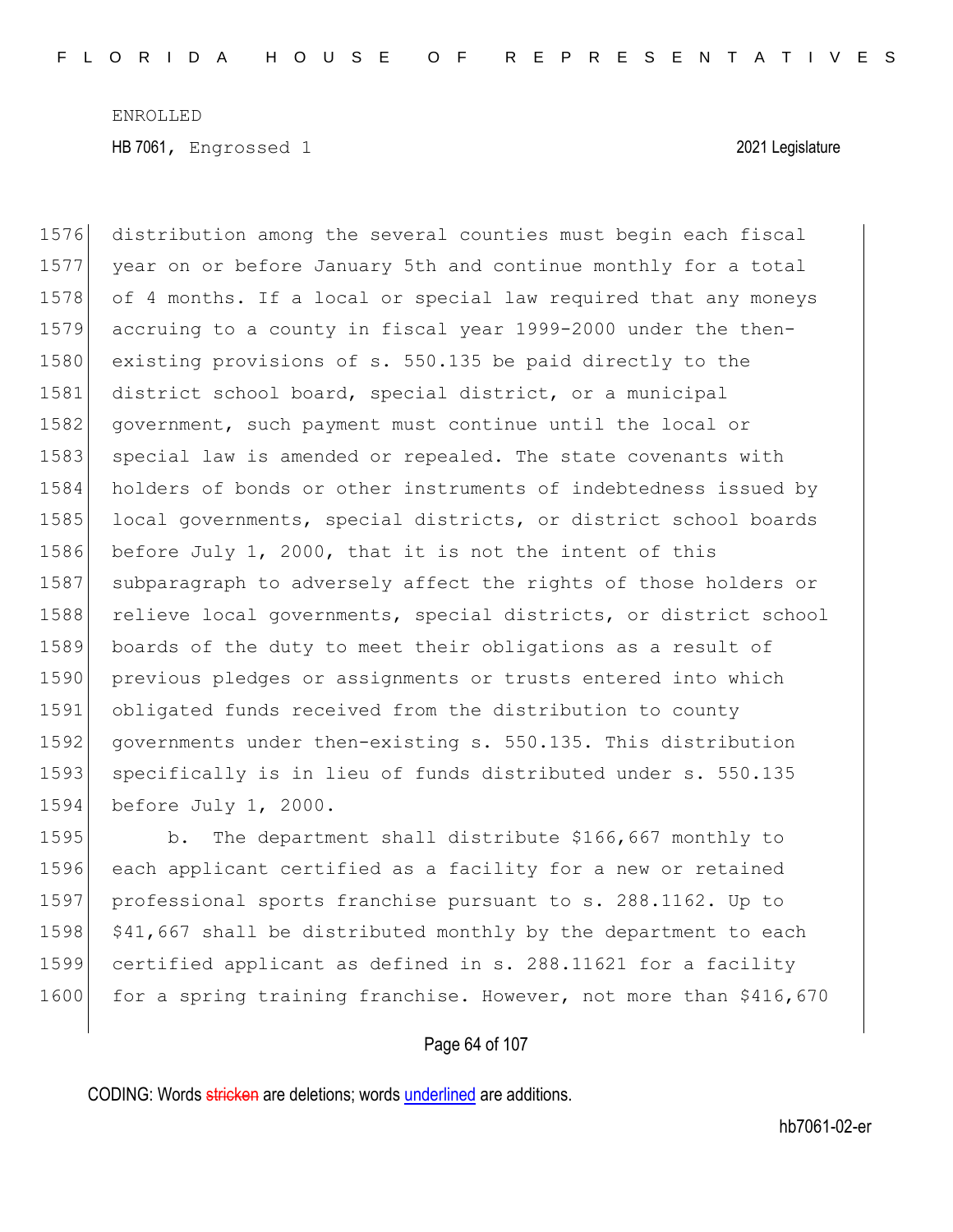distribution among the several counties must begin each fiscal year on or before January 5th and continue monthly for a total of 4 months. If a local or special law required that any moneys accruing to a county in fiscal year 1999-2000 under the then-existing provisions of s. 550.135 be paid directly to the district school board, special district, or a municipal government, such payment must continue until the local or special law is amended or repealed. The state covenants with holders of bonds or other instruments of indebtedness issued by local governments, special districts, or district school boards before July 1, 2000, that it is not the intent of this subparagraph to adversely affect the rights of those holders or relieve local governments, special districts, or district school boards of the duty to meet their obligations as a result of previous pledges or assignments or trusts entered into which obligated funds received from the distribution to county governments under then-existing s. 550.135. This distribution specifically is in lieu of funds distributed under s. 550.135 before July 1, 2000.

b. The department shall distribute $166,667 monthly to each applicant certified as a facility for a new or retained professional sports franchise pursuant to s. 288.1162. Up to $41,667 shall be distributed monthly by the department to each certified applicant as defined in s. 288.11621 for a facility for a spring training franchise. However, not more than $416,670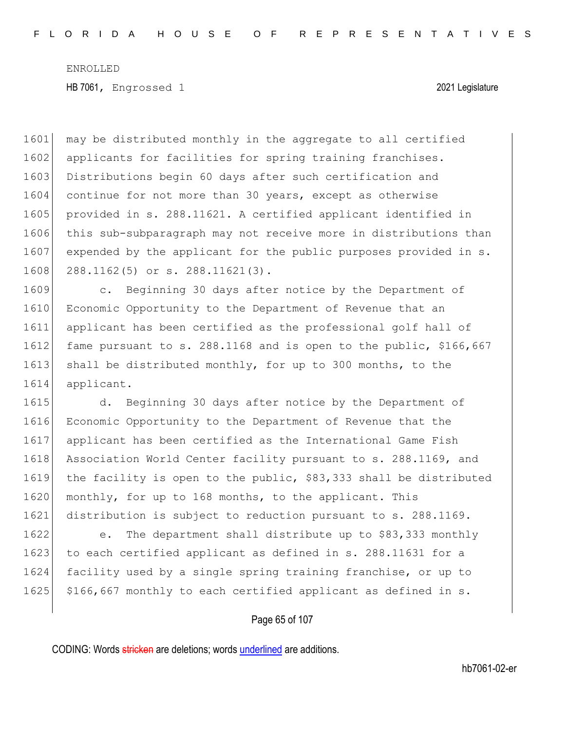may be distributed monthly in the aggregate to all certified applicants for facilities for spring training franchises. Distributions begin 60 days after such certification and continue for not more than 30 years, except as otherwise provided in s. 288.11621. A certified applicant identified in this sub-subparagraph may not receive more in distributions than expended by the applicant for the public purposes provided in s. 288.1162(5) or s. 288.11621(3).

c. Beginning 30 days after notice by the Department of Economic Opportunity to the Department of Revenue that an applicant has been certified as the professional golf hall of fame pursuant to s. 288.1168 and is open to the public, $166,667 shall be distributed monthly, for up to 300 months, to the applicant.

d. Beginning 30 days after notice by the Department of Economic Opportunity to the Department of Revenue that the applicant has been certified as the International Game Fish Association World Center facility pursuant to s. 288.1169, and the facility is open to the public, $83,333 shall be distributed monthly, for up to 168 months, to the applicant. This distribution is subject to reduction pursuant to s. 288.1169.

e. The department shall distribute up to $83,333 monthly to each certified applicant as defined in s. 288.11631 for a facility used by a single spring training franchise, or up to $166,667 monthly to each certified applicant as defined in s.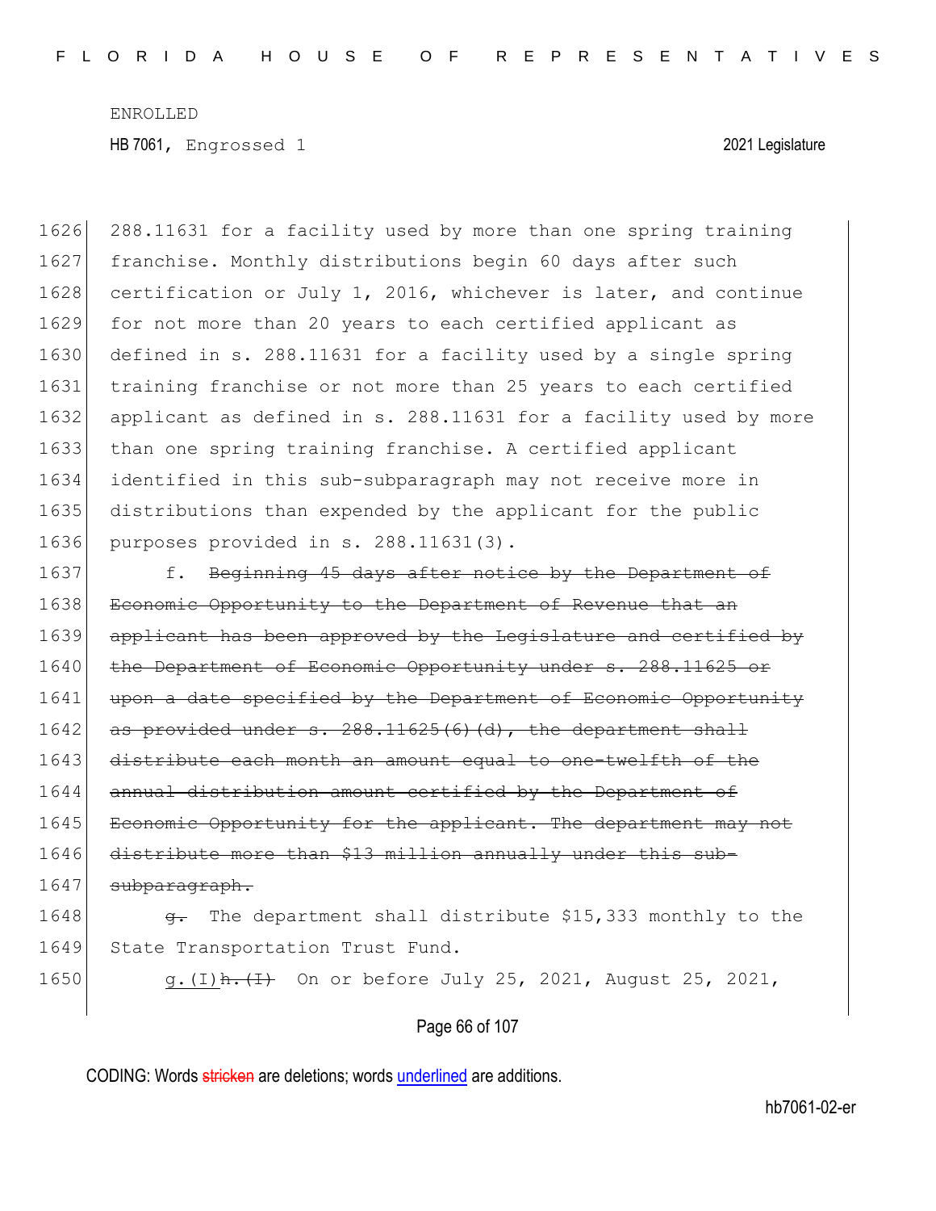288.11631 for a facility used by more than one spring training franchise. Monthly distributions begin 60 days after such certification or July 1, 2016, whichever is later, and continue for not more than 20 years to each certified applicant as defined in s. 288.11631 for a facility used by a single spring training franchise or not more than 25 years to each certified applicant as defined in s. 288.11631 for a facility used by more than one spring training franchise. A certified applicant identified in this sub-subparagraph may not receive more in distributions than expended by the applicant for the public purposes provided in s. 288.11631(3).

f. ~~Beginning 45 days after notice by the Department of Economic Opportunity to the Department of Revenue that an applicant has been approved by the Legislature and certified by the Department of Economic Opportunity under s. 288.11625 or upon a date specified by the Department of Economic Opportunity as provided under s. 288.11625(6)(d), the department shall distribute each month an amount equal to one-twelfth of the annual distribution amount certified by the Department of Economic Opportunity for the applicant. The department may not distribute more than $13 million annually under this sub-subparagraph.~~

~~g.~~ The department shall distribute $15,333 monthly to the State Transportation Trust Fund.

g.(I)~~h.(I)~~ On or before July 25, 2021, August 25, 2021,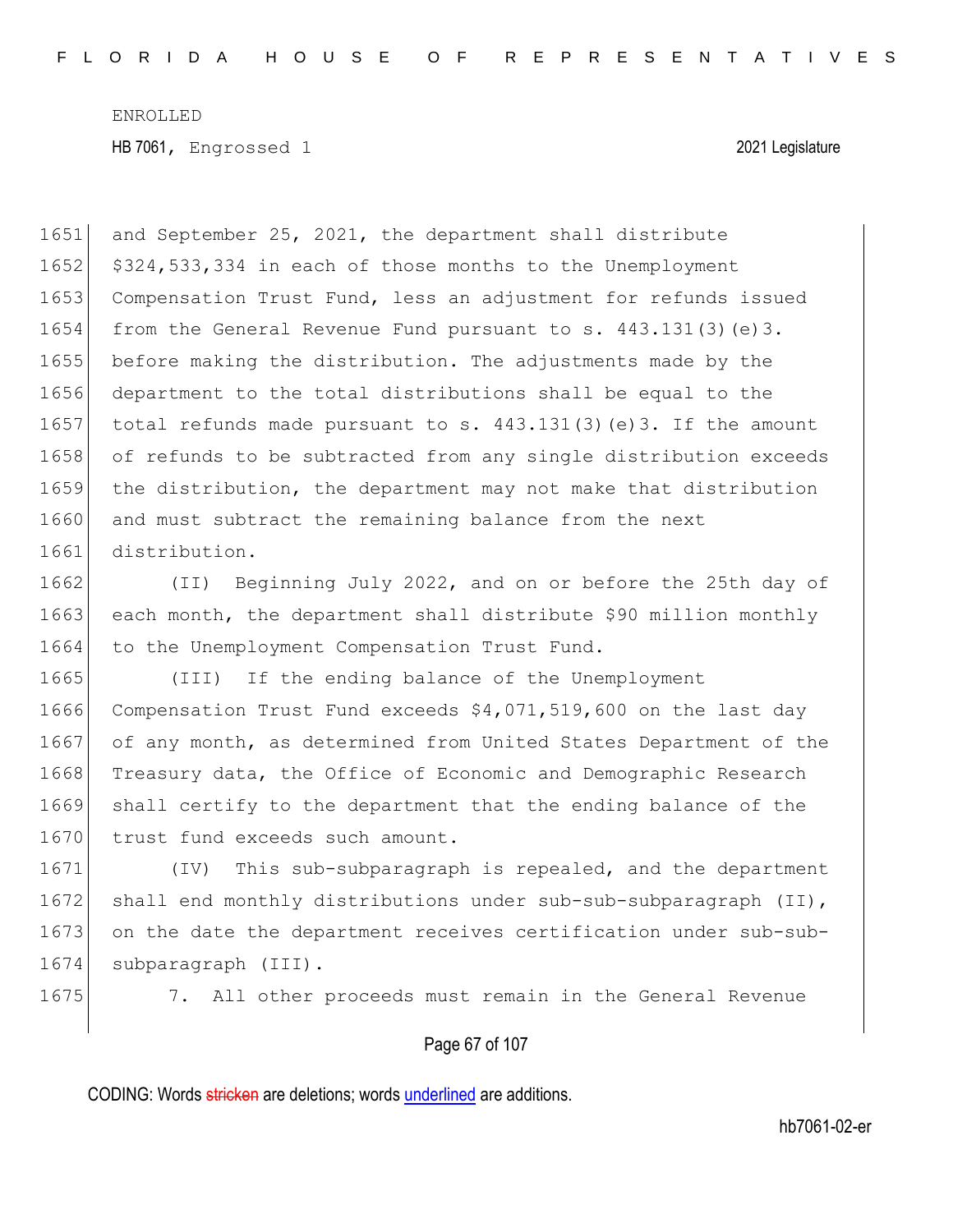and September 25, 2021, the department shall distribute $324,533,334 in each of those months to the Unemployment Compensation Trust Fund, less an adjustment for refunds issued from the General Revenue Fund pursuant to s. 443.131(3)(e)3. before making the distribution. The adjustments made by the department to the total distributions shall be equal to the total refunds made pursuant to s. 443.131(3)(e)3. If the amount of refunds to be subtracted from any single distribution exceeds the distribution, the department may not make that distribution and must subtract the remaining balance from the next distribution.

(II) Beginning July 2022, and on or before the 25th day of each month, the department shall distribute $90 million monthly to the Unemployment Compensation Trust Fund.

(III) If the ending balance of the Unemployment Compensation Trust Fund exceeds $4,071,519,600 on the last day of any month, as determined from United States Department of the Treasury data, the Office of Economic and Demographic Research shall certify to the department that the ending balance of the trust fund exceeds such amount.

(IV) This sub-subparagraph is repealed, and the department shall end monthly distributions under sub-sub-subparagraph (II), on the date the department receives certification under sub-sub-subparagraph (III).

7. All other proceeds must remain in the General Revenue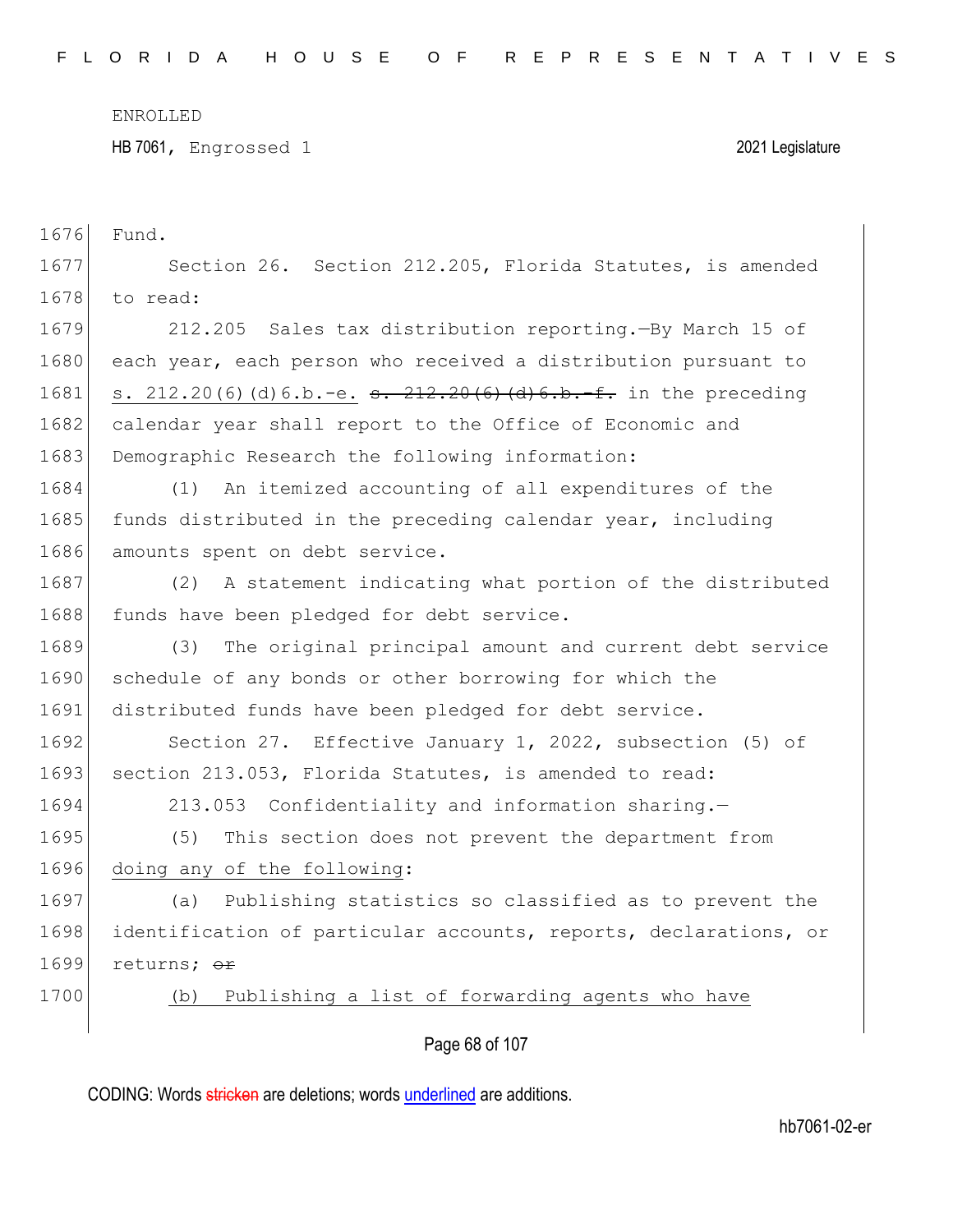Fund.

Section 26. Section 212.205, Florida Statutes, is amended to read:

212.205 Sales tax distribution reporting.—By March 15 of each year, each person who received a distribution pursuant to s. 212.20(6)(d)6.b.-e. ~~s. 212.20(6)(d)6.b.-f.~~ in the preceding calendar year shall report to the Office of Economic and Demographic Research the following information:

(1) An itemized accounting of all expenditures of the funds distributed in the preceding calendar year, including amounts spent on debt service.

(2) A statement indicating what portion of the distributed funds have been pledged for debt service.

(3) The original principal amount and current debt service schedule of any bonds or other borrowing for which the distributed funds have been pledged for debt service.

Section 27. Effective January 1, 2022, subsection (5) of section 213.053, Florida Statutes, is amended to read:

213.053 Confidentiality and information sharing.—

(5) This section does not prevent the department from doing any of the following:

(a) Publishing statistics so classified as to prevent the identification of particular accounts, reports, declarations, or returns; ~~or~~

(b) Publishing a list of forwarding agents who have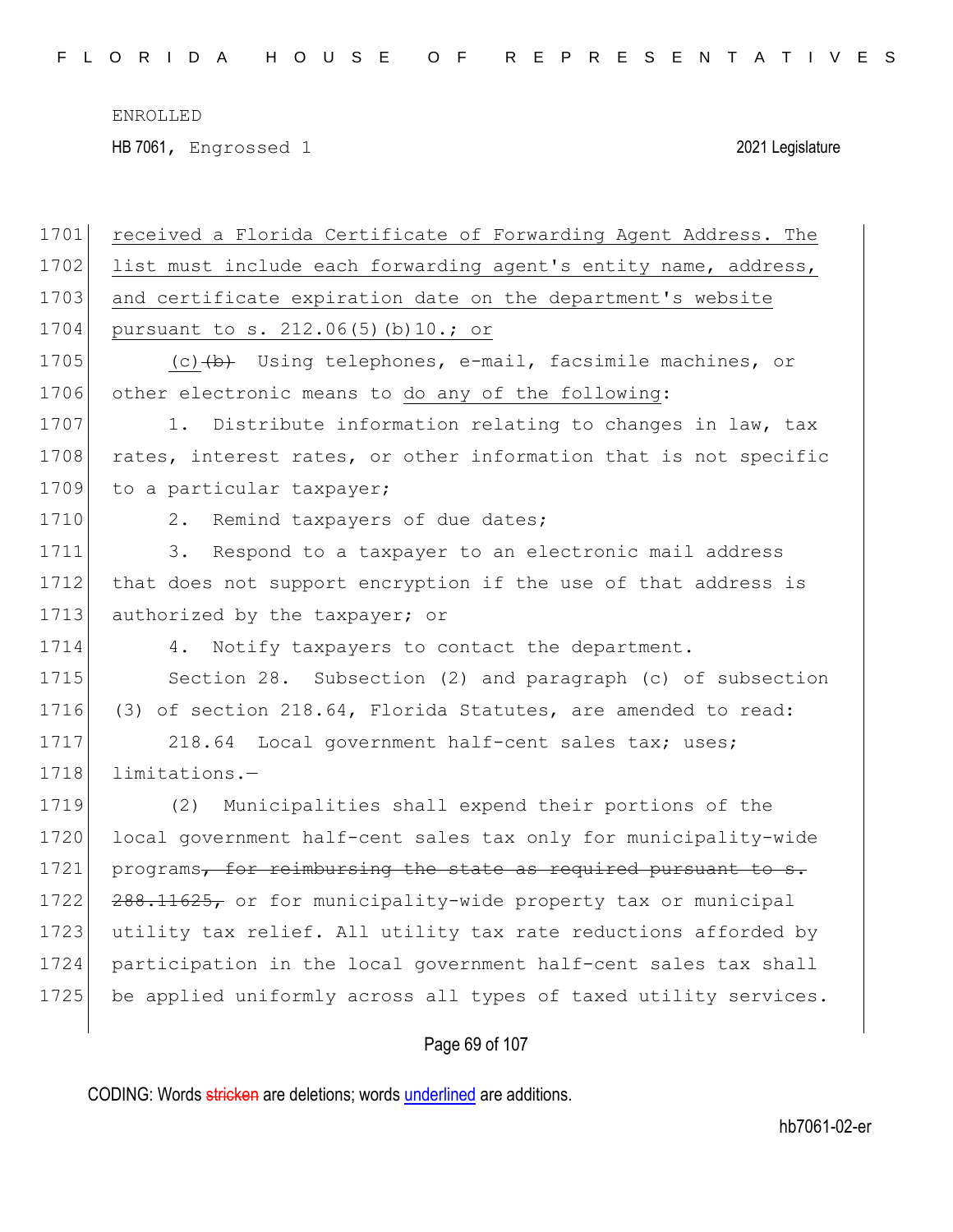received a Florida Certificate of Forwarding Agent Address. The list must include each forwarding agent's entity name, address, and certificate expiration date on the department's website pursuant to s. 212.06(5)(b)10.; or

(c) ~~(b)~~ Using telephones, e-mail, facsimile machines, or other electronic means to do any of the following:

1. Distribute information relating to changes in law, tax rates, interest rates, or other information that is not specific to a particular taxpayer;

2. Remind taxpayers of due dates;

3. Respond to a taxpayer to an electronic mail address that does not support encryption if the use of that address is authorized by the taxpayer; or

4. Notify taxpayers to contact the department.

Section 28. Subsection (2) and paragraph (c) of subsection (3) of section 218.64, Florida Statutes, are amended to read:

218.64 Local government half-cent sales tax; uses; limitations.—

(2) Municipalities shall expend their portions of the local government half-cent sales tax only for municipality-wide programs~~, for reimbursing the state as required pursuant to s. 288.11625,~~ or for municipality-wide property tax or municipal utility tax relief. All utility tax rate reductions afforded by participation in the local government half-cent sales tax shall be applied uniformly across all types of taxed utility services.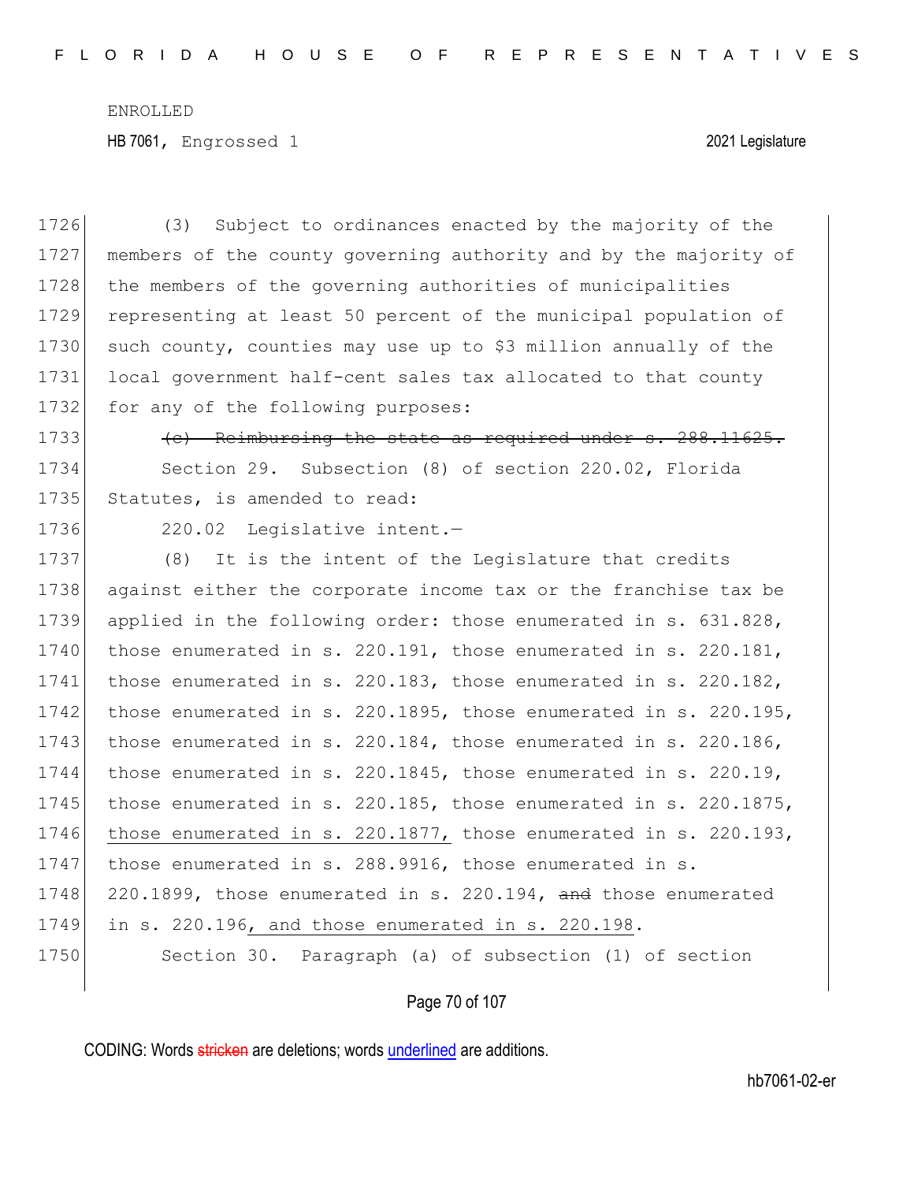(3) Subject to ordinances enacted by the majority of the members of the county governing authority and by the majority of the members of the governing authorities of municipalities representing at least 50 percent of the municipal population of such county, counties may use up to \$3 million annually of the local government half-cent sales tax allocated to that county for any of the following purposes:

~~(c) Reimbursing the state as required under s. 288.11625.~~

Section 29. Subsection (8) of section 220.02, Florida Statutes, is amended to read:

220.02 Legislative intent.—

(8) It is the intent of the Legislature that credits against either the corporate income tax or the franchise tax be applied in the following order: those enumerated in s. 631.828, those enumerated in s. 220.191, those enumerated in s. 220.181, those enumerated in s. 220.183, those enumerated in s. 220.182, those enumerated in s. 220.1895, those enumerated in s. 220.195, those enumerated in s. 220.184, those enumerated in s. 220.186, those enumerated in s. 220.1845, those enumerated in s. 220.19, those enumerated in s. 220.185, those enumerated in s. 220.1875, <u>those enumerated in s. 220.1877,</u> those enumerated in s. 220.193, those enumerated in s. 288.9916, those enumerated in s. 220.1899, those enumerated in s. 220.194, ~~and~~ those enumerated in s. 220.196<u>, and those enumerated in s. 220.198</u>.

Section 30. Paragraph (a) of subsection (1) of section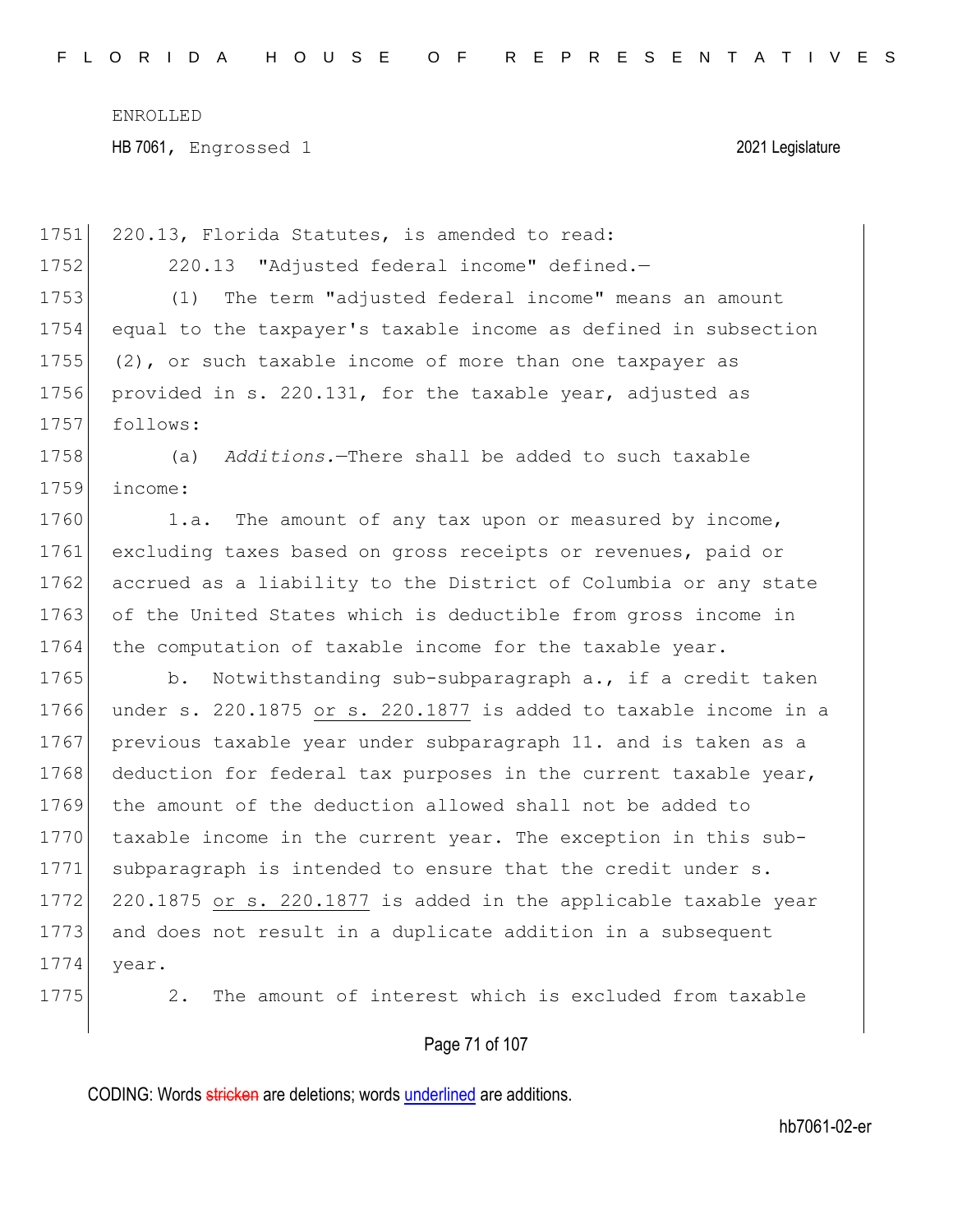220.13, Florida Statutes, is amended to read:

220.13 "Adjusted federal income" defined.—

(1) The term "adjusted federal income" means an amount equal to the taxpayer's taxable income as defined in subsection (2), or such taxable income of more than one taxpayer as provided in s. 220.131, for the taxable year, adjusted as follows:

(a) *Additions.*—There shall be added to such taxable income:

1.a. The amount of any tax upon or measured by income, excluding taxes based on gross receipts or revenues, paid or accrued as a liability to the District of Columbia or any state of the United States which is deductible from gross income in the computation of taxable income for the taxable year.

b. Notwithstanding sub-subparagraph a., if a credit taken under s. 220.1875 or s. 220.1877 is added to taxable income in a previous taxable year under subparagraph 11. and is taken as a deduction for federal tax purposes in the current taxable year, the amount of the deduction allowed shall not be added to taxable income in the current year. The exception in this sub-subparagraph is intended to ensure that the credit under s. 220.1875 or s. 220.1877 is added in the applicable taxable year and does not result in a duplicate addition in a subsequent year.

2. The amount of interest which is excluded from taxable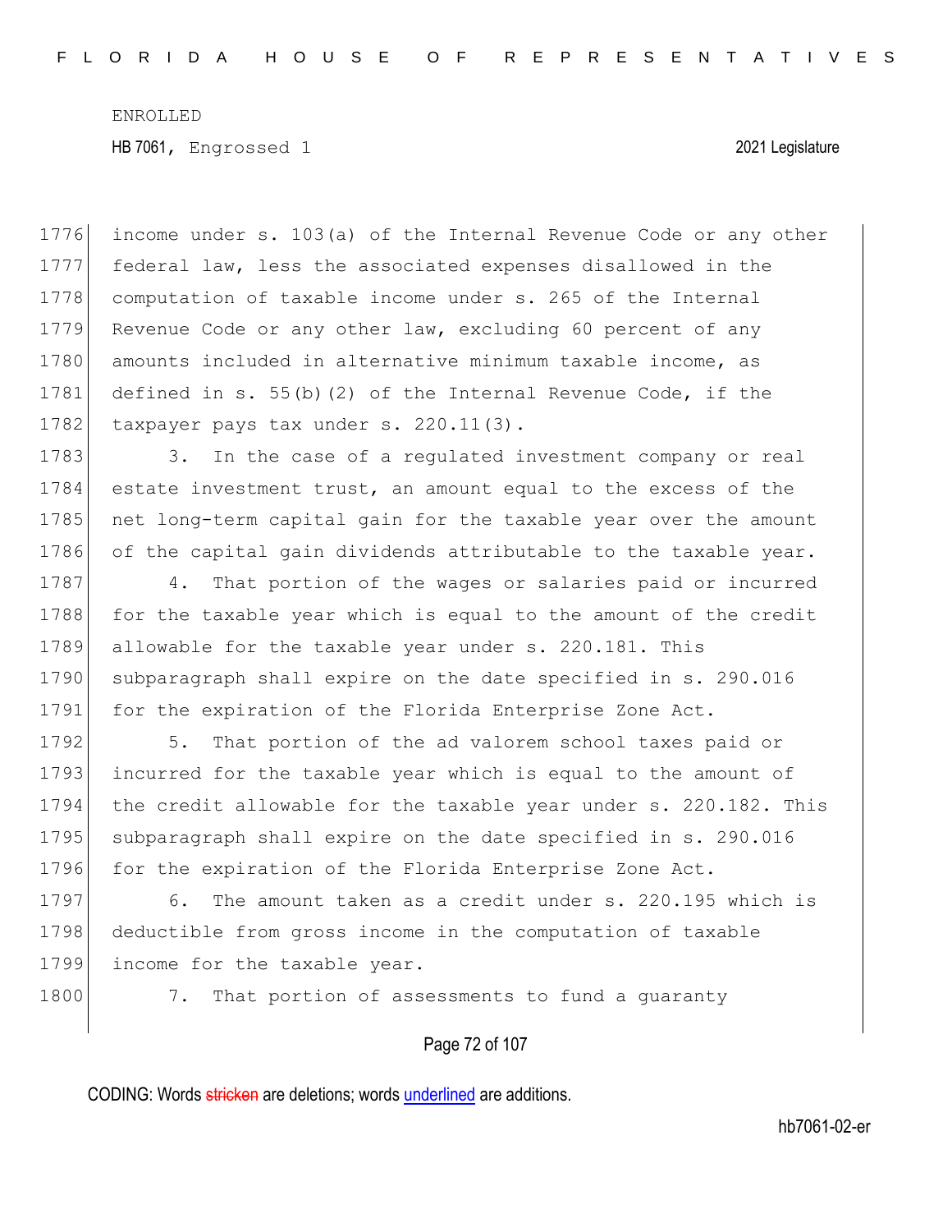income under s. 103(a) of the Internal Revenue Code or any other federal law, less the associated expenses disallowed in the computation of taxable income under s. 265 of the Internal Revenue Code or any other law, excluding 60 percent of any amounts included in alternative minimum taxable income, as defined in s. 55(b)(2) of the Internal Revenue Code, if the taxpayer pays tax under s. 220.11(3).

3. In the case of a regulated investment company or real estate investment trust, an amount equal to the excess of the net long-term capital gain for the taxable year over the amount of the capital gain dividends attributable to the taxable year.

4. That portion of the wages or salaries paid or incurred for the taxable year which is equal to the amount of the credit allowable for the taxable year under s. 220.181. This subparagraph shall expire on the date specified in s. 290.016 for the expiration of the Florida Enterprise Zone Act.

5. That portion of the ad valorem school taxes paid or incurred for the taxable year which is equal to the amount of the credit allowable for the taxable year under s. 220.182. This subparagraph shall expire on the date specified in s. 290.016 for the expiration of the Florida Enterprise Zone Act.

6. The amount taken as a credit under s. 220.195 which is deductible from gross income in the computation of taxable income for the taxable year.

7. That portion of assessments to fund a guaranty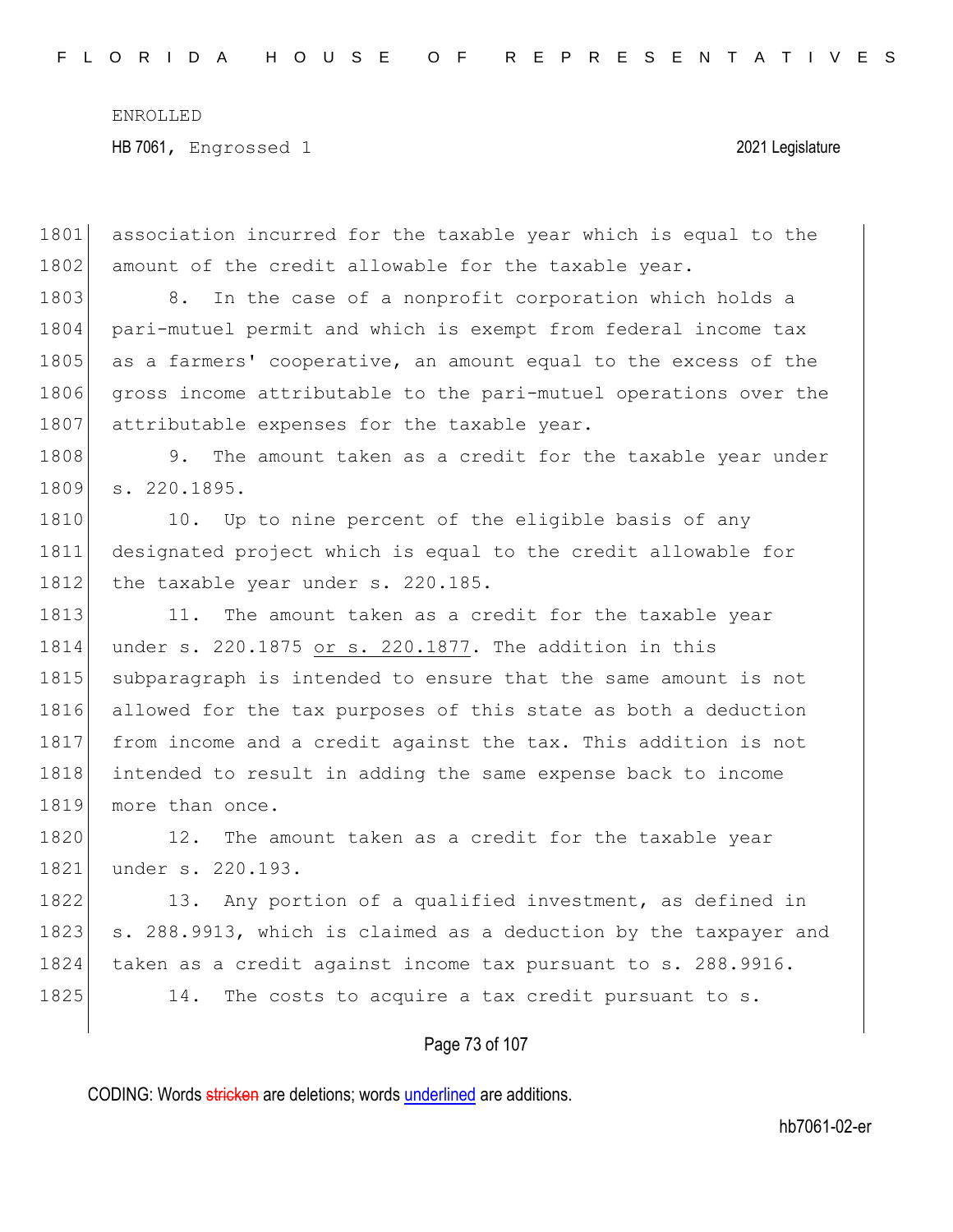association incurred for the taxable year which is equal to the amount of the credit allowable for the taxable year.

8. In the case of a nonprofit corporation which holds a pari-mutuel permit and which is exempt from federal income tax as a farmers' cooperative, an amount equal to the excess of the gross income attributable to the pari-mutuel operations over the attributable expenses for the taxable year.

9. The amount taken as a credit for the taxable year under s. 220.1895.

10. Up to nine percent of the eligible basis of any designated project which is equal to the credit allowable for the taxable year under s. 220.185.

11. The amount taken as a credit for the taxable year under s. 220.1875 <u>or s. 220.1877</u>. The addition in this subparagraph is intended to ensure that the same amount is not allowed for the tax purposes of this state as both a deduction from income and a credit against the tax. This addition is not intended to result in adding the same expense back to income more than once.

12. The amount taken as a credit for the taxable year under s. 220.193.

13. Any portion of a qualified investment, as defined in s. 288.9913, which is claimed as a deduction by the taxpayer and taken as a credit against income tax pursuant to s. 288.9916.

14. The costs to acquire a tax credit pursuant to s.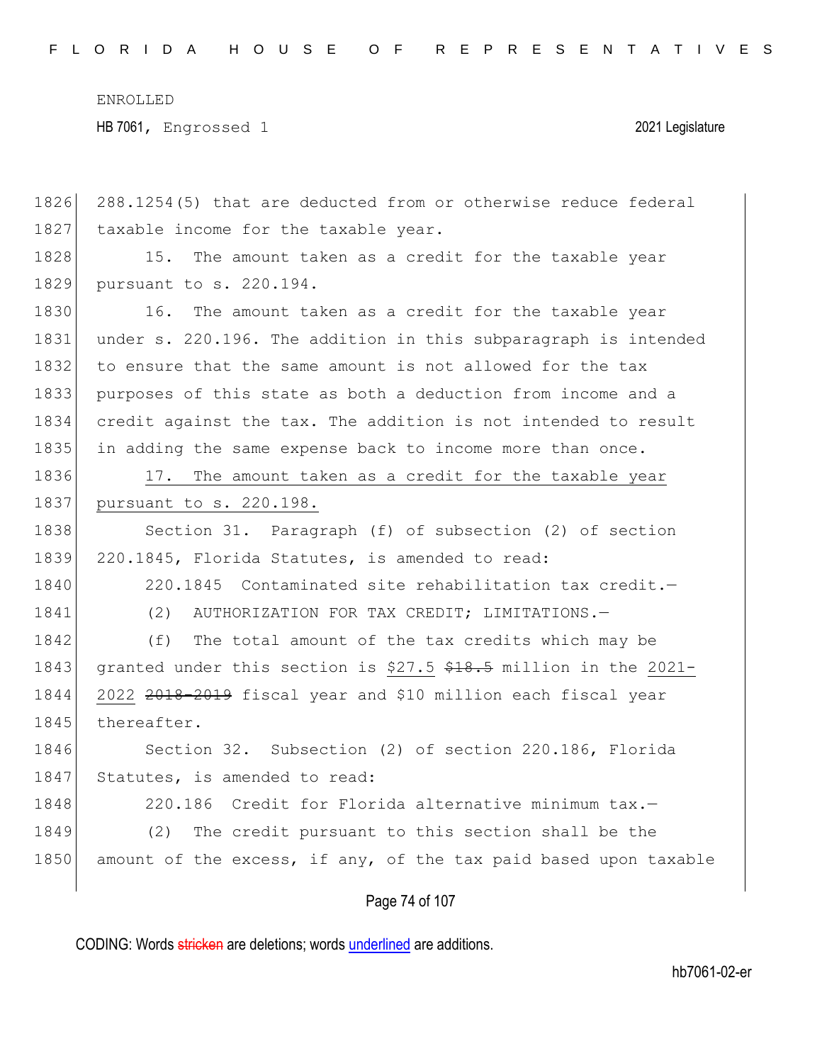288.1254(5) that are deducted from or otherwise reduce federal taxable income for the taxable year.

15. The amount taken as a credit for the taxable year pursuant to s. 220.194.

16. The amount taken as a credit for the taxable year under s. 220.196. The addition in this subparagraph is intended to ensure that the same amount is not allowed for the tax purposes of this state as both a deduction from income and a credit against the tax. The addition is not intended to result in adding the same expense back to income more than once.

<u>17. The amount taken as a credit for the taxable year pursuant to s. 220.198.</u>

Section 31. Paragraph (f) of subsection (2) of section 220.1845, Florida Statutes, is amended to read:

220.1845 Contaminated site rehabilitation tax credit.—

(2) AUTHORIZATION FOR TAX CREDIT; LIMITATIONS.—

(f) The total amount of the tax credits which may be granted under this section is <u>$27.5</u> ~~$18.5~~ million in the <u>2021-2022</u> ~~2018-2019~~ fiscal year and $10 million each fiscal year thereafter.

Section 32. Subsection (2) of section 220.186, Florida Statutes, is amended to read:

220.186 Credit for Florida alternative minimum tax.—

(2) The credit pursuant to this section shall be the amount of the excess, if any, of the tax paid based upon taxable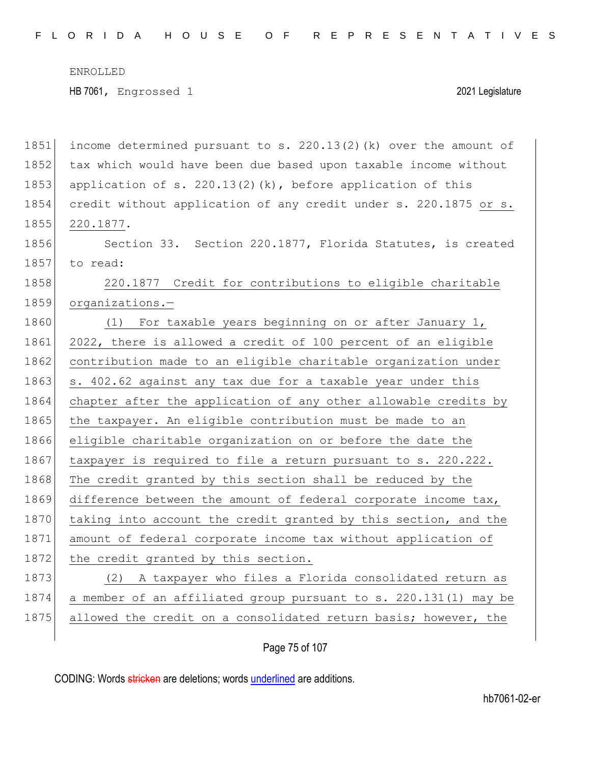income determined pursuant to s. 220.13(2)(k) over the amount of tax which would have been due based upon taxable income without application of s. 220.13(2)(k), before application of this credit without application of any credit under s. 220.1875 or s. 220.1877.

Section 33. Section 220.1877, Florida Statutes, is created to read:

220.1877 Credit for contributions to eligible charitable organizations.—

(1) For taxable years beginning on or after January 1, 2022, there is allowed a credit of 100 percent of an eligible contribution made to an eligible charitable organization under s. 402.62 against any tax due for a taxable year under this chapter after the application of any other allowable credits by the taxpayer. An eligible contribution must be made to an eligible charitable organization on or before the date the taxpayer is required to file a return pursuant to s. 220.222. The credit granted by this section shall be reduced by the difference between the amount of federal corporate income tax, taking into account the credit granted by this section, and the amount of federal corporate income tax without application of the credit granted by this section.

(2) A taxpayer who files a Florida consolidated return as a member of an affiliated group pursuant to s. 220.131(1) may be allowed the credit on a consolidated return basis; however, the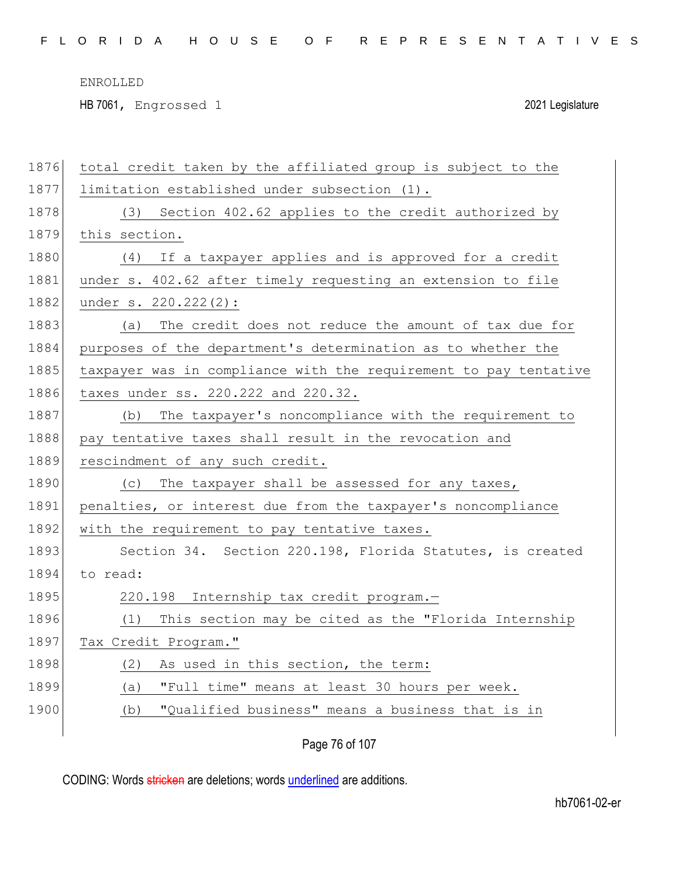total credit taken by the affiliated group is subject to the limitation established under subsection (1).

(3) Section 402.62 applies to the credit authorized by this section.

(4) If a taxpayer applies and is approved for a credit under s. 402.62 after timely requesting an extension to file under s. 220.222(2):

(a) The credit does not reduce the amount of tax due for purposes of the department's determination as to whether the taxpayer was in compliance with the requirement to pay tentative taxes under ss. 220.222 and 220.32.

(b) The taxpayer's noncompliance with the requirement to pay tentative taxes shall result in the revocation and rescindment of any such credit.

(c) The taxpayer shall be assessed for any taxes, penalties, or interest due from the taxpayer's noncompliance with the requirement to pay tentative taxes.

Section 34. Section 220.198, Florida Statutes, is created to read:

220.198 Internship tax credit program.—

(1) This section may be cited as the "Florida Internship Tax Credit Program."

(2) As used in this section, the term:

(a) "Full time" means at least 30 hours per week.

(b) "Qualified business" means a business that is in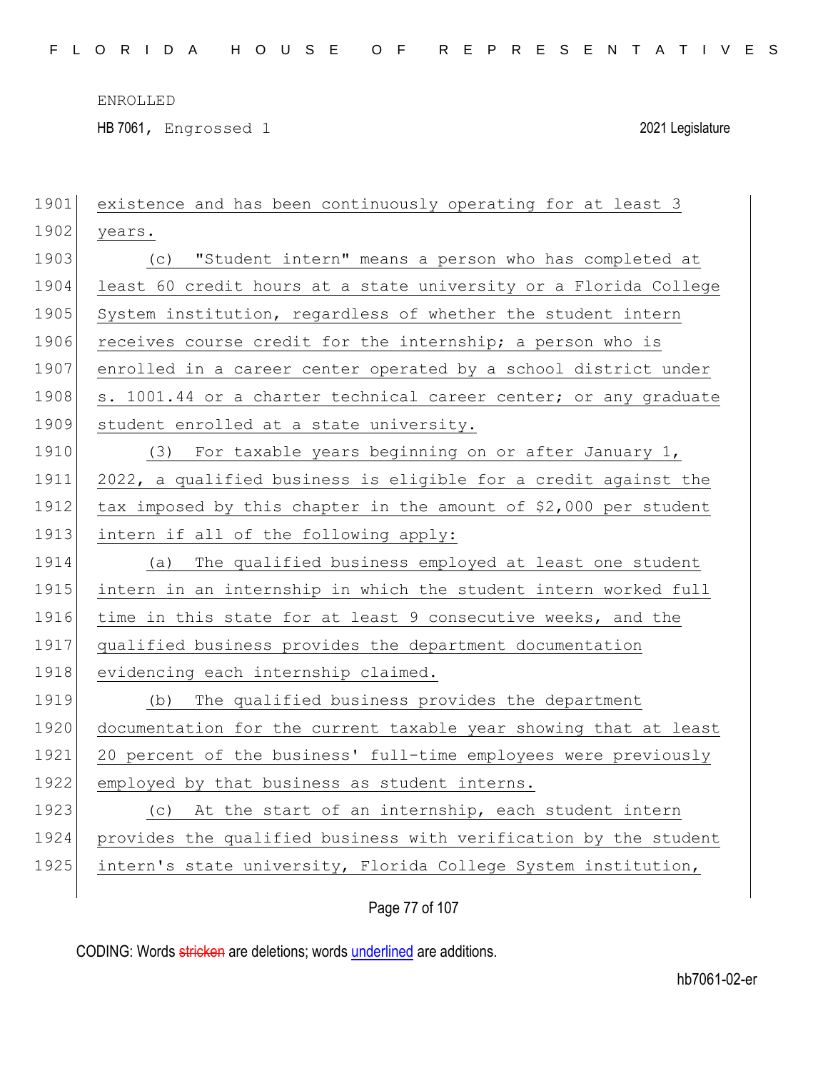existence and has been continuously operating for at least 3 years.

(c) "Student intern" means a person who has completed at least 60 credit hours at a state university or a Florida College System institution, regardless of whether the student intern receives course credit for the internship; a person who is enrolled in a career center operated by a school district under s. 1001.44 or a charter technical career center; or any graduate student enrolled at a state university.

(3) For taxable years beginning on or after January 1, 2022, a qualified business is eligible for a credit against the tax imposed by this chapter in the amount of $2,000 per student intern if all of the following apply:

(a) The qualified business employed at least one student intern in an internship in which the student intern worked full time in this state for at least 9 consecutive weeks, and the qualified business provides the department documentation evidencing each internship claimed.

(b) The qualified business provides the department documentation for the current taxable year showing that at least 20 percent of the business' full-time employees were previously employed by that business as student interns.

(c) At the start of an internship, each student intern provides the qualified business with verification by the student intern's state university, Florida College System institution,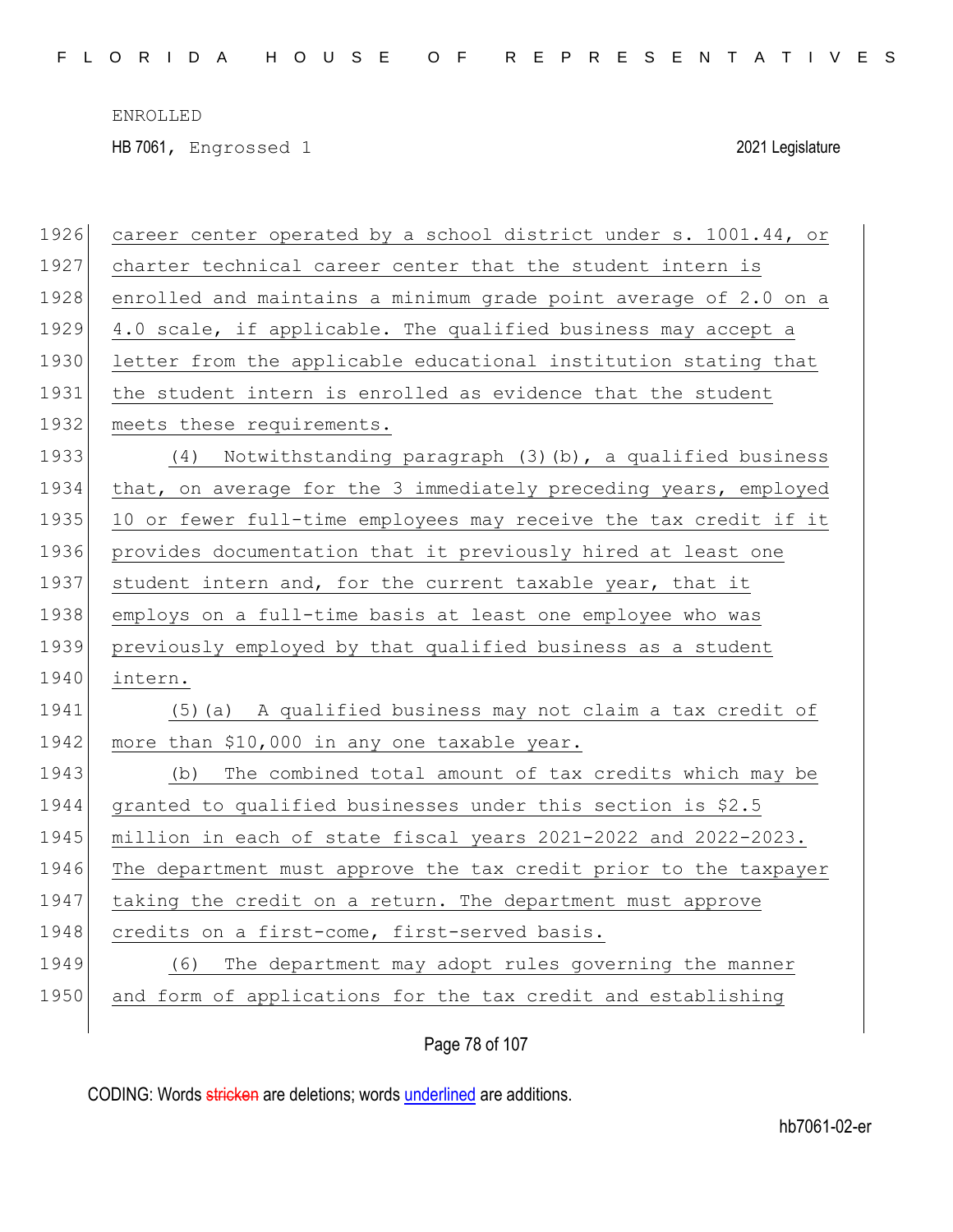career center operated by a school district under s. 1001.44, or charter technical career center that the student intern is enrolled and maintains a minimum grade point average of 2.0 on a 4.0 scale, if applicable. The qualified business may accept a letter from the applicable educational institution stating that the student intern is enrolled as evidence that the student meets these requirements.

(4) Notwithstanding paragraph (3)(b), a qualified business that, on average for the 3 immediately preceding years, employed 10 or fewer full-time employees may receive the tax credit if it provides documentation that it previously hired at least one student intern and, for the current taxable year, that it employs on a full-time basis at least one employee who was previously employed by that qualified business as a student intern.

(5)(a) A qualified business may not claim a tax credit of more than $10,000 in any one taxable year.

(b) The combined total amount of tax credits which may be granted to qualified businesses under this section is $2.5 million in each of state fiscal years 2021-2022 and 2022-2023. The department must approve the tax credit prior to the taxpayer taking the credit on a return. The department must approve credits on a first-come, first-served basis.

(6) The department may adopt rules governing the manner and form of applications for the tax credit and establishing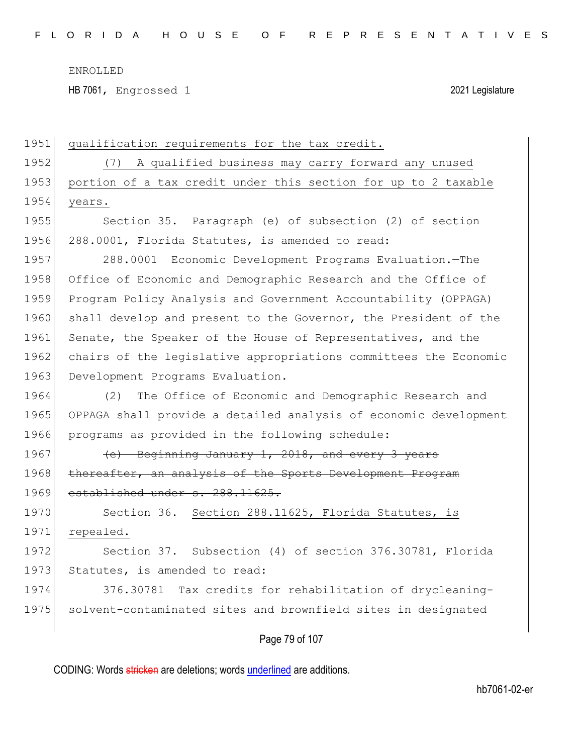qualification requirements for the tax credit.

(7) A qualified business may carry forward any unused portion of a tax credit under this section for up to 2 taxable years.

Section 35. Paragraph (e) of subsection (2) of section 288.0001, Florida Statutes, is amended to read:

288.0001 Economic Development Programs Evaluation.—The Office of Economic and Demographic Research and the Office of Program Policy Analysis and Government Accountability (OPPAGA) shall develop and present to the Governor, the President of the Senate, the Speaker of the House of Representatives, and the chairs of the legislative appropriations committees the Economic Development Programs Evaluation.

(2) The Office of Economic and Demographic Research and OPPAGA shall provide a detailed analysis of economic development programs as provided in the following schedule:

~~(e) Beginning January 1, 2018, and every 3 years thereafter, an analysis of the Sports Development Program established under s. 288.11625.~~

Section 36. Section 288.11625, Florida Statutes, is repealed.

Section 37. Subsection (4) of section 376.30781, Florida Statutes, is amended to read:

376.30781 Tax credits for rehabilitation of drycleaning-solvent-contaminated sites and brownfield sites in designated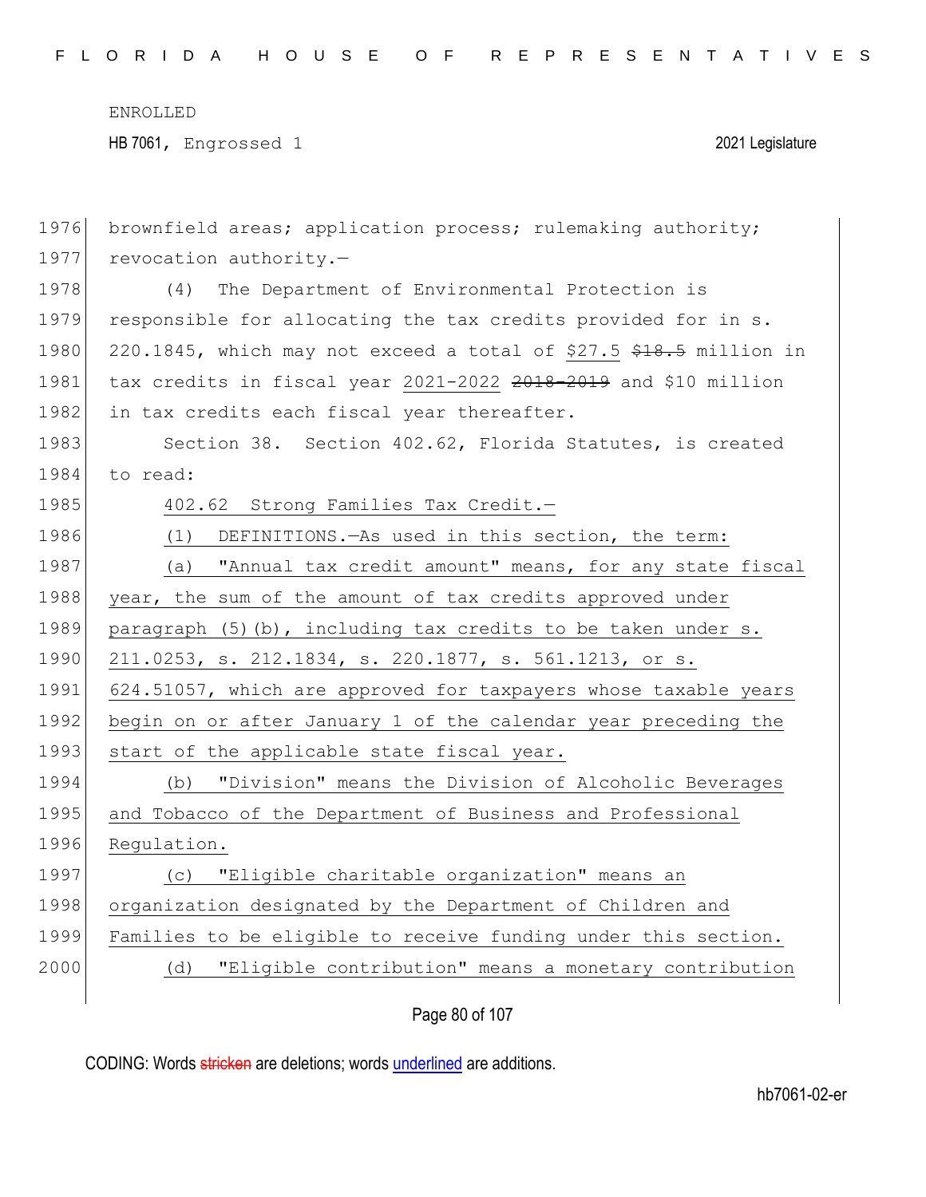brownfield areas; application process; rulemaking authority; revocation authority.—

(4) The Department of Environmental Protection is responsible for allocating the tax credits provided for in s. 220.1845, which may not exceed a total of <u>$27.5</u> ~~$18.5~~ million in tax credits in fiscal year <u>2021-2022</u> ~~2018-2019~~ and $10 million in tax credits each fiscal year thereafter.

Section 38. Section 402.62, Florida Statutes, is created to read:

<u>402.62 Strong Families Tax Credit.—</u>

<u>(1) DEFINITIONS.—As used in this section, the term:</u>

<u>(a) "Annual tax credit amount" means, for any state fiscal year, the sum of the amount of tax credits approved under paragraph (5)(b), including tax credits to be taken under s. 211.0253, s. 212.1834, s. 220.1877, s. 561.1213, or s. 624.51057, which are approved for taxpayers whose taxable years begin on or after January 1 of the calendar year preceding the start of the applicable state fiscal year.</u>

<u>(b) "Division" means the Division of Alcoholic Beverages and Tobacco of the Department of Business and Professional Regulation.</u>

<u>(c) "Eligible charitable organization" means an organization designated by the Department of Children and Families to be eligible to receive funding under this section.</u>

<u>(d) "Eligible contribution" means a monetary contribution</u>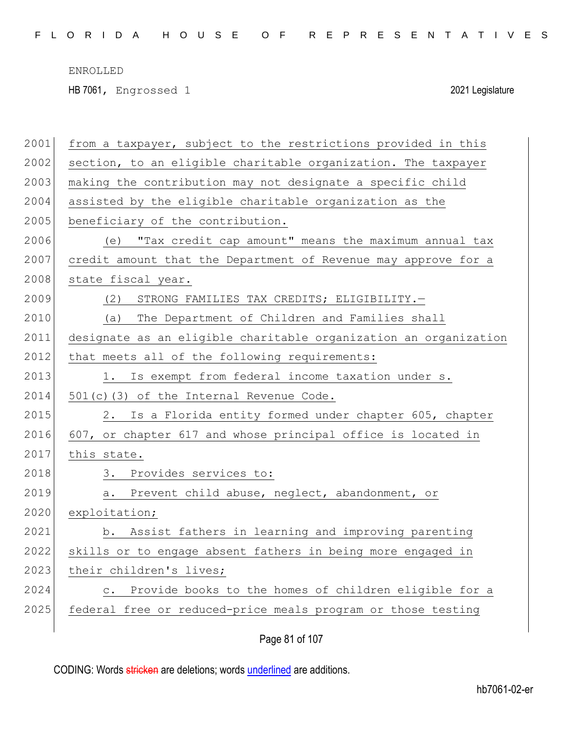from a taxpayer, subject to the restrictions provided in this section, to an eligible charitable organization. The taxpayer making the contribution may not designate a specific child assisted by the eligible charitable organization as the beneficiary of the contribution.

(e) "Tax credit cap amount" means the maximum annual tax credit amount that the Department of Revenue may approve for a state fiscal year.

(2) STRONG FAMILIES TAX CREDITS; ELIGIBILITY.—

(a) The Department of Children and Families shall designate as an eligible charitable organization an organization that meets all of the following requirements:

1. Is exempt from federal income taxation under s. 501(c)(3) of the Internal Revenue Code.

2. Is a Florida entity formed under chapter 605, chapter 607, or chapter 617 and whose principal office is located in this state.

3. Provides services to:

a. Prevent child abuse, neglect, abandonment, or exploitation;

b. Assist fathers in learning and improving parenting skills or to engage absent fathers in being more engaged in their children's lives;

c. Provide books to the homes of children eligible for a federal free or reduced-price meals program or those testing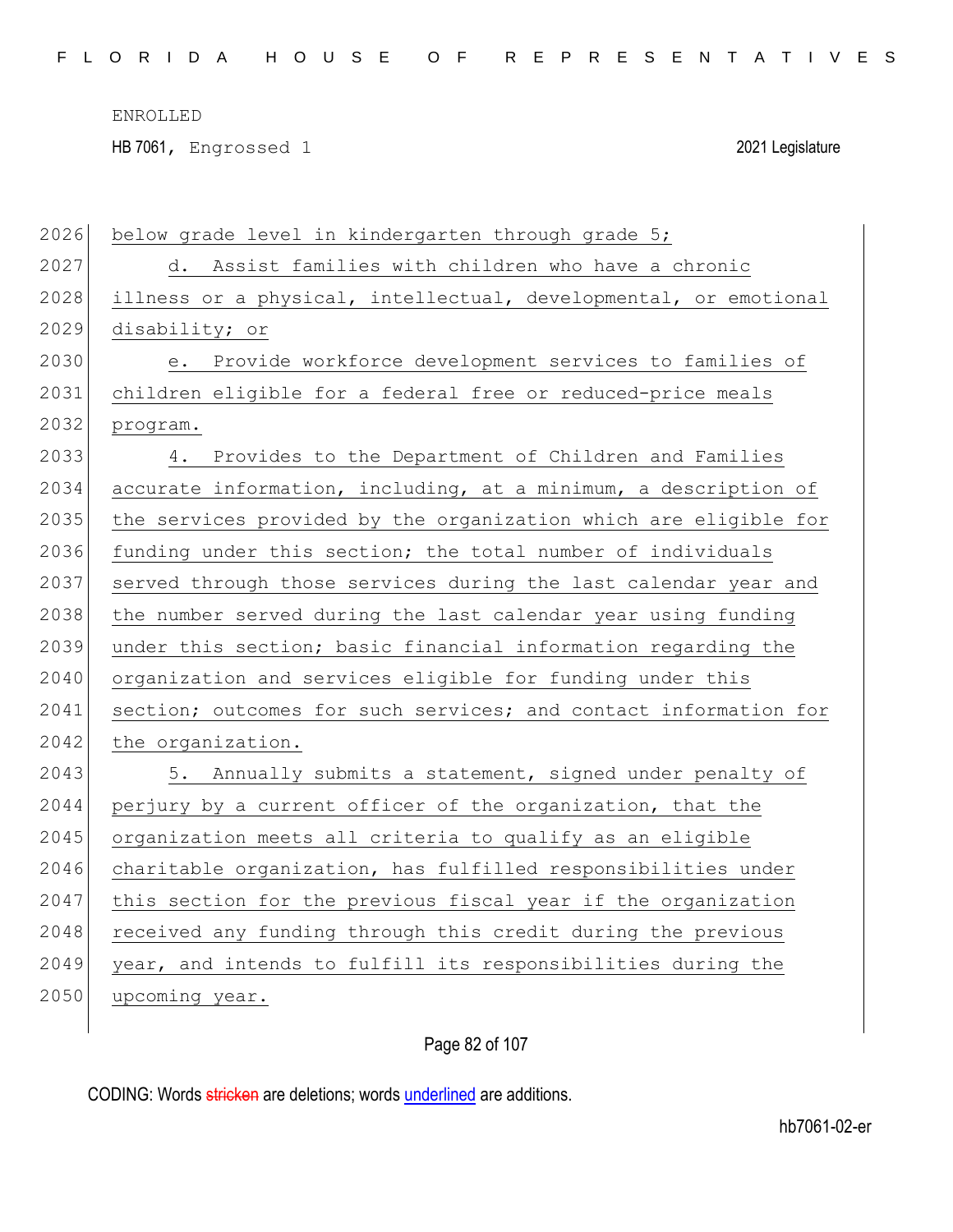below grade level in kindergarten through grade 5;

d. Assist families with children who have a chronic illness or a physical, intellectual, developmental, or emotional disability; or

e. Provide workforce development services to families of children eligible for a federal free or reduced-price meals program.

4. Provides to the Department of Children and Families accurate information, including, at a minimum, a description of the services provided by the organization which are eligible for funding under this section; the total number of individuals served through those services during the last calendar year and the number served during the last calendar year using funding under this section; basic financial information regarding the organization and services eligible for funding under this section; outcomes for such services; and contact information for the organization.

5. Annually submits a statement, signed under penalty of perjury by a current officer of the organization, that the organization meets all criteria to qualify as an eligible charitable organization, has fulfilled responsibilities under this section for the previous fiscal year if the organization received any funding through this credit during the previous year, and intends to fulfill its responsibilities during the upcoming year.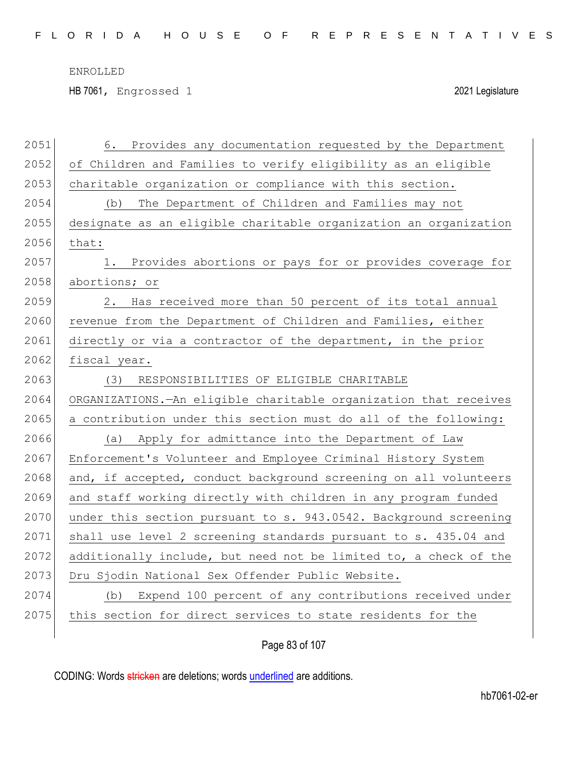6. Provides any documentation requested by the Department of Children and Families to verify eligibility as an eligible charitable organization or compliance with this section.

(b) The Department of Children and Families may not designate as an eligible charitable organization an organization that:

1. Provides abortions or pays for or provides coverage for abortions; or

2. Has received more than 50 percent of its total annual revenue from the Department of Children and Families, either directly or via a contractor of the department, in the prior fiscal year.

(3) RESPONSIBILITIES OF ELIGIBLE CHARITABLE ORGANIZATIONS.—An eligible charitable organization that receives a contribution under this section must do all of the following:

(a) Apply for admittance into the Department of Law Enforcement's Volunteer and Employee Criminal History System and, if accepted, conduct background screening on all volunteers and staff working directly with children in any program funded under this section pursuant to s. 943.0542. Background screening shall use level 2 screening standards pursuant to s. 435.04 and additionally include, but need not be limited to, a check of the Dru Sjodin National Sex Offender Public Website.

(b) Expend 100 percent of any contributions received under this section for direct services to state residents for the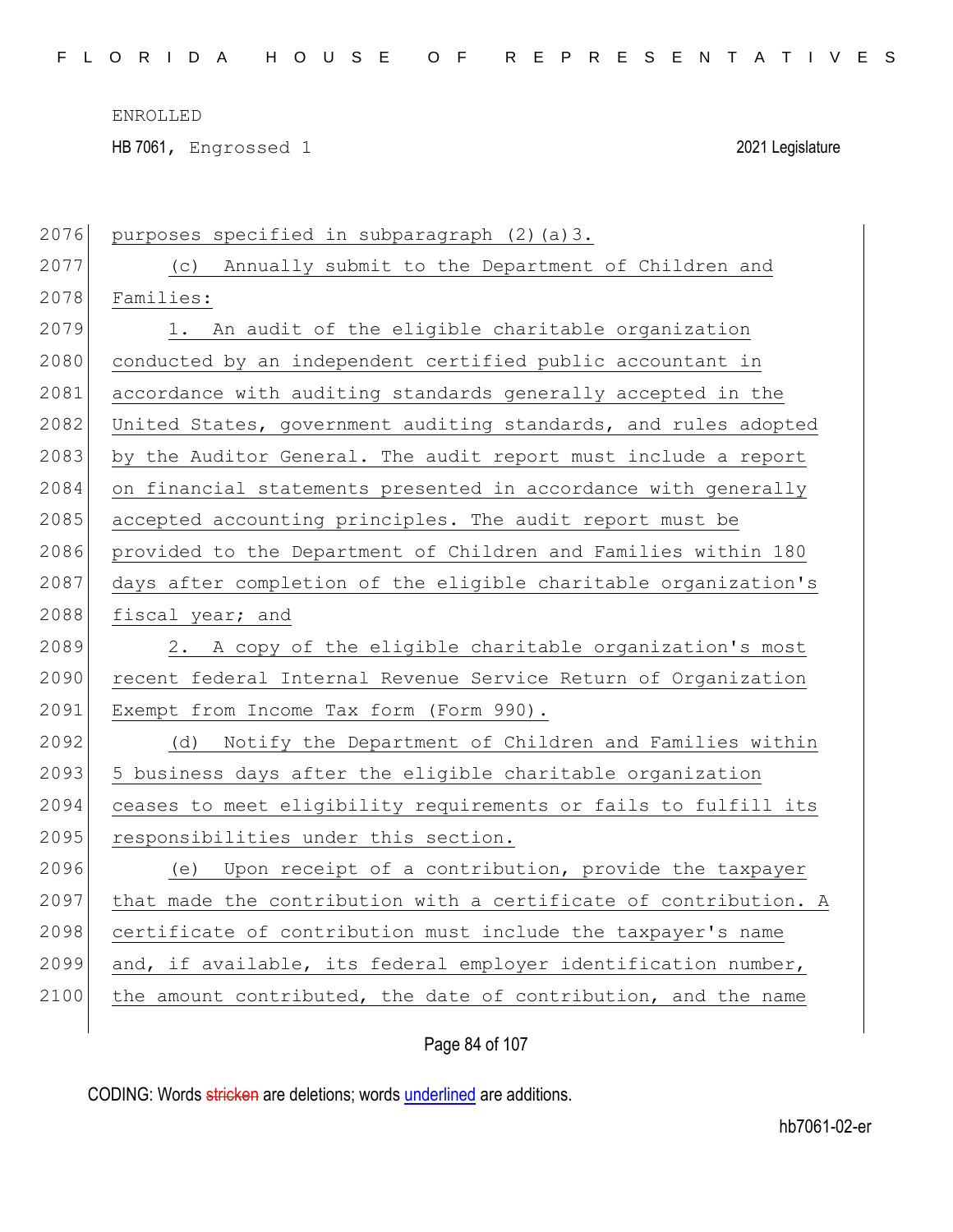purposes specified in subparagraph (2)(a)3.

(c) Annually submit to the Department of Children and Families:

1. An audit of the eligible charitable organization conducted by an independent certified public accountant in accordance with auditing standards generally accepted in the United States, government auditing standards, and rules adopted by the Auditor General. The audit report must include a report on financial statements presented in accordance with generally accepted accounting principles. The audit report must be provided to the Department of Children and Families within 180 days after completion of the eligible charitable organization's fiscal year; and

2. A copy of the eligible charitable organization's most recent federal Internal Revenue Service Return of Organization Exempt from Income Tax form (Form 990).

(d) Notify the Department of Children and Families within 5 business days after the eligible charitable organization ceases to meet eligibility requirements or fails to fulfill its responsibilities under this section.

(e) Upon receipt of a contribution, provide the taxpayer that made the contribution with a certificate of contribution. A certificate of contribution must include the taxpayer's name and, if available, its federal employer identification number, the amount contributed, the date of contribution, and the name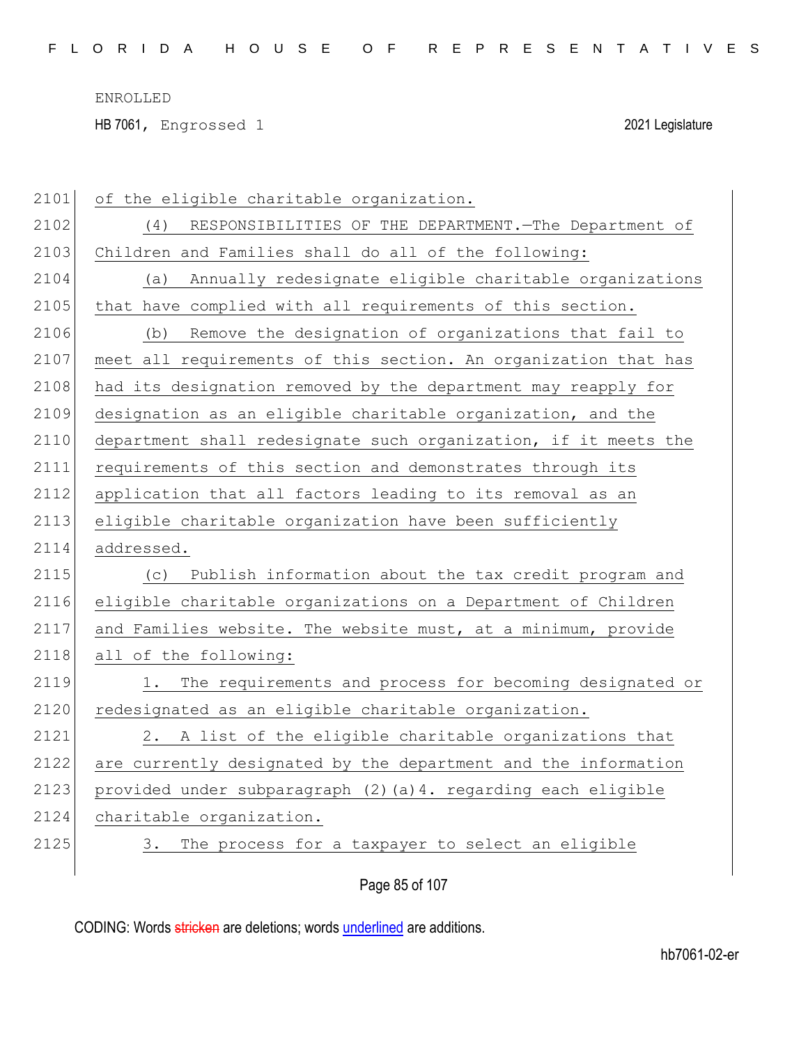of the eligible charitable organization.

(4) RESPONSIBILITIES OF THE DEPARTMENT.—The Department of Children and Families shall do all of the following:

(a) Annually redesignate eligible charitable organizations that have complied with all requirements of this section.

(b) Remove the designation of organizations that fail to meet all requirements of this section. An organization that has had its designation removed by the department may reapply for designation as an eligible charitable organization, and the department shall redesignate such organization, if it meets the requirements of this section and demonstrates through its application that all factors leading to its removal as an eligible charitable organization have been sufficiently addressed.

(c) Publish information about the tax credit program and eligible charitable organizations on a Department of Children and Families website. The website must, at a minimum, provide all of the following:

1. The requirements and process for becoming designated or redesignated as an eligible charitable organization.

2. A list of the eligible charitable organizations that are currently designated by the department and the information provided under subparagraph (2)(a)4. regarding each eligible charitable organization.

3. The process for a taxpayer to select an eligible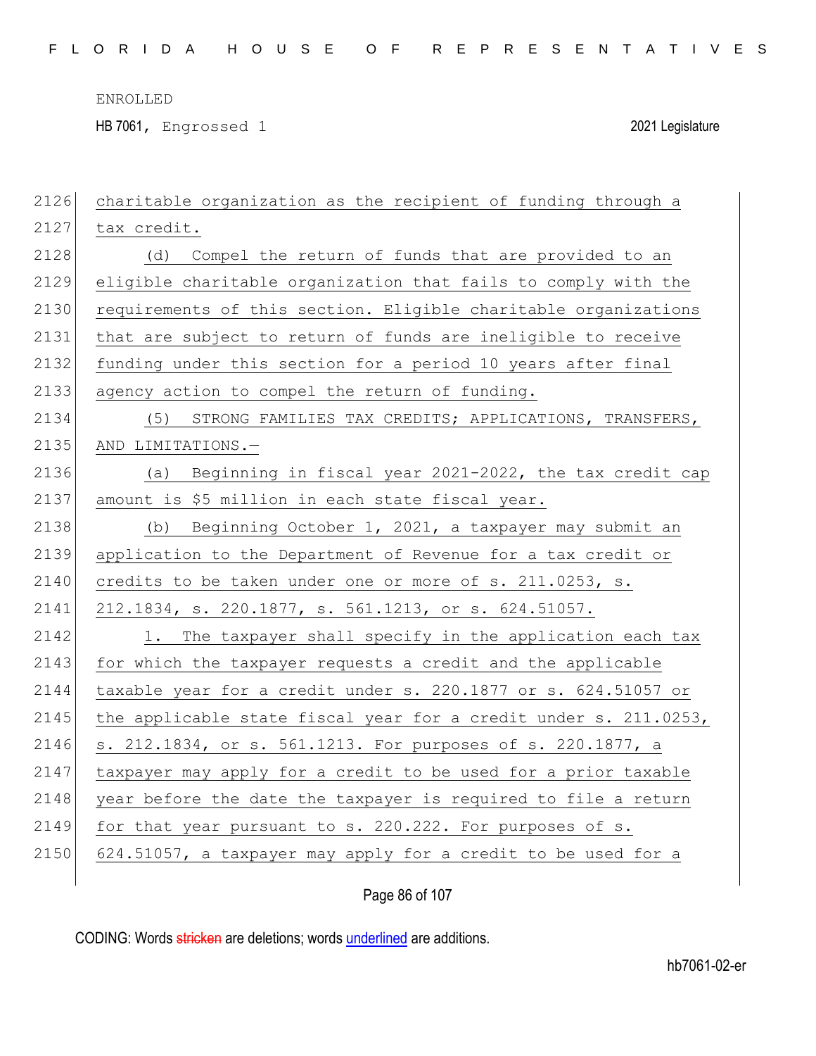charitable organization as the recipient of funding through a tax credit.

(d) Compel the return of funds that are provided to an eligible charitable organization that fails to comply with the requirements of this section. Eligible charitable organizations that are subject to return of funds are ineligible to receive funding under this section for a period 10 years after final agency action to compel the return of funding.

(5) STRONG FAMILIES TAX CREDITS; APPLICATIONS, TRANSFERS, AND LIMITATIONS.—

(a) Beginning in fiscal year 2021-2022, the tax credit cap amount is $5 million in each state fiscal year.

(b) Beginning October 1, 2021, a taxpayer may submit an application to the Department of Revenue for a tax credit or credits to be taken under one or more of s. 211.0253, s. 212.1834, s. 220.1877, s. 561.1213, or s. 624.51057.

1. The taxpayer shall specify in the application each tax for which the taxpayer requests a credit and the applicable taxable year for a credit under s. 220.1877 or s. 624.51057 or the applicable state fiscal year for a credit under s. 211.0253, s. 212.1834, or s. 561.1213. For purposes of s. 220.1877, a taxpayer may apply for a credit to be used for a prior taxable year before the date the taxpayer is required to file a return for that year pursuant to s. 220.222. For purposes of s. 624.51057, a taxpayer may apply for a credit to be used for a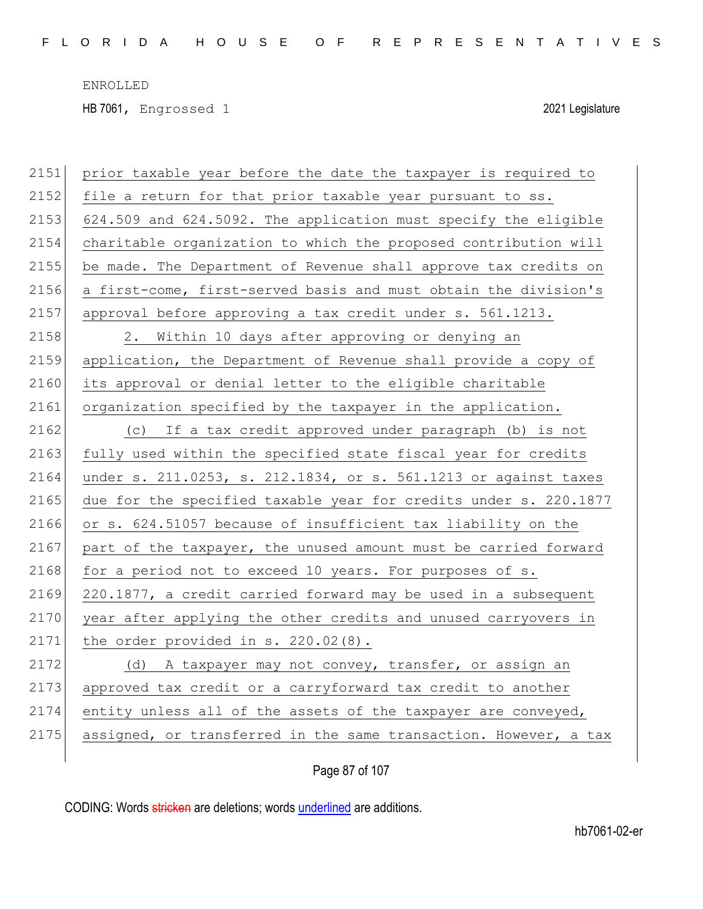prior taxable year before the date the taxpayer is required to file a return for that prior taxable year pursuant to ss. 624.509 and 624.5092. The application must specify the eligible charitable organization to which the proposed contribution will be made. The Department of Revenue shall approve tax credits on a first-come, first-served basis and must obtain the division's approval before approving a tax credit under s. 561.1213.

2. Within 10 days after approving or denying an application, the Department of Revenue shall provide a copy of its approval or denial letter to the eligible charitable organization specified by the taxpayer in the application.

(c) If a tax credit approved under paragraph (b) is not fully used within the specified state fiscal year for credits under s. 211.0253, s. 212.1834, or s. 561.1213 or against taxes due for the specified taxable year for credits under s. 220.1877 or s. 624.51057 because of insufficient tax liability on the part of the taxpayer, the unused amount must be carried forward for a period not to exceed 10 years. For purposes of s. 220.1877, a credit carried forward may be used in a subsequent year after applying the other credits and unused carryovers in the order provided in s. 220.02(8).

(d) A taxpayer may not convey, transfer, or assign an approved tax credit or a carryforward tax credit to another entity unless all of the assets of the taxpayer are conveyed, assigned, or transferred in the same transaction. However, a tax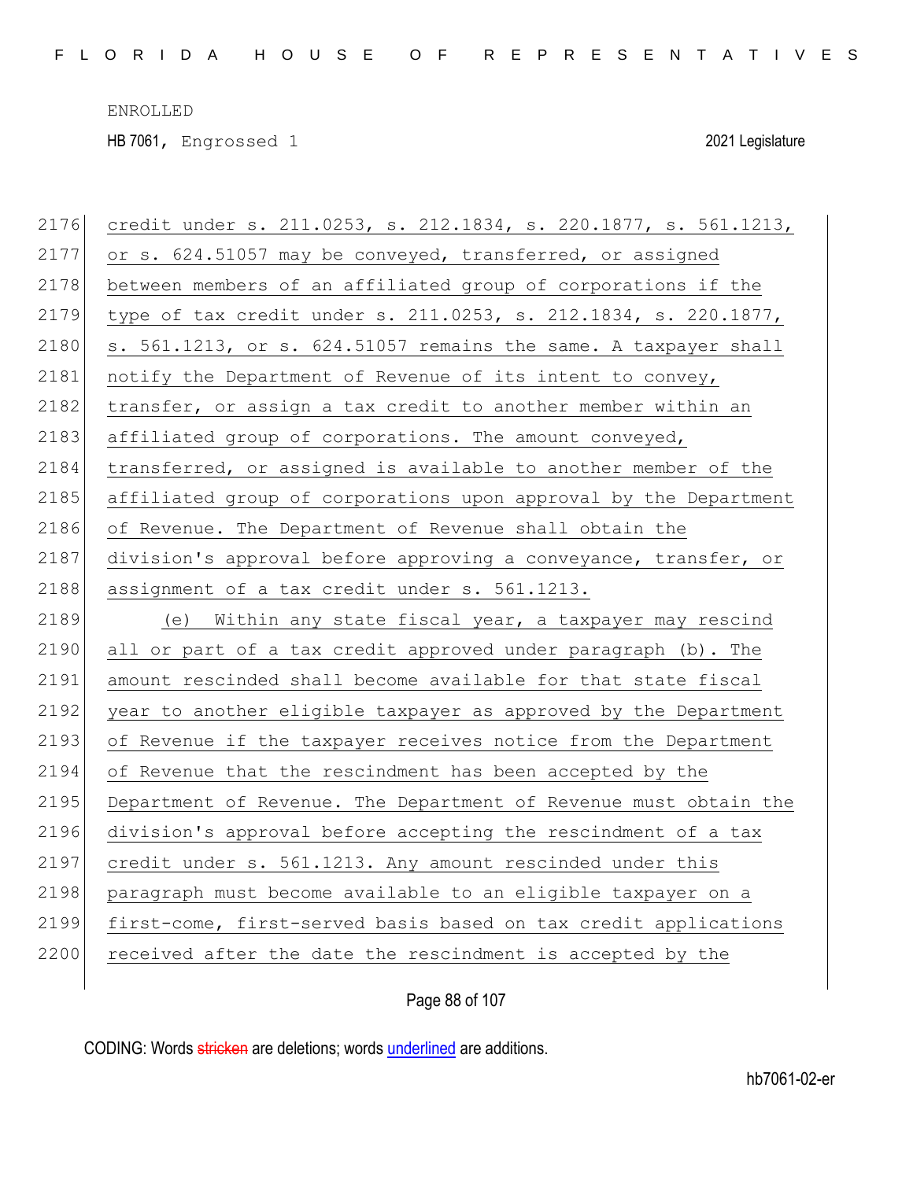credit under s. 211.0253, s. 212.1834, s. 220.1877, s. 561.1213, or s. 624.51057 may be conveyed, transferred, or assigned between members of an affiliated group of corporations if the type of tax credit under s. 211.0253, s. 212.1834, s. 220.1877, s. 561.1213, or s. 624.51057 remains the same. A taxpayer shall notify the Department of Revenue of its intent to convey, transfer, or assign a tax credit to another member within an affiliated group of corporations. The amount conveyed, transferred, or assigned is available to another member of the affiliated group of corporations upon approval by the Department of Revenue. The Department of Revenue shall obtain the division's approval before approving a conveyance, transfer, or assignment of a tax credit under s. 561.1213.

(e) Within any state fiscal year, a taxpayer may rescind all or part of a tax credit approved under paragraph (b). The amount rescinded shall become available for that state fiscal year to another eligible taxpayer as approved by the Department of Revenue if the taxpayer receives notice from the Department of Revenue that the rescindment has been accepted by the Department of Revenue. The Department of Revenue must obtain the division's approval before accepting the rescindment of a tax credit under s. 561.1213. Any amount rescinded under this paragraph must become available to an eligible taxpayer on a first-come, first-served basis based on tax credit applications received after the date the rescindment is accepted by the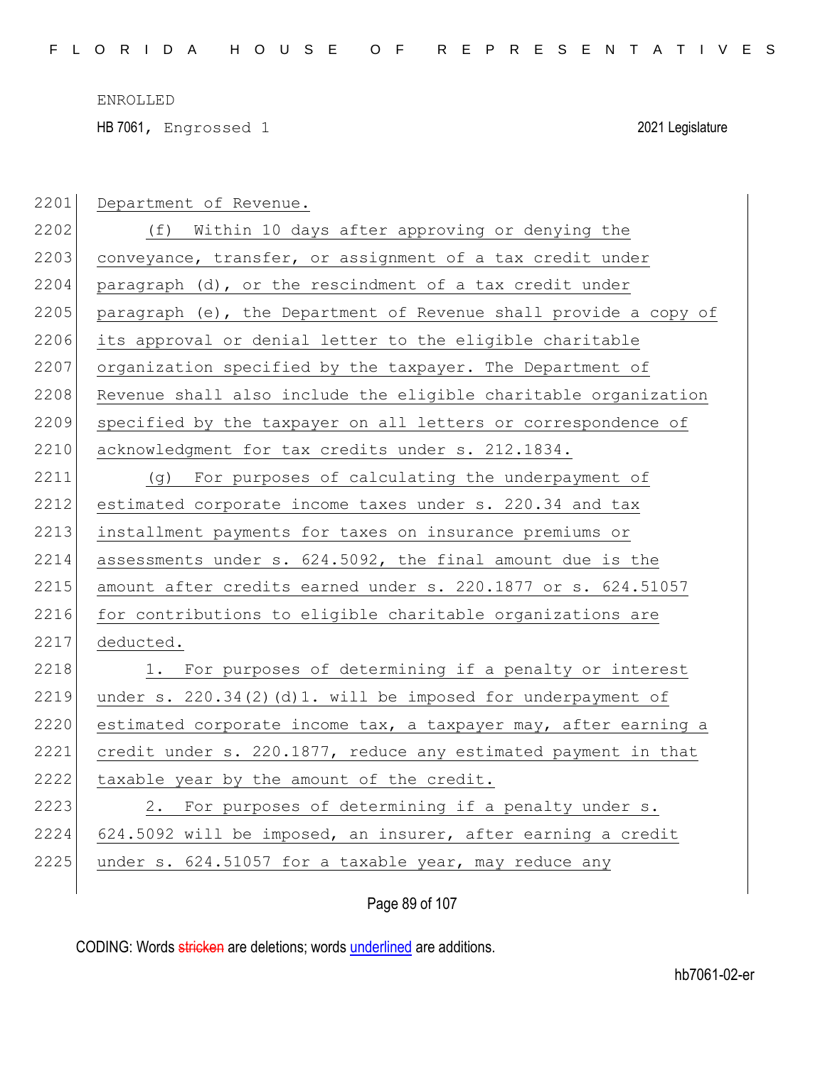Department of Revenue.

(f) Within 10 days after approving or denying the conveyance, transfer, or assignment of a tax credit under paragraph (d), or the rescindment of a tax credit under paragraph (e), the Department of Revenue shall provide a copy of its approval or denial letter to the eligible charitable organization specified by the taxpayer. The Department of Revenue shall also include the eligible charitable organization specified by the taxpayer on all letters or correspondence of acknowledgment for tax credits under s. 212.1834.

(g) For purposes of calculating the underpayment of estimated corporate income taxes under s. 220.34 and tax installment payments for taxes on insurance premiums or assessments under s. 624.5092, the final amount due is the amount after credits earned under s. 220.1877 or s. 624.51057 for contributions to eligible charitable organizations are deducted.

1. For purposes of determining if a penalty or interest under s. 220.34(2)(d)1. will be imposed for underpayment of estimated corporate income tax, a taxpayer may, after earning a credit under s. 220.1877, reduce any estimated payment in that taxable year by the amount of the credit.

2. For purposes of determining if a penalty under s. 624.5092 will be imposed, an insurer, after earning a credit under s. 624.51057 for a taxable year, may reduce any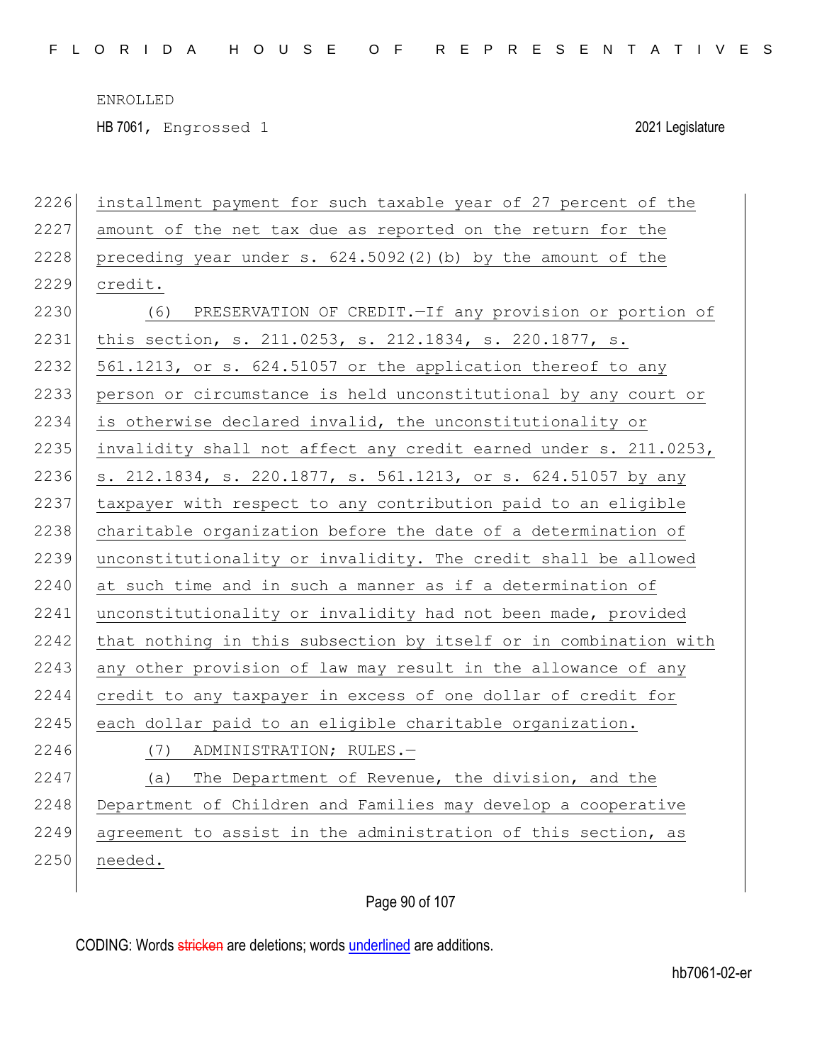installment payment for such taxable year of 27 percent of the amount of the net tax due as reported on the return for the preceding year under s. 624.5092(2)(b) by the amount of the credit.

(6) PRESERVATION OF CREDIT.—If any provision or portion of this section, s. 211.0253, s. 212.1834, s. 220.1877, s. 561.1213, or s. 624.51057 or the application thereof to any person or circumstance is held unconstitutional by any court or is otherwise declared invalid, the unconstitutionality or invalidity shall not affect any credit earned under s. 211.0253, s. 212.1834, s. 220.1877, s. 561.1213, or s. 624.51057 by any taxpayer with respect to any contribution paid to an eligible charitable organization before the date of a determination of unconstitutionality or invalidity. The credit shall be allowed at such time and in such a manner as if a determination of unconstitutionality or invalidity had not been made, provided that nothing in this subsection by itself or in combination with any other provision of law may result in the allowance of any credit to any taxpayer in excess of one dollar of credit for each dollar paid to an eligible charitable organization.

(7) ADMINISTRATION; RULES.—

(a) The Department of Revenue, the division, and the Department of Children and Families may develop a cooperative agreement to assist in the administration of this section, as needed.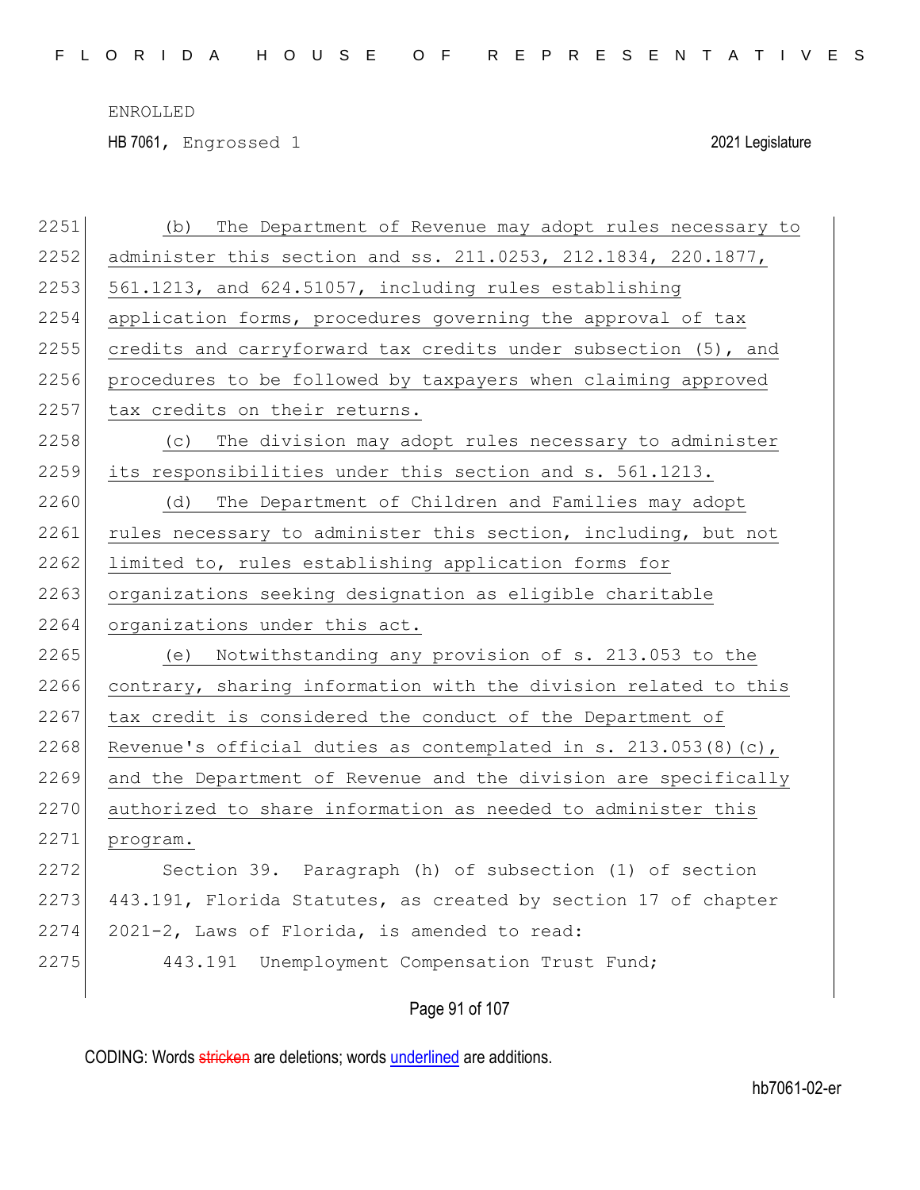2251 (b) The Department of Revenue may adopt rules necessary to
2252 administer this section and ss. 211.0253, 212.1834, 220.1877,
2253 561.1213, and 624.51057, including rules establishing
2254 application forms, procedures governing the approval of tax
2255 credits and carryforward tax credits under subsection (5), and
2256 procedures to be followed by taxpayers when claiming approved
2257 tax credits on their returns.

2258 (c) The division may adopt rules necessary to administer
2259 its responsibilities under this section and s. 561.1213.

2260 (d) The Department of Children and Families may adopt
2261 rules necessary to administer this section, including, but not
2262 limited to, rules establishing application forms for
2263 organizations seeking designation as eligible charitable
2264 organizations under this act.

2265 (e) Notwithstanding any provision of s. 213.053 to the
2266 contrary, sharing information with the division related to this
2267 tax credit is considered the conduct of the Department of
2268 Revenue's official duties as contemplated in s. 213.053(8)(c),
2269 and the Department of Revenue and the division are specifically
2270 authorized to share information as needed to administer this
2271 program.

2272 Section 39. Paragraph (h) of subsection (1) of section
2273 443.191, Florida Statutes, as created by section 17 of chapter
2274 2021-2, Laws of Florida, is amended to read:

2275 443.191 Unemployment Compensation Trust Fund;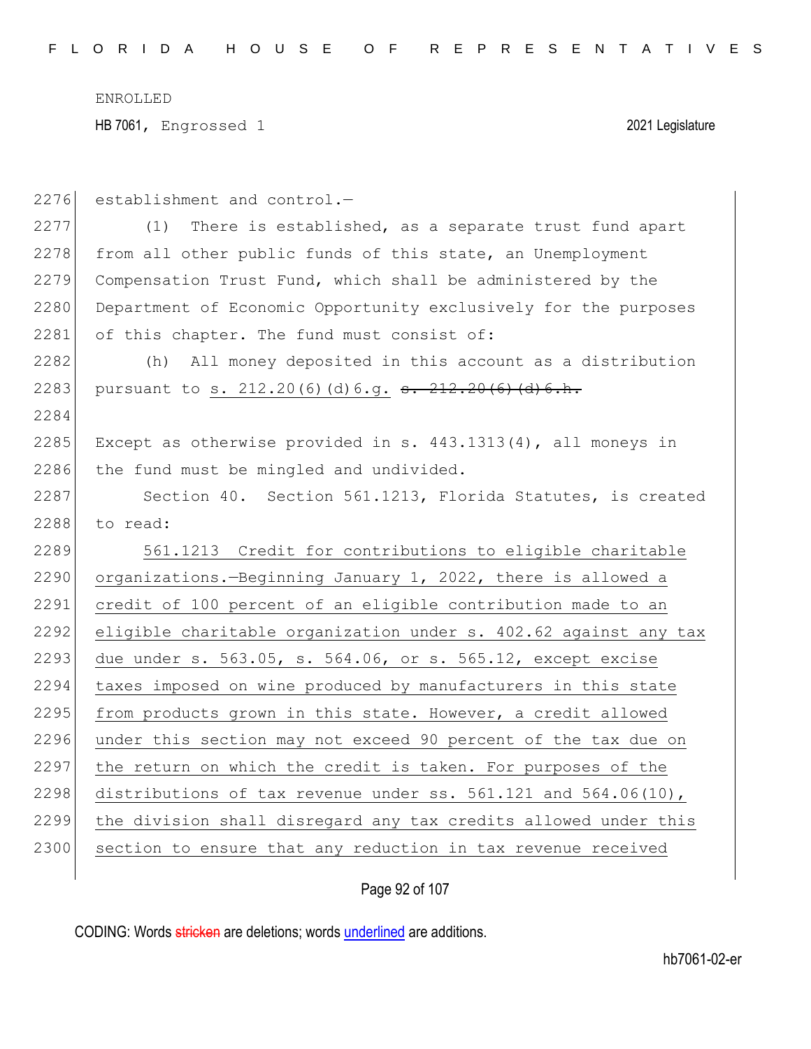establishment and control.—

(1) There is established, as a separate trust fund apart from all other public funds of this state, an Unemployment Compensation Trust Fund, which shall be administered by the Department of Economic Opportunity exclusively for the purposes of this chapter. The fund must consist of:

(h) All money deposited in this account as a distribution pursuant to s. 212.20(6)(d)6.g. ~~s. 212.20(6)(d)6.h.~~

Except as otherwise provided in s. 443.1313(4), all moneys in the fund must be mingled and undivided.

Section 40. Section 561.1213, Florida Statutes, is created to read:

561.1213 Credit for contributions to eligible charitable organizations.—Beginning January 1, 2022, there is allowed a credit of 100 percent of an eligible contribution made to an eligible charitable organization under s. 402.62 against any tax due under s. 563.05, s. 564.06, or s. 565.12, except excise taxes imposed on wine produced by manufacturers in this state from products grown in this state. However, a credit allowed under this section may not exceed 90 percent of the tax due on the return on which the credit is taken. For purposes of the distributions of tax revenue under ss. 561.121 and 564.06(10), the division shall disregard any tax credits allowed under this section to ensure that any reduction in tax revenue received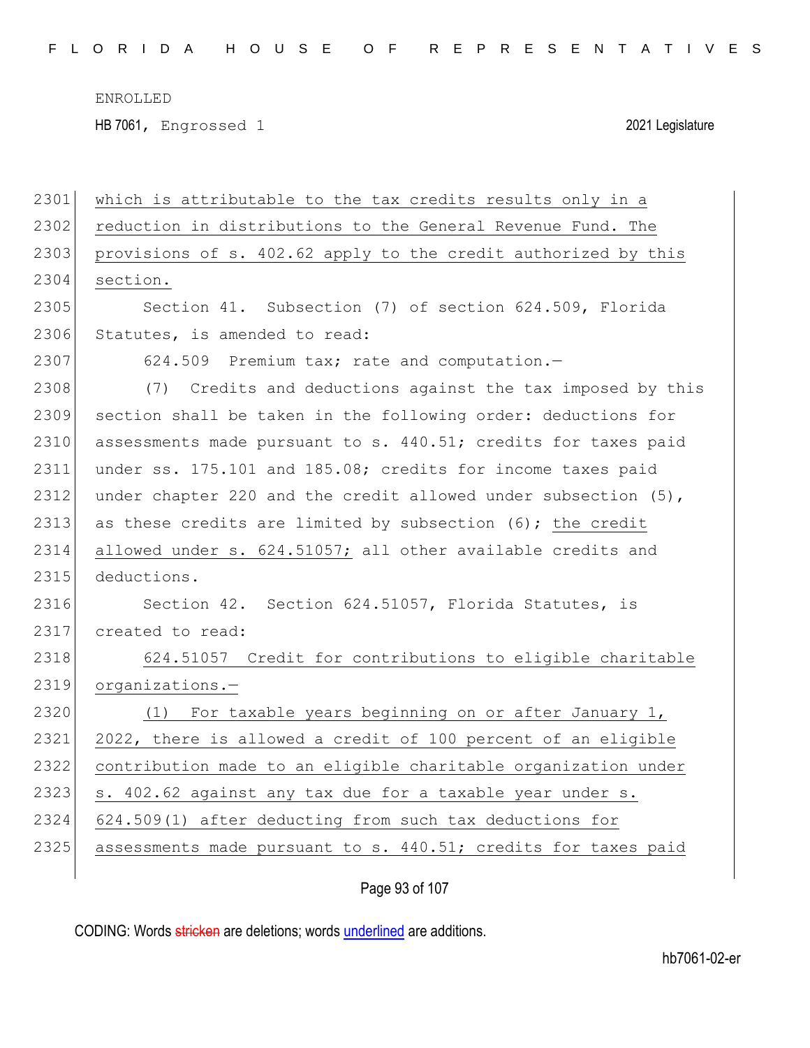which is attributable to the tax credits results only in a reduction in distributions to the General Revenue Fund. The provisions of s. 402.62 apply to the credit authorized by this section.

Section 41. Subsection (7) of section 624.509, Florida Statutes, is amended to read:

624.509 Premium tax; rate and computation.—

(7) Credits and deductions against the tax imposed by this section shall be taken in the following order: deductions for assessments made pursuant to s. 440.51; credits for taxes paid under ss. 175.101 and 185.08; credits for income taxes paid under chapter 220 and the credit allowed under subsection (5), as these credits are limited by subsection (6); the credit allowed under s. 624.51057; all other available credits and deductions.

Section 42. Section 624.51057, Florida Statutes, is created to read:

624.51057 Credit for contributions to eligible charitable organizations.—

(1) For taxable years beginning on or after January 1, 2022, there is allowed a credit of 100 percent of an eligible contribution made to an eligible charitable organization under s. 402.62 against any tax due for a taxable year under s. 624.509(1) after deducting from such tax deductions for assessments made pursuant to s. 440.51; credits for taxes paid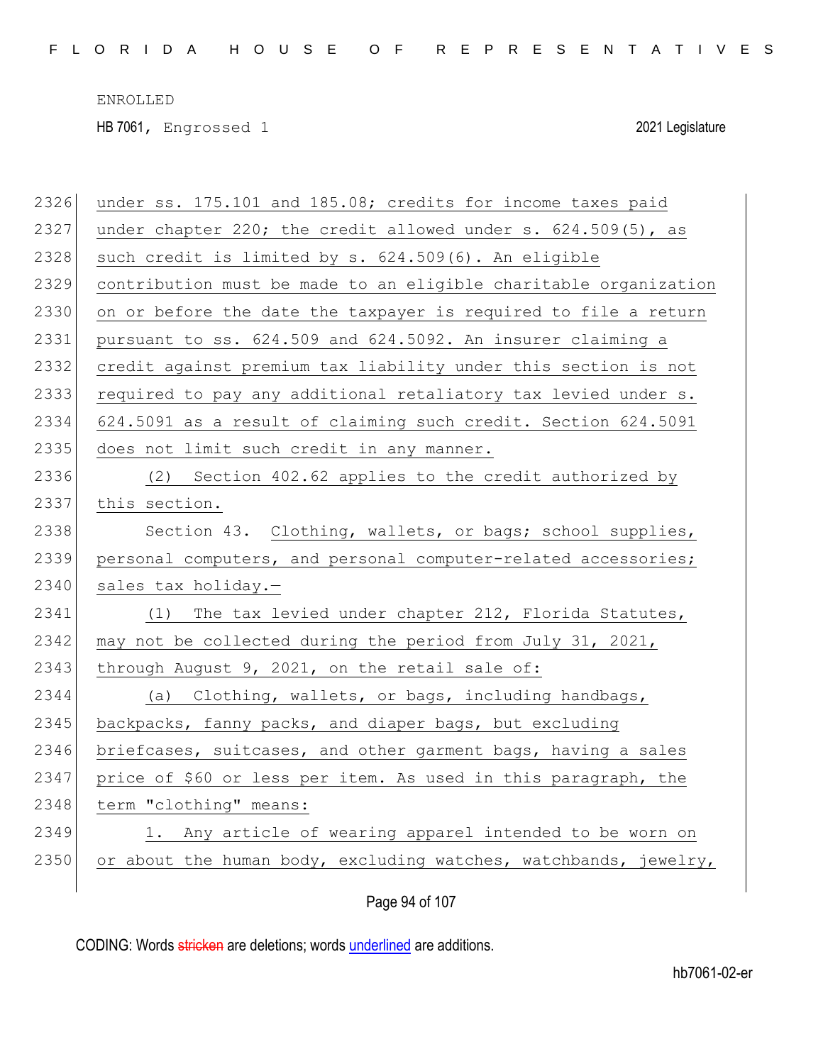under ss. 175.101 and 185.08; credits for income taxes paid under chapter 220; the credit allowed under s. 624.509(5), as such credit is limited by s. 624.509(6). An eligible contribution must be made to an eligible charitable organization on or before the date the taxpayer is required to file a return pursuant to ss. 624.509 and 624.5092. An insurer claiming a credit against premium tax liability under this section is not required to pay any additional retaliatory tax levied under s. 624.5091 as a result of claiming such credit. Section 624.5091 does not limit such credit in any manner.

(2) Section 402.62 applies to the credit authorized by this section.

Section 43. Clothing, wallets, or bags; school supplies, personal computers, and personal computer-related accessories; sales tax holiday.—

(1) The tax levied under chapter 212, Florida Statutes, may not be collected during the period from July 31, 2021, through August 9, 2021, on the retail sale of:

(a) Clothing, wallets, or bags, including handbags, backpacks, fanny packs, and diaper bags, but excluding briefcases, suitcases, and other garment bags, having a sales price of $60 or less per item. As used in this paragraph, the term "clothing" means:

1. Any article of wearing apparel intended to be worn on or about the human body, excluding watches, watchbands, jewelry,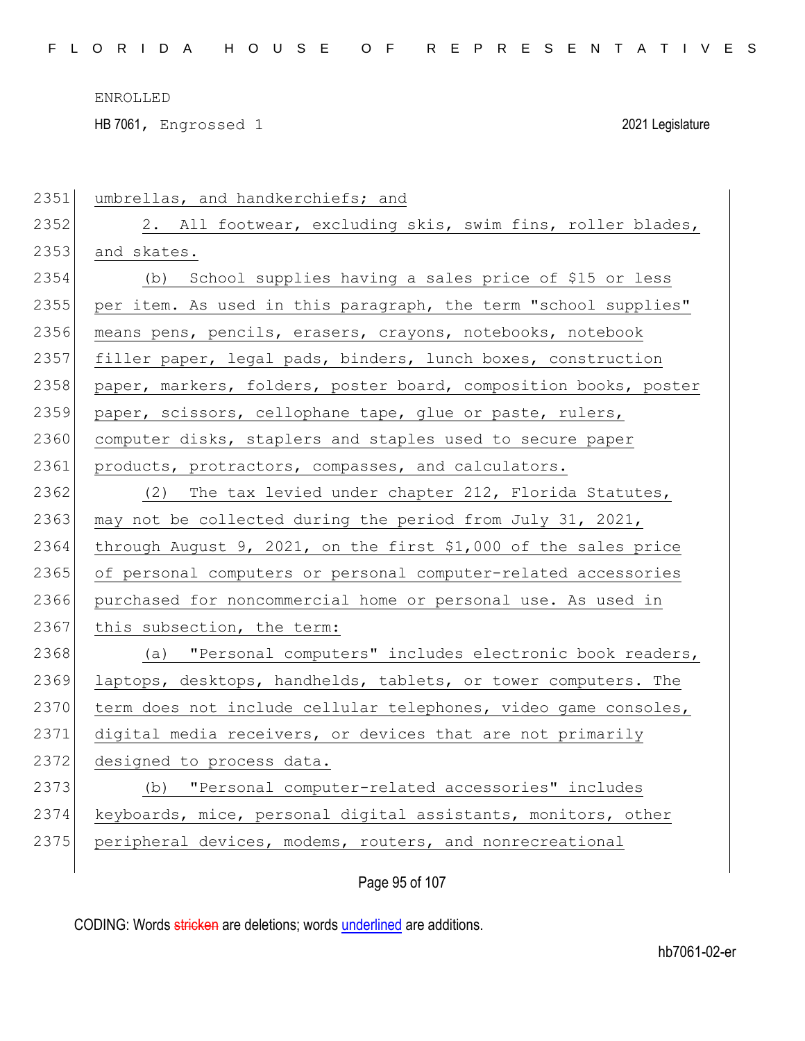umbrellas, and handkerchiefs; and

2. All footwear, excluding skis, swim fins, roller blades, and skates.

(b) School supplies having a sales price of $15 or less per item. As used in this paragraph, the term "school supplies" means pens, pencils, erasers, crayons, notebooks, notebook filler paper, legal pads, binders, lunch boxes, construction paper, markers, folders, poster board, composition books, poster paper, scissors, cellophane tape, glue or paste, rulers, computer disks, staplers and staples used to secure paper products, protractors, compasses, and calculators.

(2) The tax levied under chapter 212, Florida Statutes, may not be collected during the period from July 31, 2021, through August 9, 2021, on the first $1,000 of the sales price of personal computers or personal computer-related accessories purchased for noncommercial home or personal use. As used in this subsection, the term:

(a) "Personal computers" includes electronic book readers, laptops, desktops, handhelds, tablets, or tower computers. The term does not include cellular telephones, video game consoles, digital media receivers, or devices that are not primarily designed to process data.

(b) "Personal computer-related accessories" includes keyboards, mice, personal digital assistants, monitors, other peripheral devices, modems, routers, and nonrecreational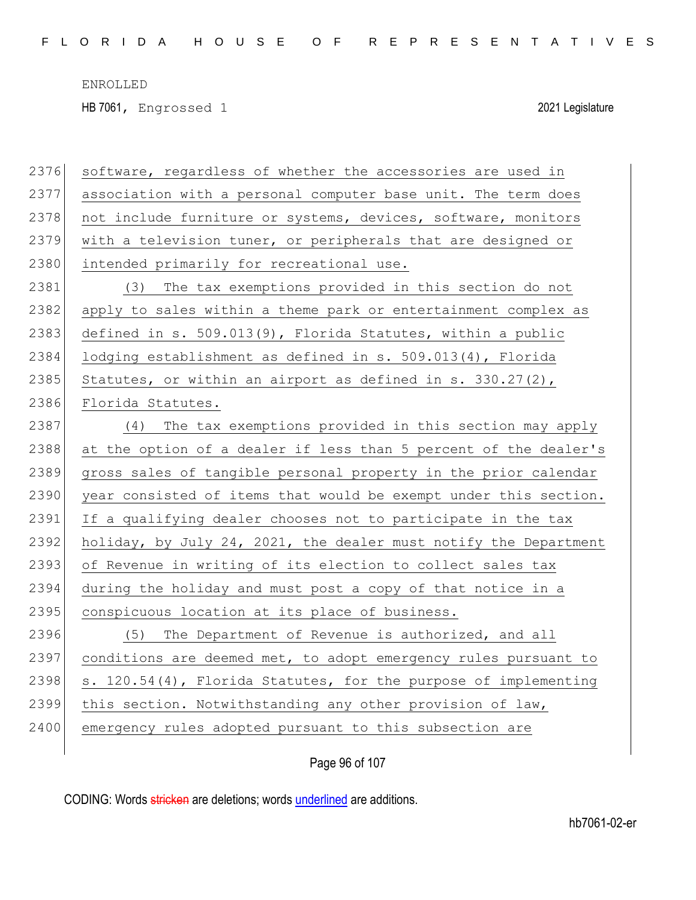2376 software, regardless of whether the accessories are used in
2377 association with a personal computer base unit. The term does
2378 not include furniture or systems, devices, software, monitors
2379 with a television tuner, or peripherals that are designed or
2380 intended primarily for recreational use.

2381 (3) The tax exemptions provided in this section do not
2382 apply to sales within a theme park or entertainment complex as
2383 defined in s. 509.013(9), Florida Statutes, within a public
2384 lodging establishment as defined in s. 509.013(4), Florida
2385 Statutes, or within an airport as defined in s. 330.27(2),
2386 Florida Statutes.

2387 (4) The tax exemptions provided in this section may apply
2388 at the option of a dealer if less than 5 percent of the dealer's
2389 gross sales of tangible personal property in the prior calendar
2390 year consisted of items that would be exempt under this section.
2391 If a qualifying dealer chooses not to participate in the tax
2392 holiday, by July 24, 2021, the dealer must notify the Department
2393 of Revenue in writing of its election to collect sales tax
2394 during the holiday and must post a copy of that notice in a
2395 conspicuous location at its place of business.

2396 (5) The Department of Revenue is authorized, and all
2397 conditions are deemed met, to adopt emergency rules pursuant to
2398 s. 120.54(4), Florida Statutes, for the purpose of implementing
2399 this section. Notwithstanding any other provision of law,
2400 emergency rules adopted pursuant to this subsection are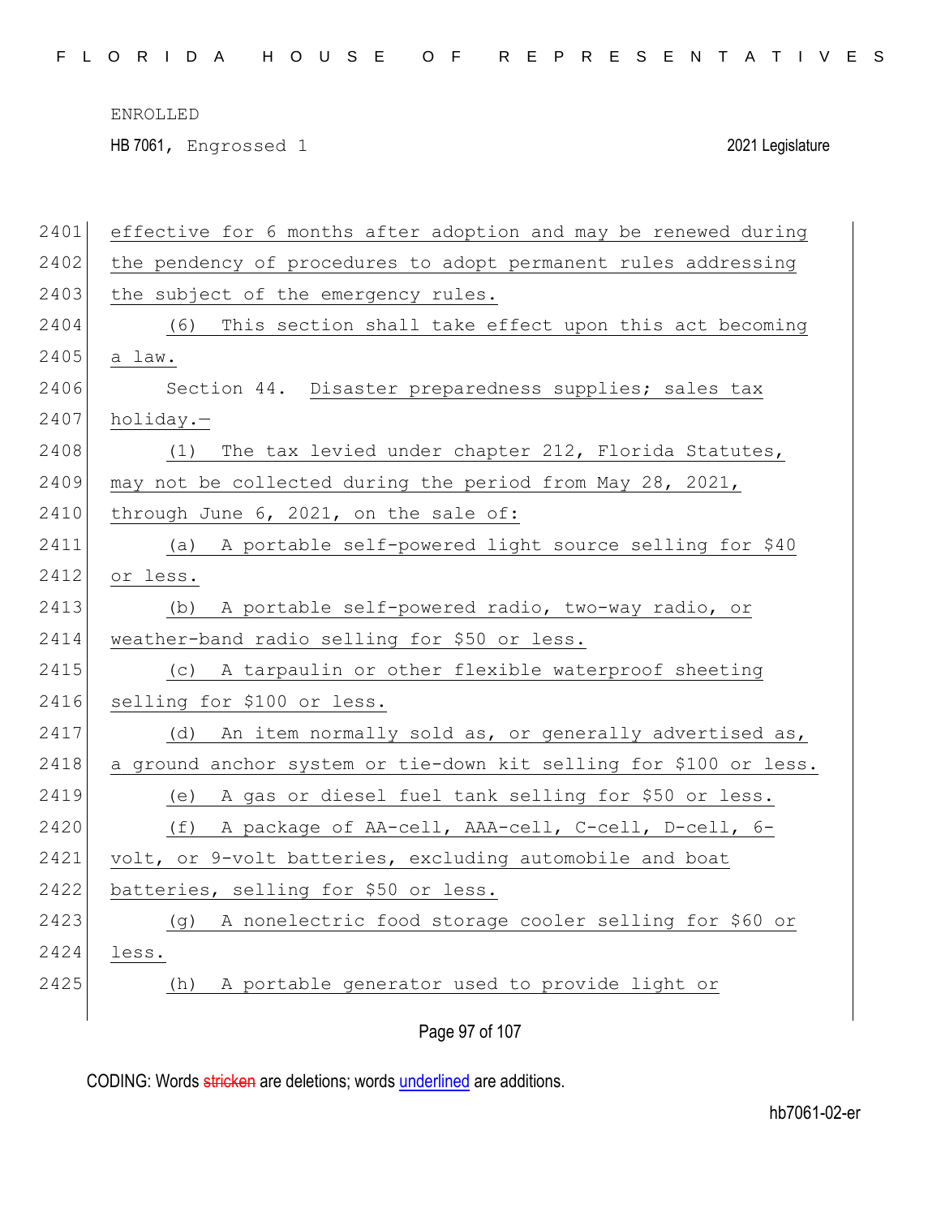effective for 6 months after adoption and may be renewed during the pendency of procedures to adopt permanent rules addressing the subject of the emergency rules.

(6) This section shall take effect upon this act becoming a law.

Section 44. Disaster preparedness supplies; sales tax holiday.—

(1) The tax levied under chapter 212, Florida Statutes, may not be collected during the period from May 28, 2021, through June 6, 2021, on the sale of:

(a) A portable self-powered light source selling for $40 or less.

(b) A portable self-powered radio, two-way radio, or weather-band radio selling for $50 or less.

(c) A tarpaulin or other flexible waterproof sheeting selling for $100 or less.

(d) An item normally sold as, or generally advertised as, a ground anchor system or tie-down kit selling for $100 or less.

(e) A gas or diesel fuel tank selling for $50 or less.

(f) A package of AA-cell, AAA-cell, C-cell, D-cell, 6-volt, or 9-volt batteries, excluding automobile and boat batteries, selling for $50 or less.

(g) A nonelectric food storage cooler selling for $60 or less.

(h) A portable generator used to provide light or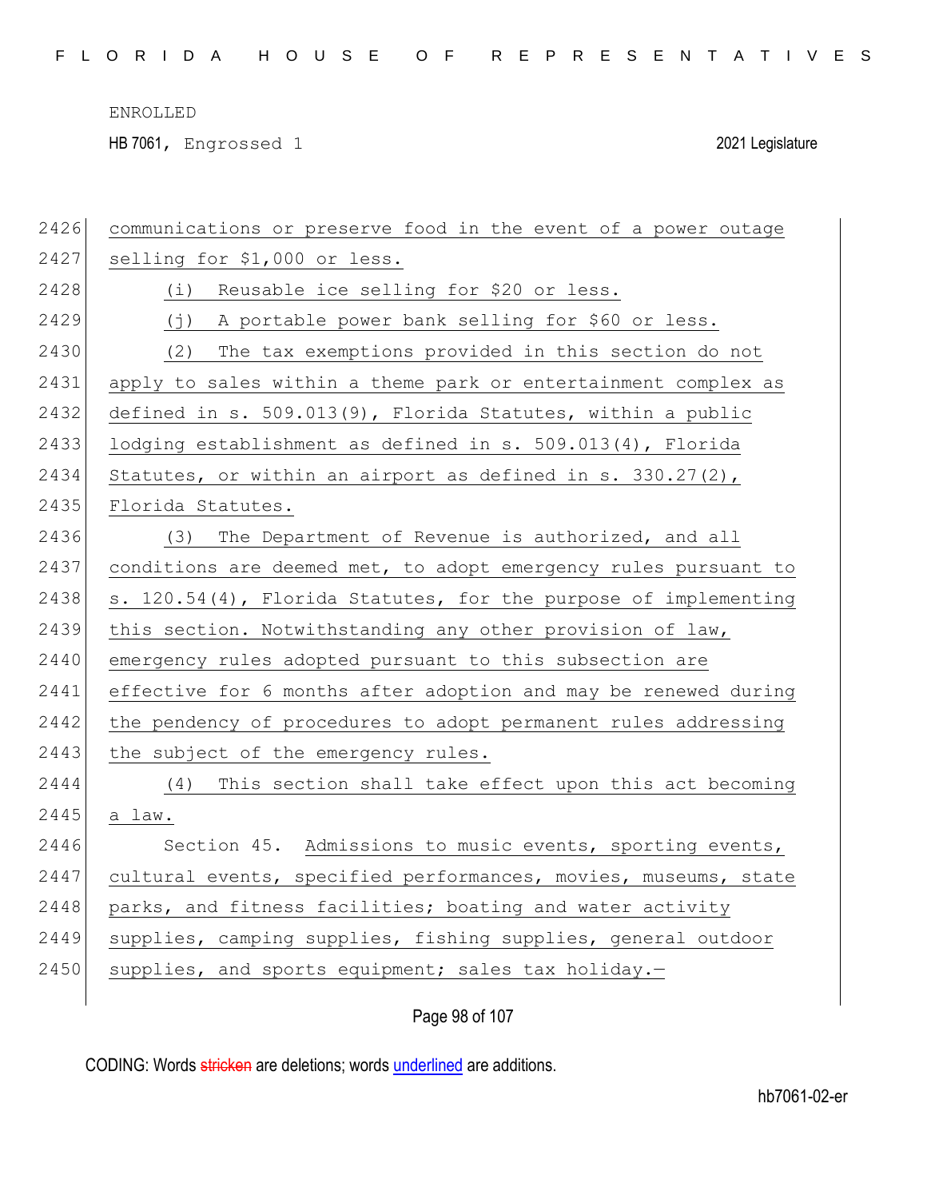communications or preserve food in the event of a power outage selling for $1,000 or less.

(i) Reusable ice selling for $20 or less.

(j) A portable power bank selling for $60 or less.

(2) The tax exemptions provided in this section do not apply to sales within a theme park or entertainment complex as defined in s. 509.013(9), Florida Statutes, within a public lodging establishment as defined in s. 509.013(4), Florida Statutes, or within an airport as defined in s. 330.27(2), Florida Statutes.

(3) The Department of Revenue is authorized, and all conditions are deemed met, to adopt emergency rules pursuant to s. 120.54(4), Florida Statutes, for the purpose of implementing this section. Notwithstanding any other provision of law, emergency rules adopted pursuant to this subsection are effective for 6 months after adoption and may be renewed during the pendency of procedures to adopt permanent rules addressing the subject of the emergency rules.

(4) This section shall take effect upon this act becoming a law.

Section 45. Admissions to music events, sporting events, cultural events, specified performances, movies, museums, state parks, and fitness facilities; boating and water activity supplies, camping supplies, fishing supplies, general outdoor supplies, and sports equipment; sales tax holiday.—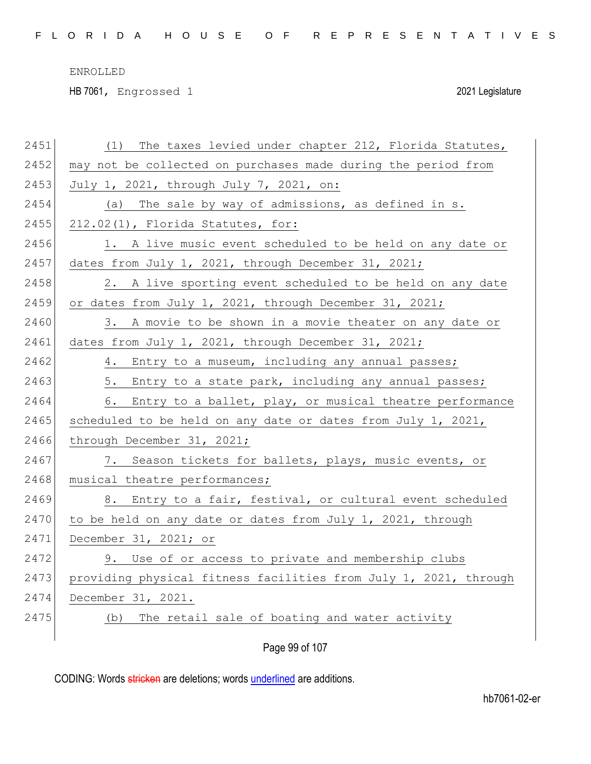(1) The taxes levied under chapter 212, Florida Statutes, may not be collected on purchases made during the period from July 1, 2021, through July 7, 2021, on:

(a) The sale by way of admissions, as defined in s. 212.02(1), Florida Statutes, for:

1. A live music event scheduled to be held on any date or dates from July 1, 2021, through December 31, 2021;

2. A live sporting event scheduled to be held on any date or dates from July 1, 2021, through December 31, 2021;

3. A movie to be shown in a movie theater on any date or dates from July 1, 2021, through December 31, 2021;

4. Entry to a museum, including any annual passes;

5. Entry to a state park, including any annual passes;

6. Entry to a ballet, play, or musical theatre performance scheduled to be held on any date or dates from July 1, 2021, through December 31, 2021;

7. Season tickets for ballets, plays, music events, or musical theatre performances;

8. Entry to a fair, festival, or cultural event scheduled to be held on any date or dates from July 1, 2021, through December 31, 2021; or

9. Use of or access to private and membership clubs providing physical fitness facilities from July 1, 2021, through December 31, 2021.

(b) The retail sale of boating and water activity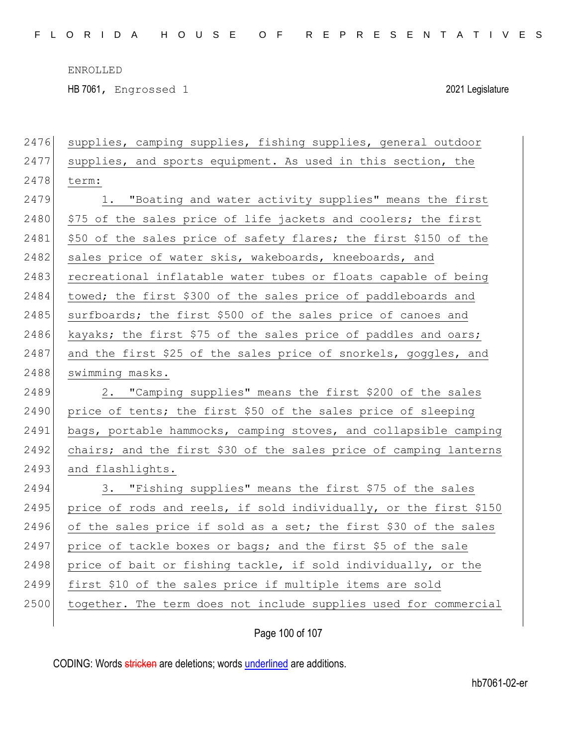supplies, camping supplies, fishing supplies, general outdoor supplies, and sports equipment. As used in this section, the term:

1. "Boating and water activity supplies" means the first $75 of the sales price of life jackets and coolers; the first $50 of the sales price of safety flares; the first $150 of the sales price of water skis, wakeboards, kneeboards, and recreational inflatable water tubes or floats capable of being towed; the first $300 of the sales price of paddleboards and surfboards; the first $500 of the sales price of canoes and kayaks; the first $75 of the sales price of paddles and oars; and the first $25 of the sales price of snorkels, goggles, and swimming masks.

2. "Camping supplies" means the first $200 of the sales price of tents; the first $50 of the sales price of sleeping bags, portable hammocks, camping stoves, and collapsible camping chairs; and the first $30 of the sales price of camping lanterns and flashlights.

3. "Fishing supplies" means the first $75 of the sales price of rods and reels, if sold individually, or the first $150 of the sales price if sold as a set; the first $30 of the sales price of tackle boxes or bags; and the first $5 of the sale price of bait or fishing tackle, if sold individually, or the first $10 of the sales price if multiple items are sold together. The term does not include supplies used for commercial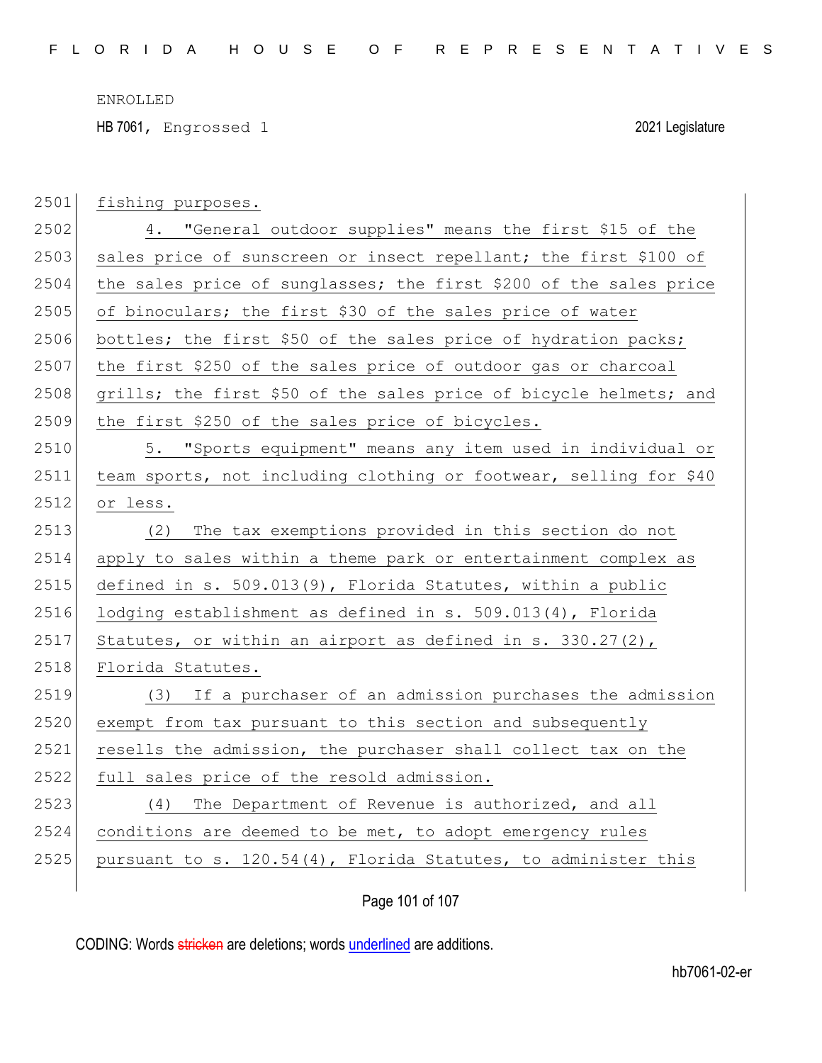fishing purposes.

4. "General outdoor supplies" means the first $15 of the sales price of sunscreen or insect repellant; the first $100 of the sales price of sunglasses; the first $200 of the sales price of binoculars; the first $30 of the sales price of water bottles; the first $50 of the sales price of hydration packs; the first $250 of the sales price of outdoor gas or charcoal grills; the first $50 of the sales price of bicycle helmets; and the first $250 of the sales price of bicycles.

5. "Sports equipment" means any item used in individual or team sports, not including clothing or footwear, selling for $40 or less.

(2) The tax exemptions provided in this section do not apply to sales within a theme park or entertainment complex as defined in s. 509.013(9), Florida Statutes, within a public lodging establishment as defined in s. 509.013(4), Florida Statutes, or within an airport as defined in s. 330.27(2), Florida Statutes.

(3) If a purchaser of an admission purchases the admission exempt from tax pursuant to this section and subsequently resells the admission, the purchaser shall collect tax on the full sales price of the resold admission.

(4) The Department of Revenue is authorized, and all conditions are deemed to be met, to adopt emergency rules pursuant to s. 120.54(4), Florida Statutes, to administer this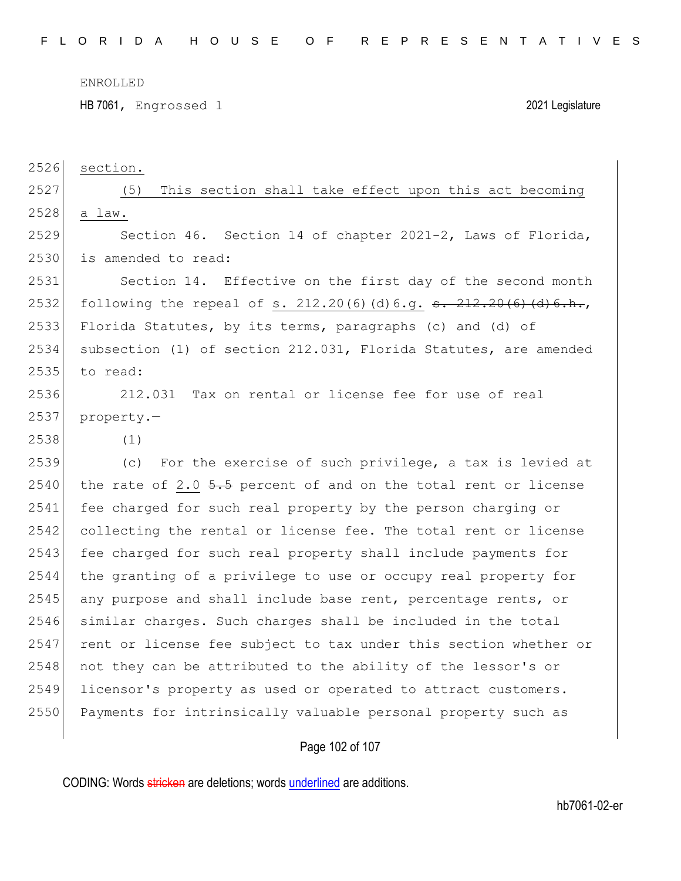section.

(5) This section shall take effect upon this act becoming a law.

Section 46. Section 14 of chapter 2021-2, Laws of Florida, is amended to read:

Section 14. Effective on the first day of the second month following the repeal of s. 212.20(6)(d)6.g. ~~s. 212.20(6)(d)6.h.~~, Florida Statutes, by its terms, paragraphs (c) and (d) of subsection (1) of section 212.031, Florida Statutes, are amended to read:

212.031 Tax on rental or license fee for use of real property.—

(1)

(c) For the exercise of such privilege, a tax is levied at the rate of 2.0 ~~5.5~~ percent of and on the total rent or license fee charged for such real property by the person charging or collecting the rental or license fee. The total rent or license fee charged for such real property shall include payments for the granting of a privilege to use or occupy real property for any purpose and shall include base rent, percentage rents, or similar charges. Such charges shall be included in the total rent or license fee subject to tax under this section whether or not they can be attributed to the ability of the lessor's or licensor's property as used or operated to attract customers. Payments for intrinsically valuable personal property such as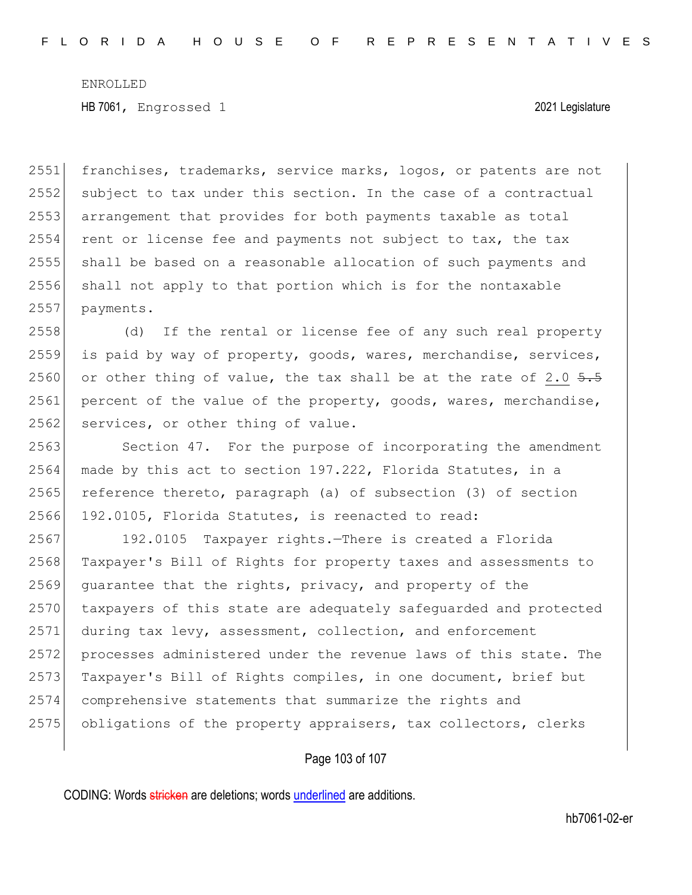franchises, trademarks, service marks, logos, or patents are not subject to tax under this section. In the case of a contractual arrangement that provides for both payments taxable as total rent or license fee and payments not subject to tax, the tax shall be based on a reasonable allocation of such payments and shall not apply to that portion which is for the nontaxable payments.

(d) If the rental or license fee of any such real property is paid by way of property, goods, wares, merchandise, services, or other thing of value, the tax shall be at the rate of 2.0 ~~5.5~~ percent of the value of the property, goods, wares, merchandise, services, or other thing of value.

Section 47. For the purpose of incorporating the amendment made by this act to section 197.222, Florida Statutes, in a reference thereto, paragraph (a) of subsection (3) of section 192.0105, Florida Statutes, is reenacted to read:

192.0105 Taxpayer rights.—There is created a Florida Taxpayer's Bill of Rights for property taxes and assessments to guarantee that the rights, privacy, and property of the taxpayers of this state are adequately safeguarded and protected during tax levy, assessment, collection, and enforcement processes administered under the revenue laws of this state. The Taxpayer's Bill of Rights compiles, in one document, brief but comprehensive statements that summarize the rights and obligations of the property appraisers, tax collectors, clerks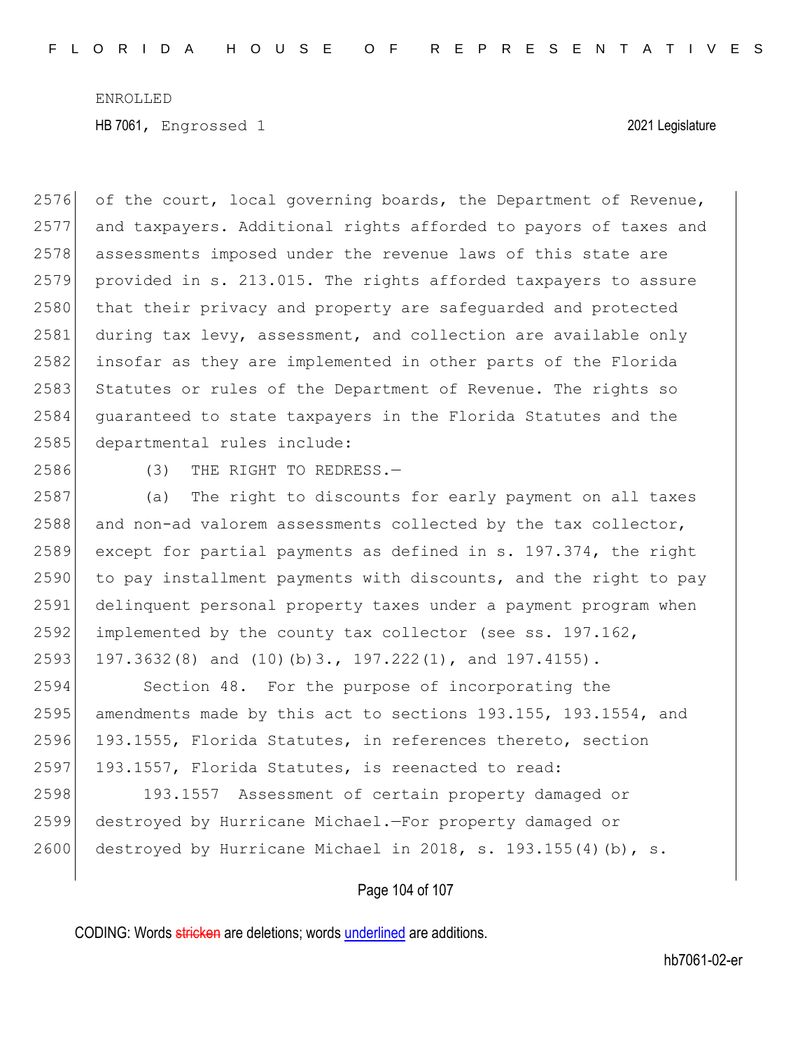of the court, local governing boards, the Department of Revenue, and taxpayers. Additional rights afforded to payors of taxes and assessments imposed under the revenue laws of this state are provided in s. 213.015. The rights afforded taxpayers to assure that their privacy and property are safeguarded and protected during tax levy, assessment, and collection are available only insofar as they are implemented in other parts of the Florida Statutes or rules of the Department of Revenue. The rights so guaranteed to state taxpayers in the Florida Statutes and the departmental rules include:

(3) THE RIGHT TO REDRESS.—

(a) The right to discounts for early payment on all taxes and non-ad valorem assessments collected by the tax collector, except for partial payments as defined in s. 197.374, the right to pay installment payments with discounts, and the right to pay delinquent personal property taxes under a payment program when implemented by the county tax collector (see ss. 197.162, 197.3632(8) and (10)(b)3., 197.222(1), and 197.4155).

Section 48. For the purpose of incorporating the amendments made by this act to sections 193.155, 193.1554, and 193.1555, Florida Statutes, in references thereto, section 193.1557, Florida Statutes, is reenacted to read:

193.1557 Assessment of certain property damaged or destroyed by Hurricane Michael.—For property damaged or destroyed by Hurricane Michael in 2018, s. 193.155(4)(b), s.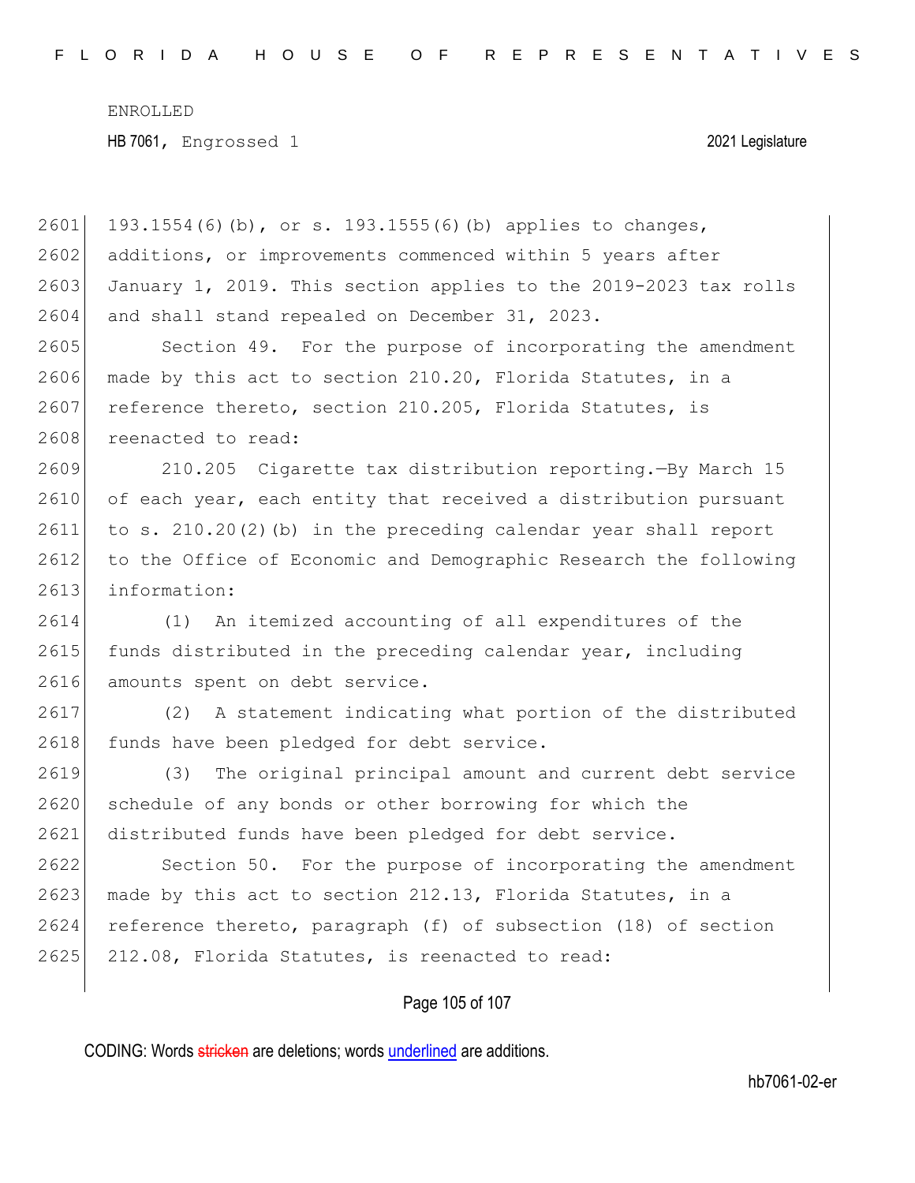193.1554(6)(b), or s. 193.1555(6)(b) applies to changes, additions, or improvements commenced within 5 years after January 1, 2019. This section applies to the 2019-2023 tax rolls and shall stand repealed on December 31, 2023.

Section 49. For the purpose of incorporating the amendment made by this act to section 210.20, Florida Statutes, in a reference thereto, section 210.205, Florida Statutes, is reenacted to read:

210.205 Cigarette tax distribution reporting.—By March 15 of each year, each entity that received a distribution pursuant to s. 210.20(2)(b) in the preceding calendar year shall report to the Office of Economic and Demographic Research the following information:

(1) An itemized accounting of all expenditures of the funds distributed in the preceding calendar year, including amounts spent on debt service.

(2) A statement indicating what portion of the distributed funds have been pledged for debt service.

(3) The original principal amount and current debt service schedule of any bonds or other borrowing for which the distributed funds have been pledged for debt service.

Section 50. For the purpose of incorporating the amendment made by this act to section 212.13, Florida Statutes, in a reference thereto, paragraph (f) of subsection (18) of section 212.08, Florida Statutes, is reenacted to read: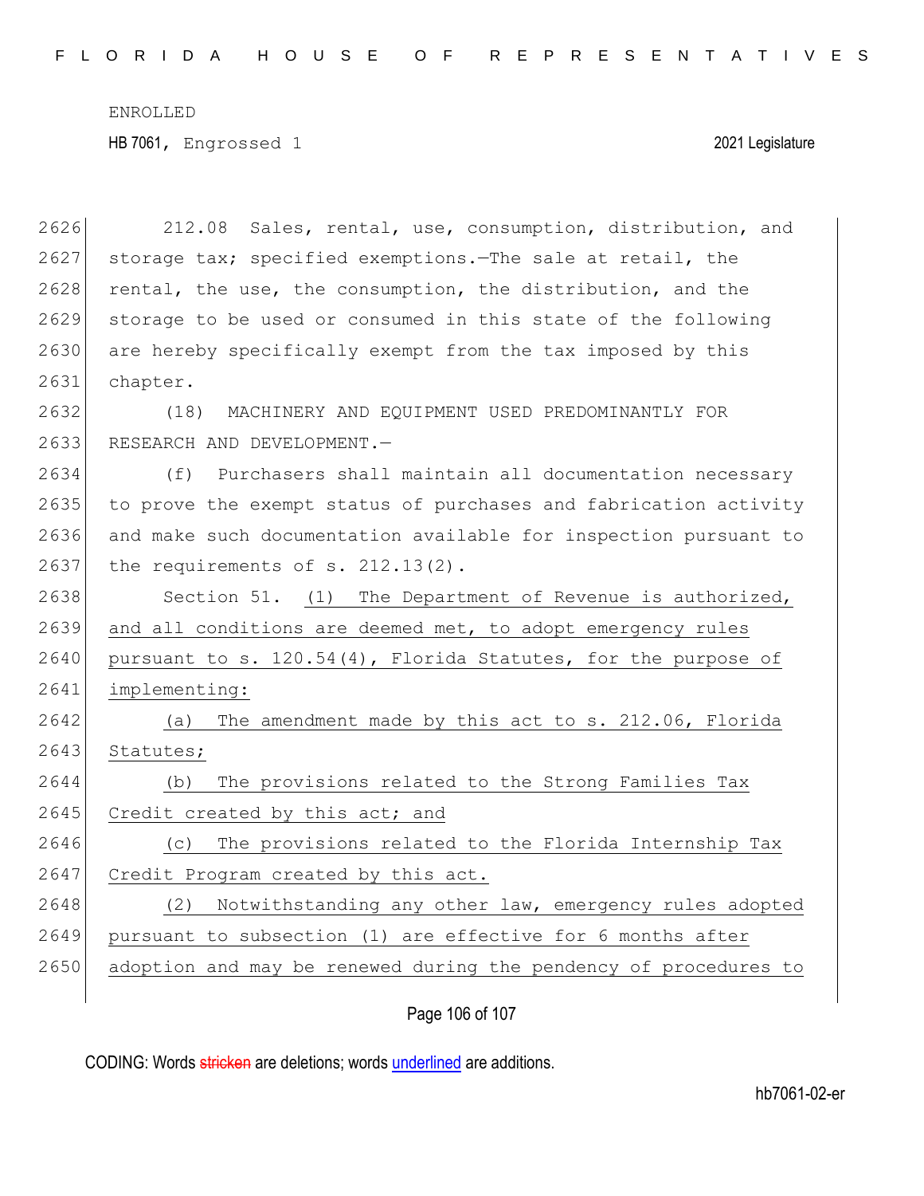212.08 Sales, rental, use, consumption, distribution, and storage tax; specified exemptions.—The sale at retail, the rental, the use, the consumption, the distribution, and the storage to be used or consumed in this state of the following are hereby specifically exempt from the tax imposed by this chapter.

(18) MACHINERY AND EQUIPMENT USED PREDOMINANTLY FOR RESEARCH AND DEVELOPMENT.—

(f) Purchasers shall maintain all documentation necessary to prove the exempt status of purchases and fabrication activity and make such documentation available for inspection pursuant to the requirements of s. 212.13(2).

Section 51. (1) The Department of Revenue is authorized, and all conditions are deemed met, to adopt emergency rules pursuant to s. 120.54(4), Florida Statutes, for the purpose of implementing:

(a) The amendment made by this act to s. 212.06, Florida Statutes;

(b) The provisions related to the Strong Families Tax Credit created by this act; and

(c) The provisions related to the Florida Internship Tax Credit Program created by this act.

(2) Notwithstanding any other law, emergency rules adopted pursuant to subsection (1) are effective for 6 months after adoption and may be renewed during the pendency of procedures to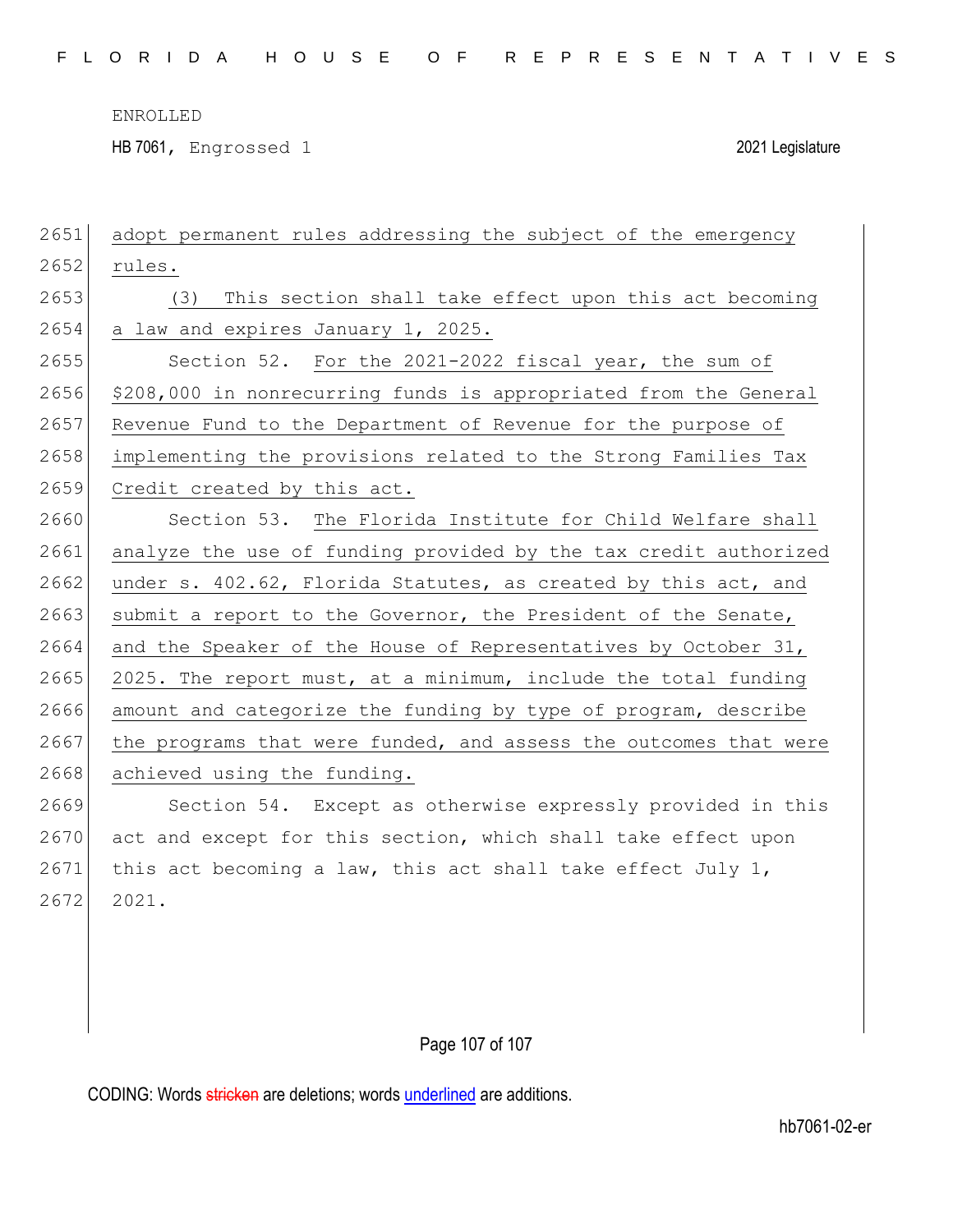adopt permanent rules addressing the subject of the emergency rules.

(3) This section shall take effect upon this act becoming a law and expires January 1, 2025.

Section 52. For the 2021-2022 fiscal year, the sum of $208,000 in nonrecurring funds is appropriated from the General Revenue Fund to the Department of Revenue for the purpose of implementing the provisions related to the Strong Families Tax Credit created by this act.

Section 53. The Florida Institute for Child Welfare shall analyze the use of funding provided by the tax credit authorized under s. 402.62, Florida Statutes, as created by this act, and submit a report to the Governor, the President of the Senate, and the Speaker of the House of Representatives by October 31, 2025. The report must, at a minimum, include the total funding amount and categorize the funding by type of program, describe the programs that were funded, and assess the outcomes that were achieved using the funding.

Section 54. Except as otherwise expressly provided in this act and except for this section, which shall take effect upon this act becoming a law, this act shall take effect July 1, 2021.